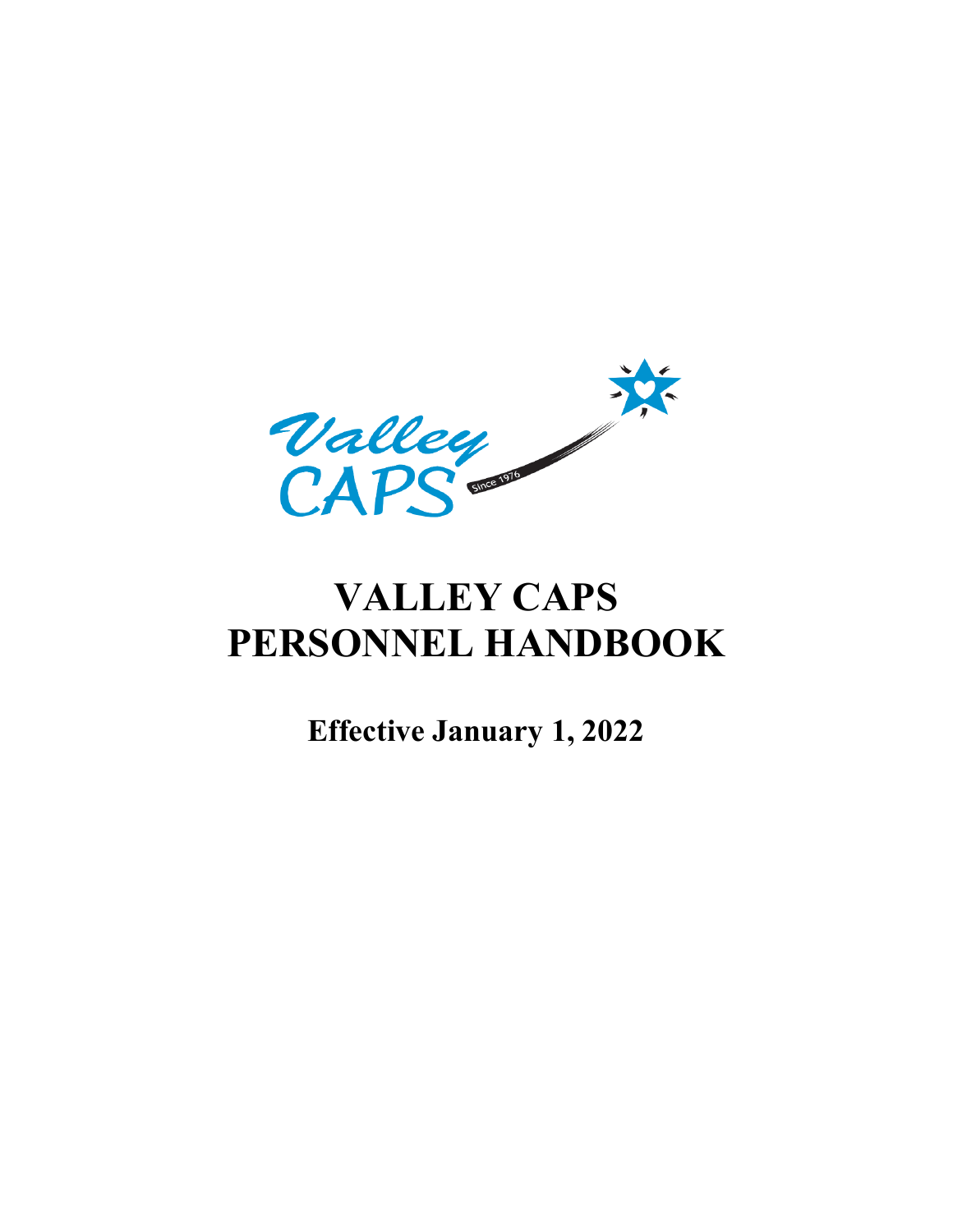# VALLEY CAPS PERSONNEL HANDBOOK

**Effective January 1, 2022**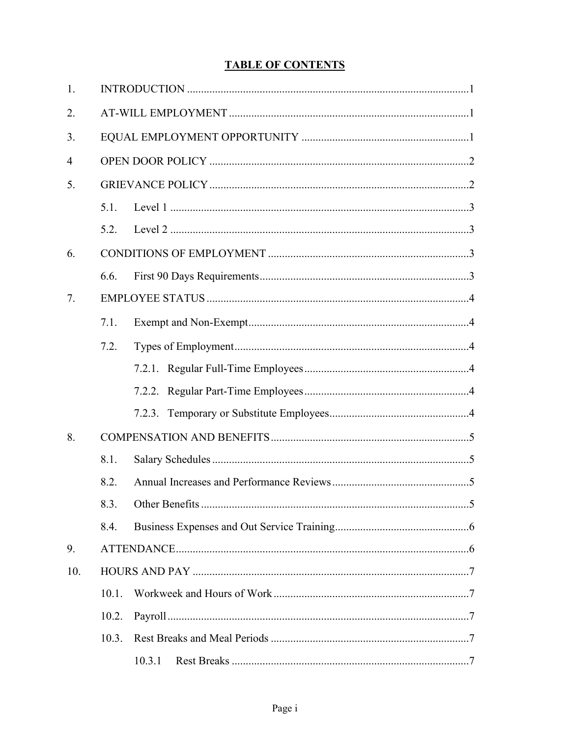**TABLE OF CONTENTS**

1. INTRODUCTION .....1
2. AT-WILL EMPLOYMENT .....1
3. EQUAL EMPLOYMENT OPPORTUNITY .....1
4 OPEN DOOR POLICY .....2
5. GRIEVANCE POLICY .....2
   - 5.1. Level 1 .....3
   - 5.2. Level 2 .....3
6. CONDITIONS OF EMPLOYMENT .....3
   - 6.6. First 90 Days Requirements .....3
7. EMPLOYEE STATUS .....4
   - 7.1. Exempt and Non-Exempt .....4
   - 7.2. Types of Employment .....4
     - 7.2.1. Regular Full-Time Employees .....4
     - 7.2.2. Regular Part-Time Employees .....4
     - 7.2.3. Temporary or Substitute Employees .....4
8. COMPENSATION AND BENEFITS .....5
   - 8.1. Salary Schedules .....5
   - 8.2. Annual Increases and Performance Reviews .....5
   - 8.3. Other Benefits .....5
   - 8.4. Business Expenses and Out Service Training .....6
9. ATTENDANCE .....6
10. HOURS AND PAY .....7
    - 10.1. Workweek and Hours of Work .....7
    - 10.2. Payroll .....7
    - 10.3. Rest Breaks and Meal Periods .....7
      - 10.3.1 Rest Breaks .....7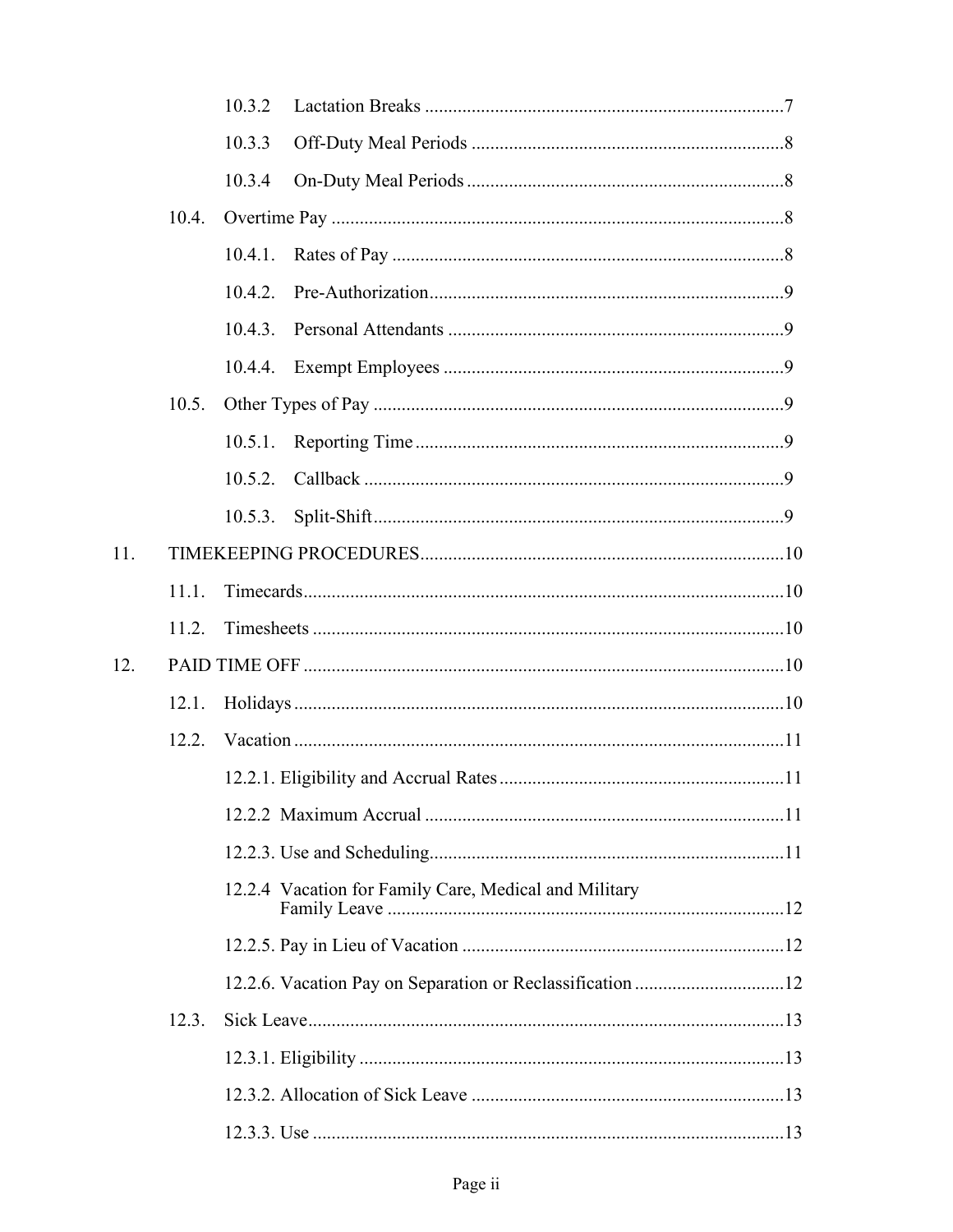10.3.2 Lactation Breaks .....7

10.3.3 Off-Duty Meal Periods .....8

10.3.4 On-Duty Meal Periods .....8

10.4. Overtime Pay .....8

10.4.1. Rates of Pay .....8

10.4.2. Pre-Authorization .....9

10.4.3. Personal Attendants .....9

10.4.4. Exempt Employees .....9

10.5. Other Types of Pay .....9

10.5.1. Reporting Time .....9

10.5.2. Callback .....9

10.5.3. Split-Shift .....9

11. TIMEKEEPING PROCEDURES .....10

11.1. Timecards .....10

11.2. Timesheets .....10

12. PAID TIME OFF .....10

12.1. Holidays .....10

12.2. Vacation .....11

12.2.1. Eligibility and Accrual Rates .....11

12.2.2 Maximum Accrual .....11

12.2.3. Use and Scheduling .....11

12.2.4 Vacation for Family Care, Medical and Military Family Leave .....12

12.2.5. Pay in Lieu of Vacation .....12

12.2.6. Vacation Pay on Separation or Reclassification .....12

12.3. Sick Leave .....13

12.3.1. Eligibility .....13

12.3.2. Allocation of Sick Leave .....13

12.3.3. Use .....13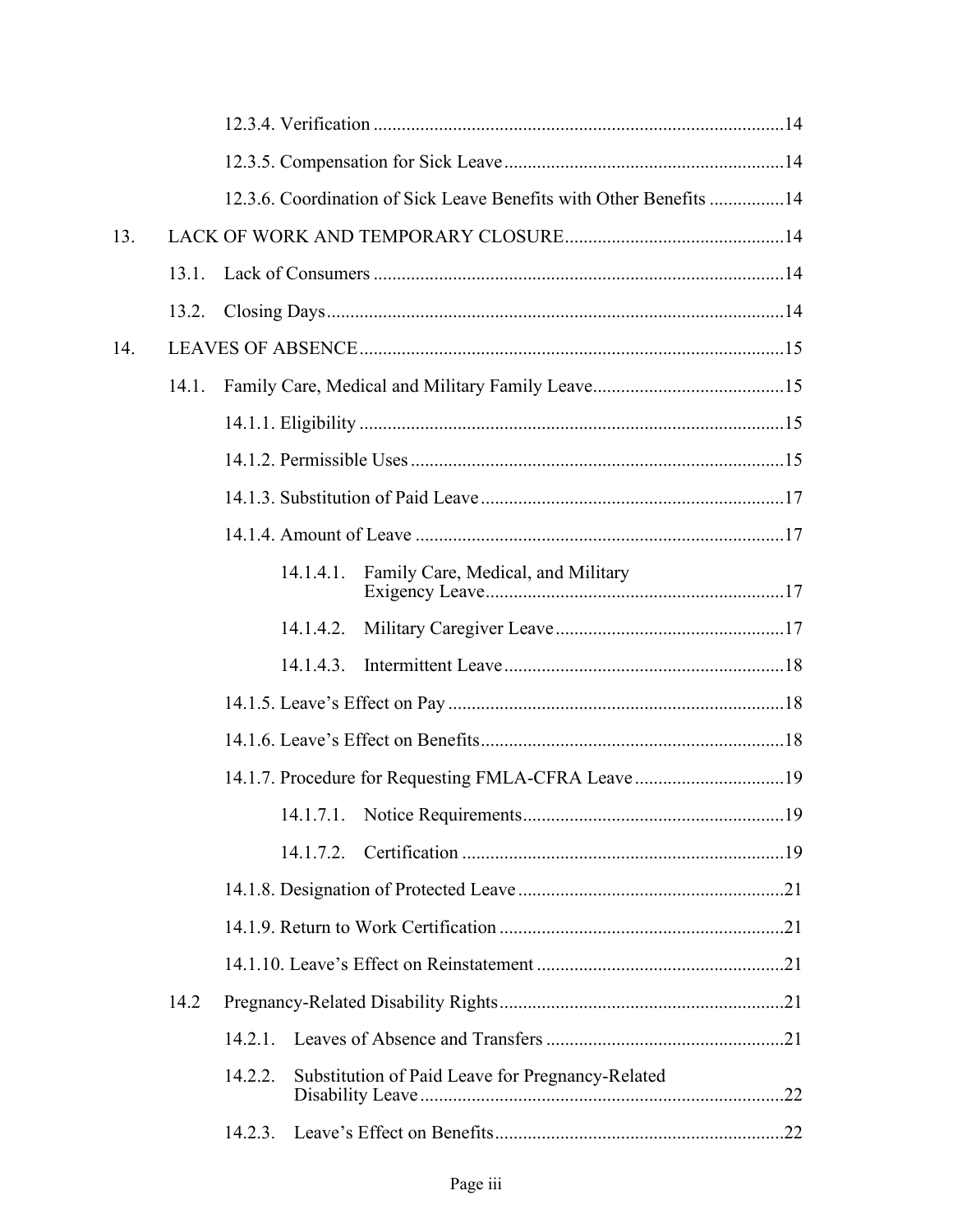12.3.4. Verification ....................................................................................14

12.3.5. Compensation for Sick Leave ...........................................................14

12.3.6. Coordination of Sick Leave Benefits with Other Benefits ................14

13. LACK OF WORK AND TEMPORARY CLOSURE ..............................................14

13.1. Lack of Consumers ....................................................................................14

13.2. Closing Days ..............................................................................................14

14. LEAVES OF ABSENCE ........................................................................................15

14.1. Family Care, Medical and Military Family Leave ........................................15

14.1.1. Eligibility ...........................................................................................15

14.1.2. Permissible Uses ...............................................................................15

14.1.3. Substitution of Paid Leave ................................................................17

14.1.4. Amount of Leave ..............................................................................17

14.1.4.1. Family Care, Medical, and Military Exigency Leave ................................................................17

14.1.4.2. Military Caregiver Leave .................................................17

14.1.4.3. Intermittent Leave ............................................................18

14.1.5. Leave's Effect on Pay .......................................................................18

14.1.6. Leave's Effect on Benefits ................................................................18

14.1.7. Procedure for Requesting FMLA-CFRA Leave ................................19

14.1.7.1. Notice Requirements ........................................................19

14.1.7.2. Certification .....................................................................19

14.1.8. Designation of Protected Leave .........................................................21

14.1.9. Return to Work Certification .............................................................21

14.1.10. Leave's Effect on Reinstatement .....................................................21

14.2 Pregnancy-Related Disability Rights .............................................................21

14.2.1. Leaves of Absence and Transfers ...................................................21

14.2.2. Substitution of Paid Leave for Pregnancy-Related Disability Leave ..............................................................................22

14.2.3. Leave's Effect on Benefits ..............................................................22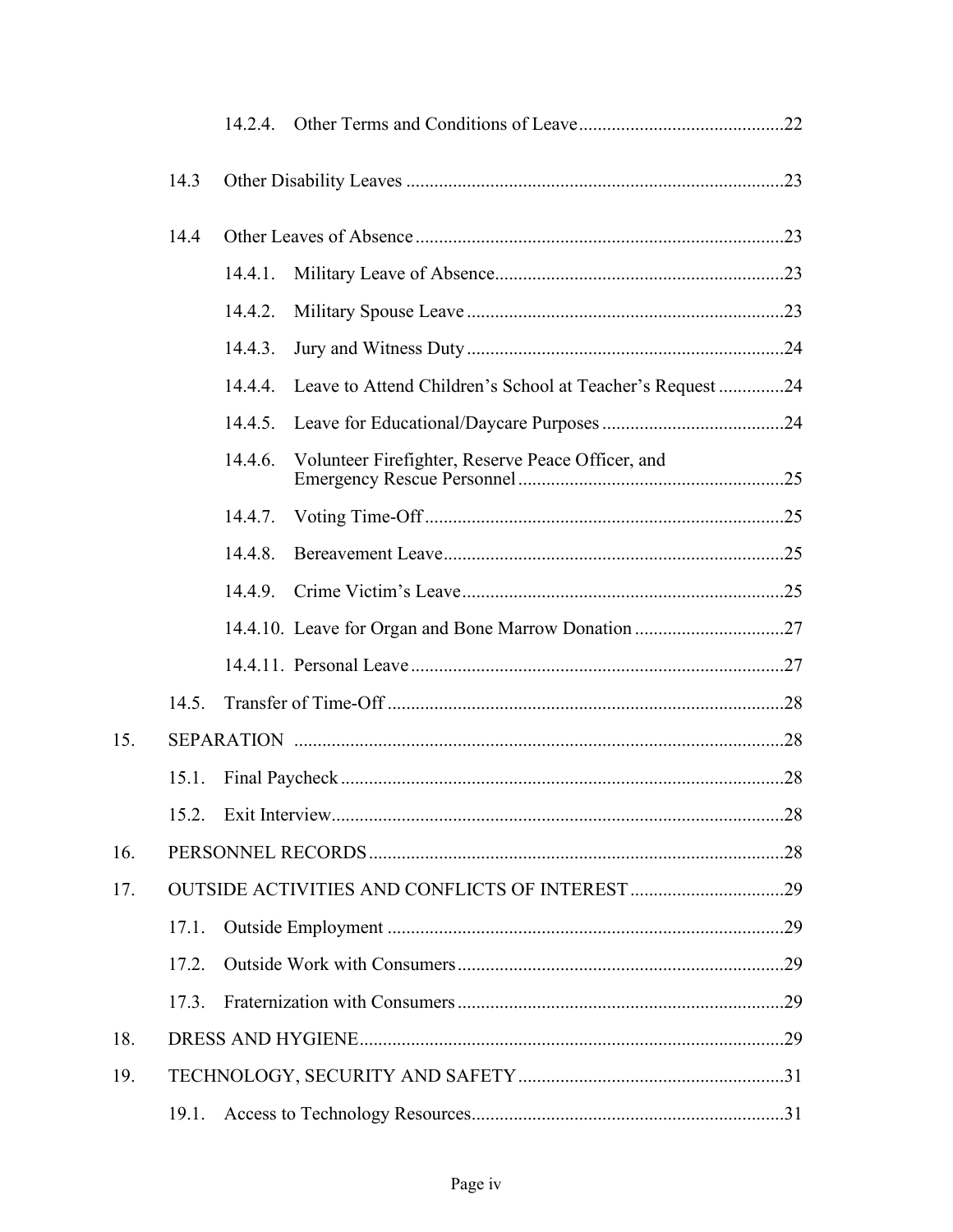| | | | |
|---|---|---|---|
| | 14.2.4. | Other Terms and Conditions of Leave | 22 |
| 14.3 | | Other Disability Leaves | 23 |
| 14.4 | | Other Leaves of Absence | 23 |
| | 14.4.1. | Military Leave of Absence | 23 |
| | 14.4.2. | Military Spouse Leave | 23 |
| | 14.4.3. | Jury and Witness Duty | 24 |
| | 14.4.4. | Leave to Attend Children's School at Teacher's Request | 24 |
| | 14.4.5. | Leave for Educational/Daycare Purposes | 24 |
| | 14.4.6. | Volunteer Firefighter, Reserve Peace Officer, and Emergency Rescue Personnel | 25 |
| | 14.4.7. | Voting Time-Off | 25 |
| | 14.4.8. | Bereavement Leave | 25 |
| | 14.4.9. | Crime Victim's Leave | 25 |
| | 14.4.10. | Leave for Organ and Bone Marrow Donation | 27 |
| | 14.4.11. | Personal Leave | 27 |
| 14.5. | | Transfer of Time-Off | 28 |

| | | | |
|---|---|---|---|
| 15. | SEPARATION | | 28 |
| | 15.1. | Final Paycheck | 28 |
| | 15.2. | Exit Interview | 28 |
| 16. | PERSONNEL RECORDS | | 28 |
| 17. | OUTSIDE ACTIVITIES AND CONFLICTS OF INTEREST | | 29 |
| | 17.1. | Outside Employment | 29 |
| | 17.2. | Outside Work with Consumers | 29 |
| | 17.3. | Fraternization with Consumers | 29 |
| 18. | DRESS AND HYGIENE | | 29 |
| 19. | TECHNOLOGY, SECURITY AND SAFETY | | 31 |
| | 19.1. | Access to Technology Resources | 31 |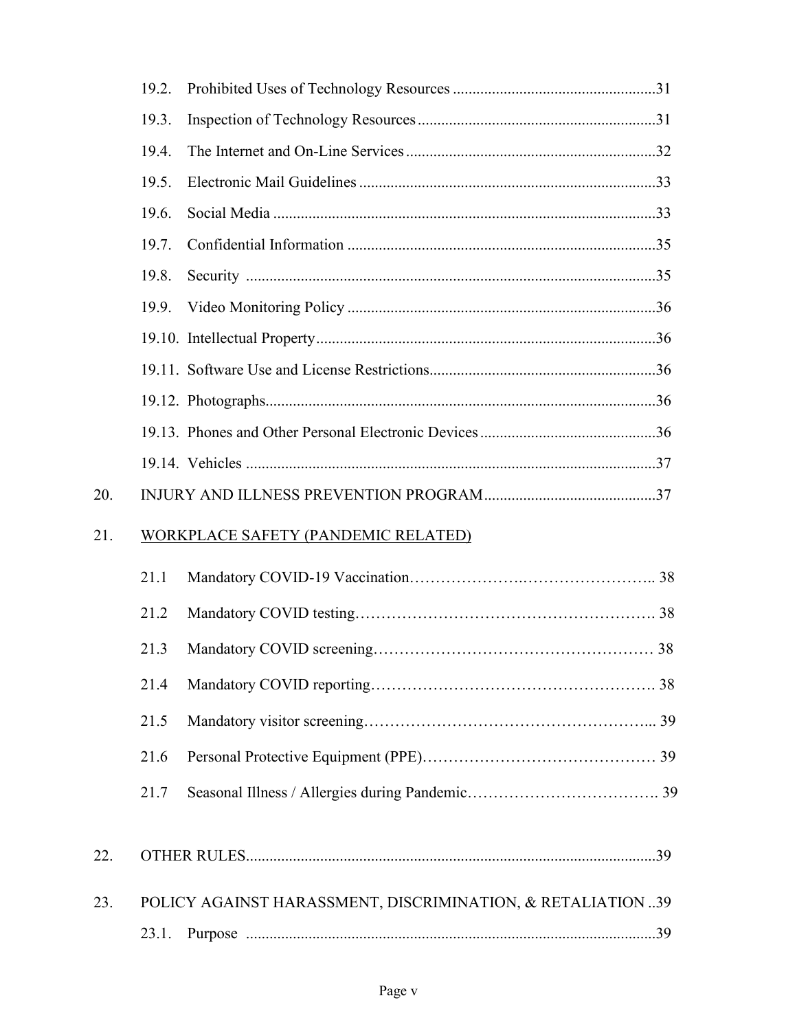19.2. Prohibited Uses of Technology Resources ....................................................31

19.3. Inspection of Technology Resources ............................................................31

19.4. The Internet and On-Line Services ................................................................32

19.5. Electronic Mail Guidelines ............................................................................33

19.6. Social Media ..................................................................................................33

19.7. Confidential Information ...............................................................................35

19.8. Security ..........................................................................................................35

19.9. Video Monitoring Policy ...............................................................................36

19.10. Intellectual Property.......................................................................................36

19.11. Software Use and License Restrictions..........................................................36

19.12. Photographs....................................................................................................36

19.13. Phones and Other Personal Electronic Devices .............................................36

19.14. Vehicles .........................................................................................................37

20. INJURY AND ILLNESS PREVENTION PROGRAM............................................37

21. <u>WORKPLACE SAFETY (PANDEMIC RELATED)</u>

21.1 Mandatory COVID-19 Vaccination…………………….…………………….. 38

21.2 Mandatory COVID testing…………………………………………………. 38

21.3 Mandatory COVID screening……………………………………………… 38

21.4 Mandatory COVID reporting………………………………………………. 38

21.5 Mandatory visitor screening………………………………………………... 39

21.6 Personal Protective Equipment (PPE)……………………………………… 39

21.7 Seasonal Illness / Allergies during Pandemic………………………………. 39

22. OTHER RULES........................................................................................................39

23. POLICY AGAINST HARASSMENT, DISCRIMINATION, & RETALIATION ..39

23.1. Purpose .........................................................................................................39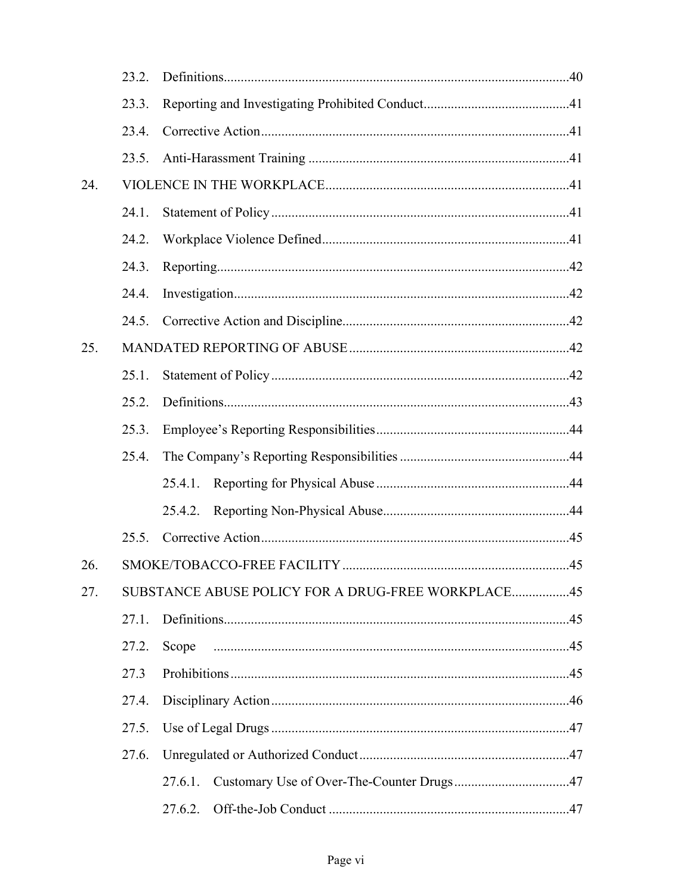| | | | |
|---|---|---|---|
| | 23.2. | Definitions | 40 |
| | 23.3. | Reporting and Investigating Prohibited Conduct | 41 |
| | 23.4. | Corrective Action | 41 |
| | 23.5. | Anti-Harassment Training | 41 |
| 24. | | VIOLENCE IN THE WORKPLACE | 41 |
| | 24.1. | Statement of Policy | 41 |
| | 24.2. | Workplace Violence Defined | 41 |
| | 24.3. | Reporting | 42 |
| | 24.4. | Investigation | 42 |
| | 24.5. | Corrective Action and Discipline | 42 |
| 25. | | MANDATED REPORTING OF ABUSE | 42 |
| | 25.1. | Statement of Policy | 42 |
| | 25.2. | Definitions | 43 |
| | 25.3. | Employee's Reporting Responsibilities | 44 |
| | 25.4. | The Company's Reporting Responsibilities | 44 |
| | | 25.4.1. Reporting for Physical Abuse | 44 |
| | | 25.4.2. Reporting Non-Physical Abuse | 44 |
| | 25.5. | Corrective Action | 45 |
| 26. | | SMOKE/TOBACCO-FREE FACILITY | 45 |
| 27. | | SUBSTANCE ABUSE POLICY FOR A DRUG-FREE WORKPLACE | 45 |
| | 27.1. | Definitions | 45 |
| | 27.2. | Scope | 45 |
| | 27.3 | Prohibitions | 45 |
| | 27.4. | Disciplinary Action | 46 |
| | 27.5. | Use of Legal Drugs | 47 |
| | 27.6. | Unregulated or Authorized Conduct | 47 |
| | | 27.6.1. Customary Use of Over-The-Counter Drugs | 47 |
| | | 27.6.2. Off-the-Job Conduct | 47 |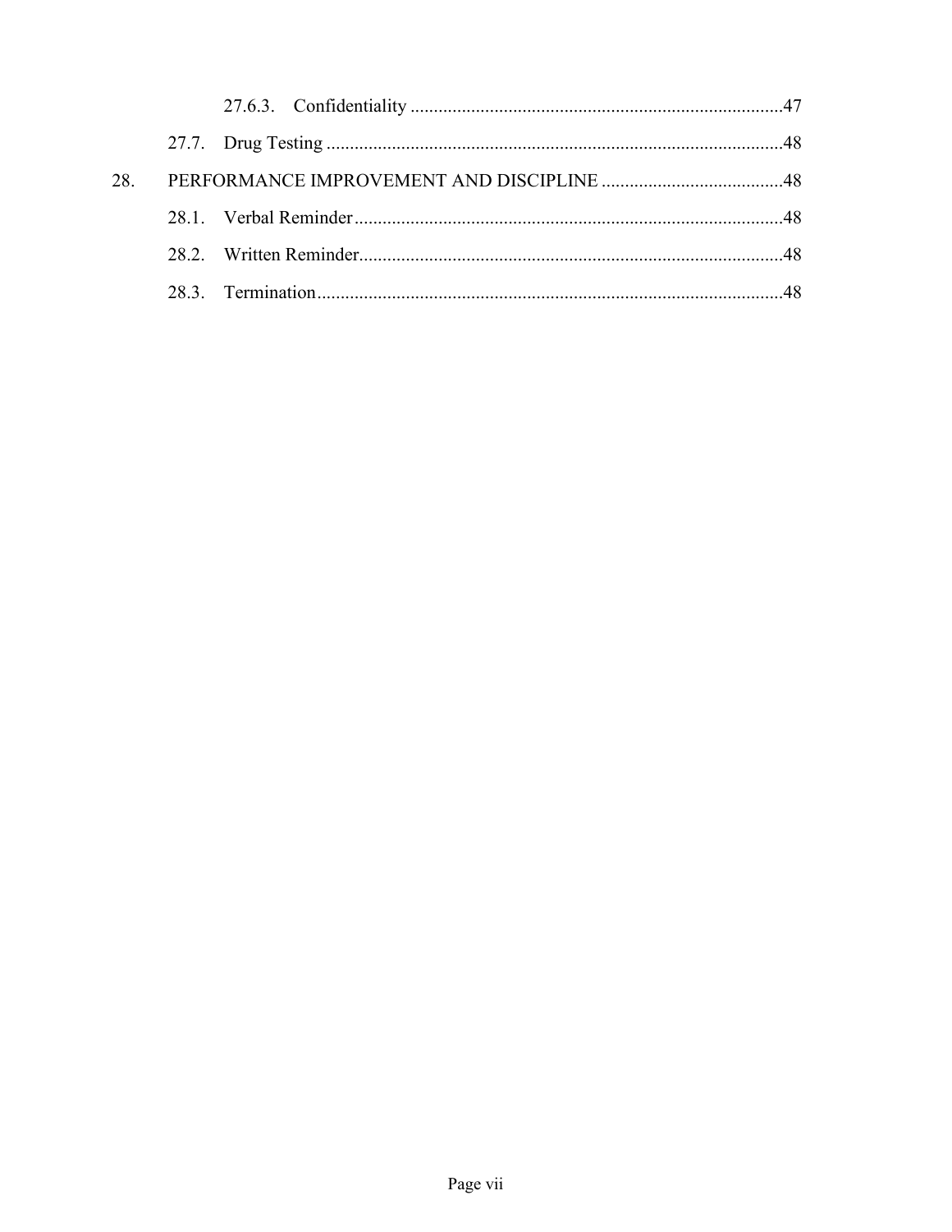27.6.3. Confidentiality ........................................................................................47

27.7. Drug Testing ........................................................................................48

28. PERFORMANCE IMPROVEMENT AND DISCIPLINE ........................................48

28.1. Verbal Reminder ........................................................................................48

28.2. Written Reminder........................................................................................48

28.3. Termination........................................................................................48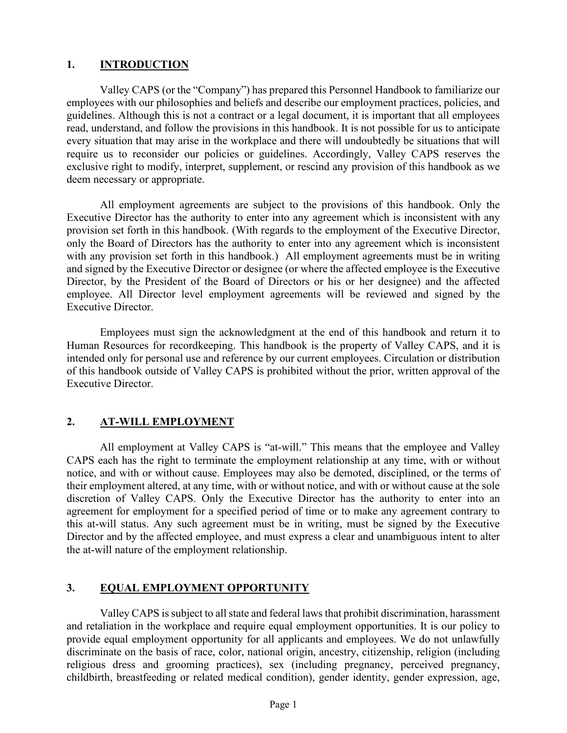## 1. INTRODUCTION

Valley CAPS (or the "Company") has prepared this Personnel Handbook to familiarize our employees with our philosophies and beliefs and describe our employment practices, policies, and guidelines. Although this is not a contract or a legal document, it is important that all employees read, understand, and follow the provisions in this handbook. It is not possible for us to anticipate every situation that may arise in the workplace and there will undoubtedly be situations that will require us to reconsider our policies or guidelines. Accordingly, Valley CAPS reserves the exclusive right to modify, interpret, supplement, or rescind any provision of this handbook as we deem necessary or appropriate.

All employment agreements are subject to the provisions of this handbook. Only the Executive Director has the authority to enter into any agreement which is inconsistent with any provision set forth in this handbook. (With regards to the employment of the Executive Director, only the Board of Directors has the authority to enter into any agreement which is inconsistent with any provision set forth in this handbook.) All employment agreements must be in writing and signed by the Executive Director or designee (or where the affected employee is the Executive Director, by the President of the Board of Directors or his or her designee) and the affected employee. All Director level employment agreements will be reviewed and signed by the Executive Director.

Employees must sign the acknowledgment at the end of this handbook and return it to Human Resources for recordkeeping. This handbook is the property of Valley CAPS, and it is intended only for personal use and reference by our current employees. Circulation or distribution of this handbook outside of Valley CAPS is prohibited without the prior, written approval of the Executive Director.

## 2. AT-WILL EMPLOYMENT

All employment at Valley CAPS is "at-will." This means that the employee and Valley CAPS each has the right to terminate the employment relationship at any time, with or without notice, and with or without cause. Employees may also be demoted, disciplined, or the terms of their employment altered, at any time, with or without notice, and with or without cause at the sole discretion of Valley CAPS. Only the Executive Director has the authority to enter into an agreement for employment for a specified period of time or to make any agreement contrary to this at-will status. Any such agreement must be in writing, must be signed by the Executive Director and by the affected employee, and must express a clear and unambiguous intent to alter the at-will nature of the employment relationship.

## 3. EQUAL EMPLOYMENT OPPORTUNITY

Valley CAPS is subject to all state and federal laws that prohibit discrimination, harassment and retaliation in the workplace and require equal employment opportunities. It is our policy to provide equal employment opportunity for all applicants and employees. We do not unlawfully discriminate on the basis of race, color, national origin, ancestry, citizenship, religion (including religious dress and grooming practices), sex (including pregnancy, perceived pregnancy, childbirth, breastfeeding or related medical condition), gender identity, gender expression, age,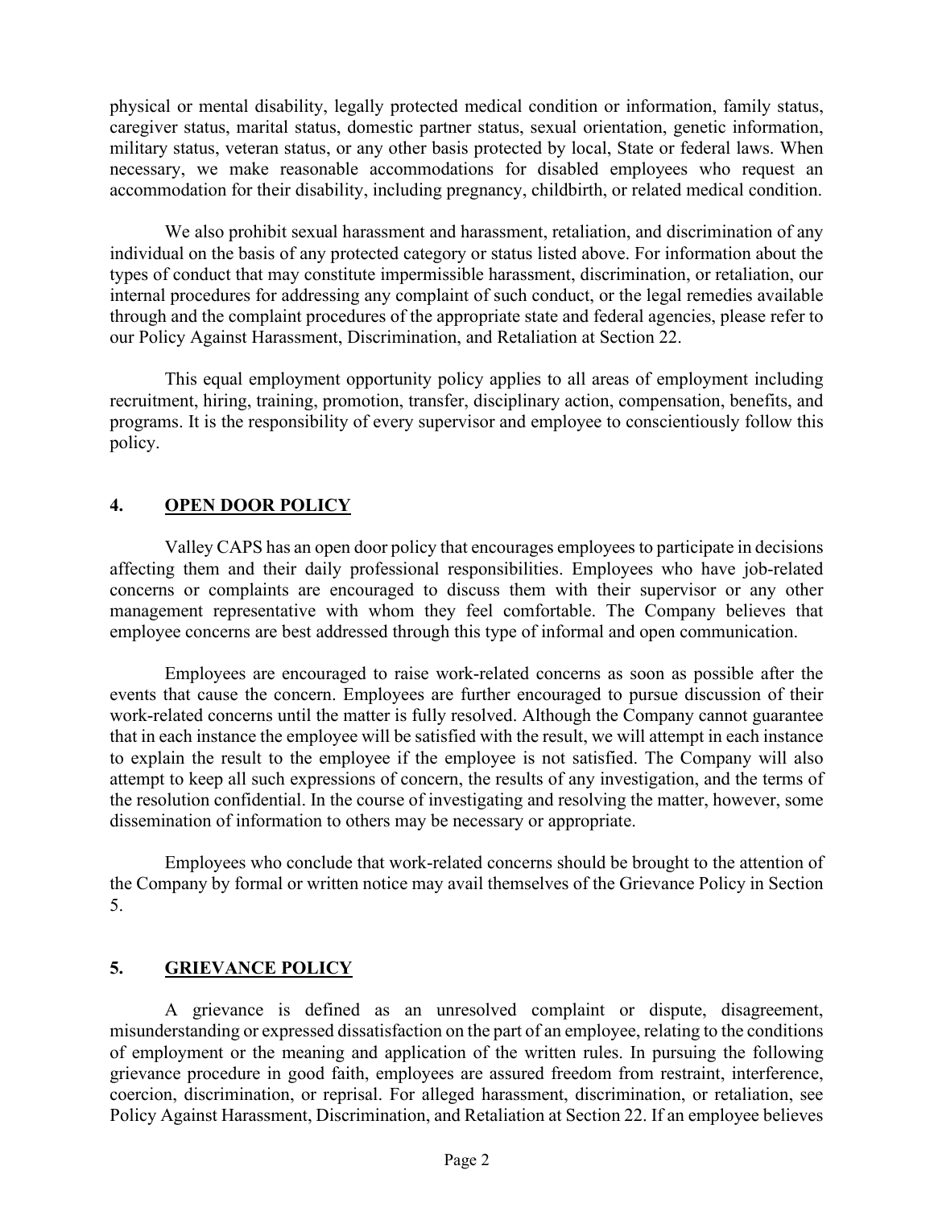physical or mental disability, legally protected medical condition or information, family status, caregiver status, marital status, domestic partner status, sexual orientation, genetic information, military status, veteran status, or any other basis protected by local, State or federal laws. When necessary, we make reasonable accommodations for disabled employees who request an accommodation for their disability, including pregnancy, childbirth, or related medical condition.

We also prohibit sexual harassment and harassment, retaliation, and discrimination of any individual on the basis of any protected category or status listed above. For information about the types of conduct that may constitute impermissible harassment, discrimination, or retaliation, our internal procedures for addressing any complaint of such conduct, or the legal remedies available through and the complaint procedures of the appropriate state and federal agencies, please refer to our Policy Against Harassment, Discrimination, and Retaliation at Section 22.

This equal employment opportunity policy applies to all areas of employment including recruitment, hiring, training, promotion, transfer, disciplinary action, compensation, benefits, and programs. It is the responsibility of every supervisor and employee to conscientiously follow this policy.

## 4. OPEN DOOR POLICY

Valley CAPS has an open door policy that encourages employees to participate in decisions affecting them and their daily professional responsibilities. Employees who have job-related concerns or complaints are encouraged to discuss them with their supervisor or any other management representative with whom they feel comfortable. The Company believes that employee concerns are best addressed through this type of informal and open communication.

Employees are encouraged to raise work-related concerns as soon as possible after the events that cause the concern. Employees are further encouraged to pursue discussion of their work-related concerns until the matter is fully resolved. Although the Company cannot guarantee that in each instance the employee will be satisfied with the result, we will attempt in each instance to explain the result to the employee if the employee is not satisfied. The Company will also attempt to keep all such expressions of concern, the results of any investigation, and the terms of the resolution confidential. In the course of investigating and resolving the matter, however, some dissemination of information to others may be necessary or appropriate.

Employees who conclude that work-related concerns should be brought to the attention of the Company by formal or written notice may avail themselves of the Grievance Policy in Section 5.

## 5. GRIEVANCE POLICY

A grievance is defined as an unresolved complaint or dispute, disagreement, misunderstanding or expressed dissatisfaction on the part of an employee, relating to the conditions of employment or the meaning and application of the written rules. In pursuing the following grievance procedure in good faith, employees are assured freedom from restraint, interference, coercion, discrimination, or reprisal. For alleged harassment, discrimination, or retaliation, see Policy Against Harassment, Discrimination, and Retaliation at Section 22. If an employee believes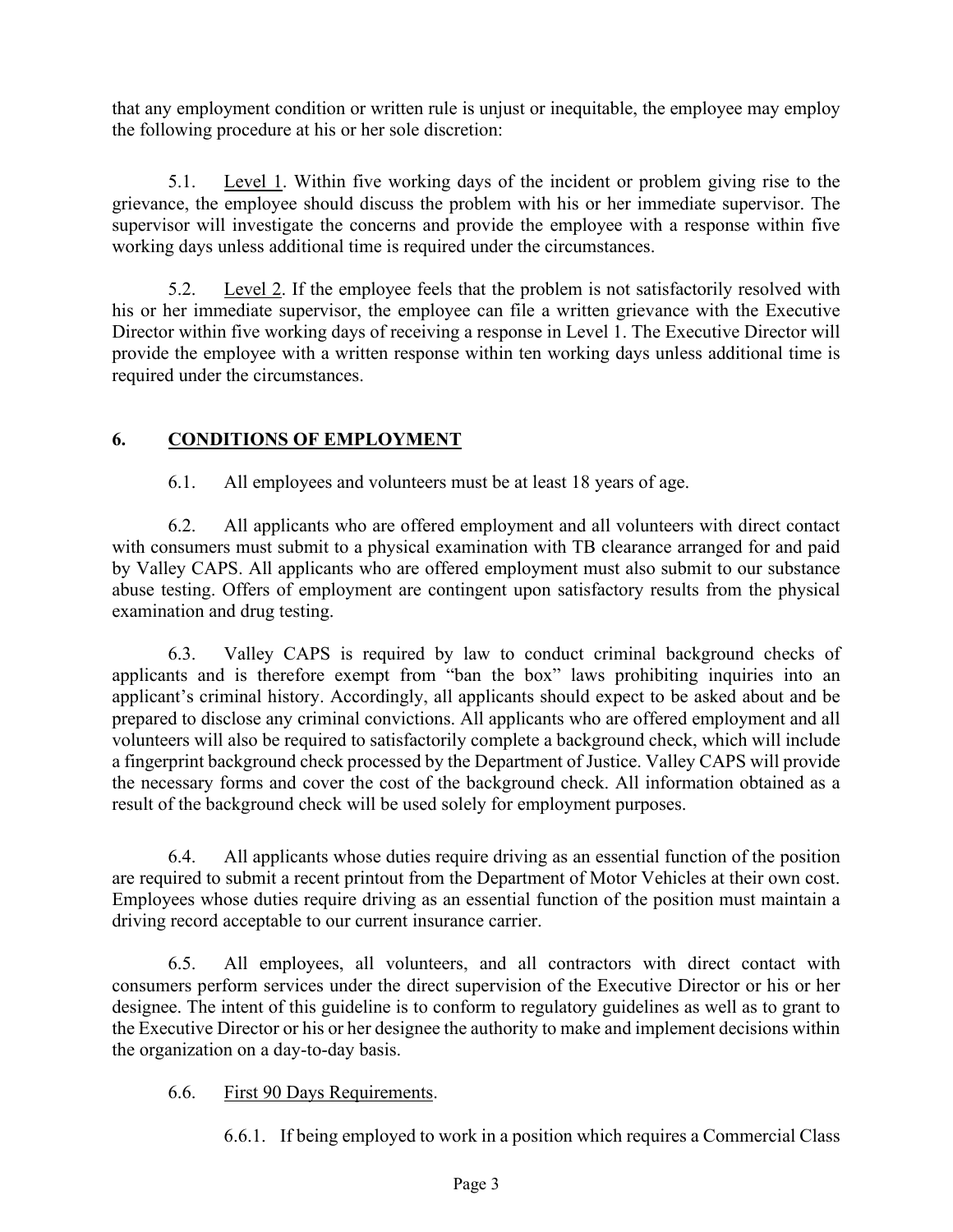that any employment condition or written rule is unjust or inequitable, the employee may employ the following procedure at his or her sole discretion:

5.1. Level 1. Within five working days of the incident or problem giving rise to the grievance, the employee should discuss the problem with his or her immediate supervisor. The supervisor will investigate the concerns and provide the employee with a response within five working days unless additional time is required under the circumstances.

5.2. Level 2. If the employee feels that the problem is not satisfactorily resolved with his or her immediate supervisor, the employee can file a written grievance with the Executive Director within five working days of receiving a response in Level 1. The Executive Director will provide the employee with a written response within ten working days unless additional time is required under the circumstances.

## 6. CONDITIONS OF EMPLOYMENT

6.1. All employees and volunteers must be at least 18 years of age.

6.2. All applicants who are offered employment and all volunteers with direct contact with consumers must submit to a physical examination with TB clearance arranged for and paid by Valley CAPS. All applicants who are offered employment must also submit to our substance abuse testing. Offers of employment are contingent upon satisfactory results from the physical examination and drug testing.

6.3. Valley CAPS is required by law to conduct criminal background checks of applicants and is therefore exempt from "ban the box" laws prohibiting inquiries into an applicant's criminal history. Accordingly, all applicants should expect to be asked about and be prepared to disclose any criminal convictions. All applicants who are offered employment and all volunteers will also be required to satisfactorily complete a background check, which will include a fingerprint background check processed by the Department of Justice. Valley CAPS will provide the necessary forms and cover the cost of the background check. All information obtained as a result of the background check will be used solely for employment purposes.

6.4. All applicants whose duties require driving as an essential function of the position are required to submit a recent printout from the Department of Motor Vehicles at their own cost. Employees whose duties require driving as an essential function of the position must maintain a driving record acceptable to our current insurance carrier.

6.5. All employees, all volunteers, and all contractors with direct contact with consumers perform services under the direct supervision of the Executive Director or his or her designee. The intent of this guideline is to conform to regulatory guidelines as well as to grant to the Executive Director or his or her designee the authority to make and implement decisions within the organization on a day-to-day basis.

6.6. First 90 Days Requirements.

6.6.1. If being employed to work in a position which requires a Commercial Class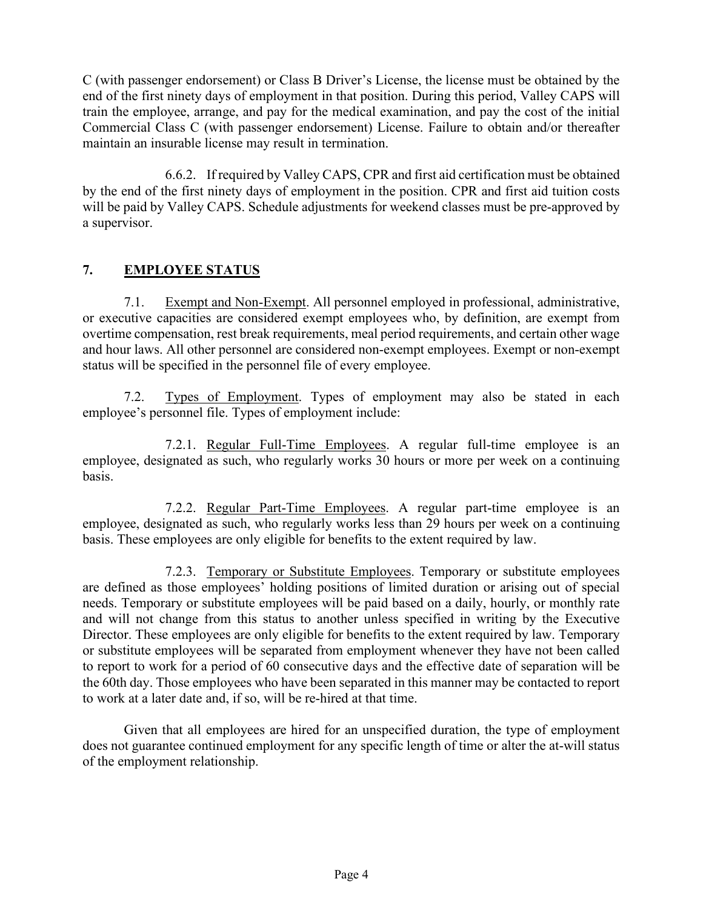C (with passenger endorsement) or Class B Driver's License, the license must be obtained by the end of the first ninety days of employment in that position. During this period, Valley CAPS will train the employee, arrange, and pay for the medical examination, and pay the cost of the initial Commercial Class C (with passenger endorsement) License. Failure to obtain and/or thereafter maintain an insurable license may result in termination.

6.6.2. If required by Valley CAPS, CPR and first aid certification must be obtained by the end of the first ninety days of employment in the position. CPR and first aid tuition costs will be paid by Valley CAPS. Schedule adjustments for weekend classes must be pre-approved by a supervisor.

## 7. EMPLOYEE STATUS

7.1. Exempt and Non-Exempt. All personnel employed in professional, administrative, or executive capacities are considered exempt employees who, by definition, are exempt from overtime compensation, rest break requirements, meal period requirements, and certain other wage and hour laws. All other personnel are considered non-exempt employees. Exempt or non-exempt status will be specified in the personnel file of every employee.

7.2. Types of Employment. Types of employment may also be stated in each employee's personnel file. Types of employment include:

7.2.1. Regular Full-Time Employees. A regular full-time employee is an employee, designated as such, who regularly works 30 hours or more per week on a continuing basis.

7.2.2. Regular Part-Time Employees. A regular part-time employee is an employee, designated as such, who regularly works less than 29 hours per week on a continuing basis. These employees are only eligible for benefits to the extent required by law.

7.2.3. Temporary or Substitute Employees. Temporary or substitute employees are defined as those employees' holding positions of limited duration or arising out of special needs. Temporary or substitute employees will be paid based on a daily, hourly, or monthly rate and will not change from this status to another unless specified in writing by the Executive Director. These employees are only eligible for benefits to the extent required by law. Temporary or substitute employees will be separated from employment whenever they have not been called to report to work for a period of 60 consecutive days and the effective date of separation will be the 60th day. Those employees who have been separated in this manner may be contacted to report to work at a later date and, if so, will be re-hired at that time.

Given that all employees are hired for an unspecified duration, the type of employment does not guarantee continued employment for any specific length of time or alter the at-will status of the employment relationship.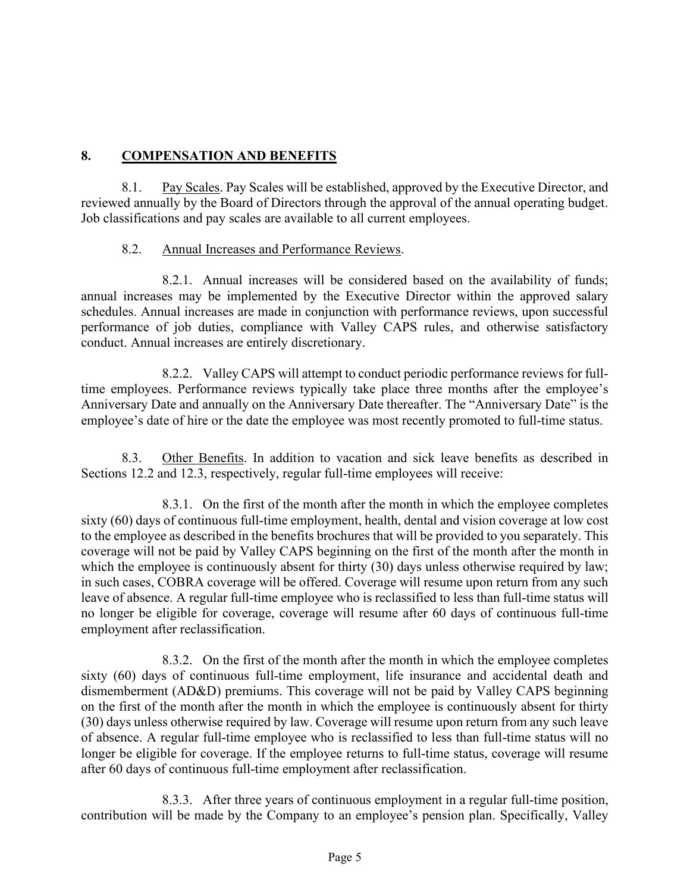## 8. <u>COMPENSATION AND BENEFITS</u>

8.1. <u>Pay Scales</u>. Pay Scales will be established, approved by the Executive Director, and reviewed annually by the Board of Directors through the approval of the annual operating budget. Job classifications and pay scales are available to all current employees.

8.2. <u>Annual Increases and Performance Reviews</u>.

8.2.1. Annual increases will be considered based on the availability of funds; annual increases may be implemented by the Executive Director within the approved salary schedules. Annual increases are made in conjunction with performance reviews, upon successful performance of job duties, compliance with Valley CAPS rules, and otherwise satisfactory conduct. Annual increases are entirely discretionary.

8.2.2. Valley CAPS will attempt to conduct periodic performance reviews for full-time employees. Performance reviews typically take place three months after the employee's Anniversary Date and annually on the Anniversary Date thereafter. The "Anniversary Date" is the employee's date of hire or the date the employee was most recently promoted to full-time status.

8.3. <u>Other Benefits</u>. In addition to vacation and sick leave benefits as described in Sections 12.2 and 12.3, respectively, regular full-time employees will receive:

8.3.1. On the first of the month after the month in which the employee completes sixty (60) days of continuous full-time employment, health, dental and vision coverage at low cost to the employee as described in the benefits brochures that will be provided to you separately. This coverage will not be paid by Valley CAPS beginning on the first of the month after the month in which the employee is continuously absent for thirty (30) days unless otherwise required by law; in such cases, COBRA coverage will be offered. Coverage will resume upon return from any such leave of absence. A regular full-time employee who is reclassified to less than full-time status will no longer be eligible for coverage, coverage will resume after 60 days of continuous full-time employment after reclassification.

8.3.2. On the first of the month after the month in which the employee completes sixty (60) days of continuous full-time employment, life insurance and accidental death and dismemberment (AD&D) premiums. This coverage will not be paid by Valley CAPS beginning on the first of the month after the month in which the employee is continuously absent for thirty (30) days unless otherwise required by law. Coverage will resume upon return from any such leave of absence. A regular full-time employee who is reclassified to less than full-time status will no longer be eligible for coverage. If the employee returns to full-time status, coverage will resume after 60 days of continuous full-time employment after reclassification.

8.3.3. After three years of continuous employment in a regular full-time position, contribution will be made by the Company to an employee's pension plan. Specifically, Valley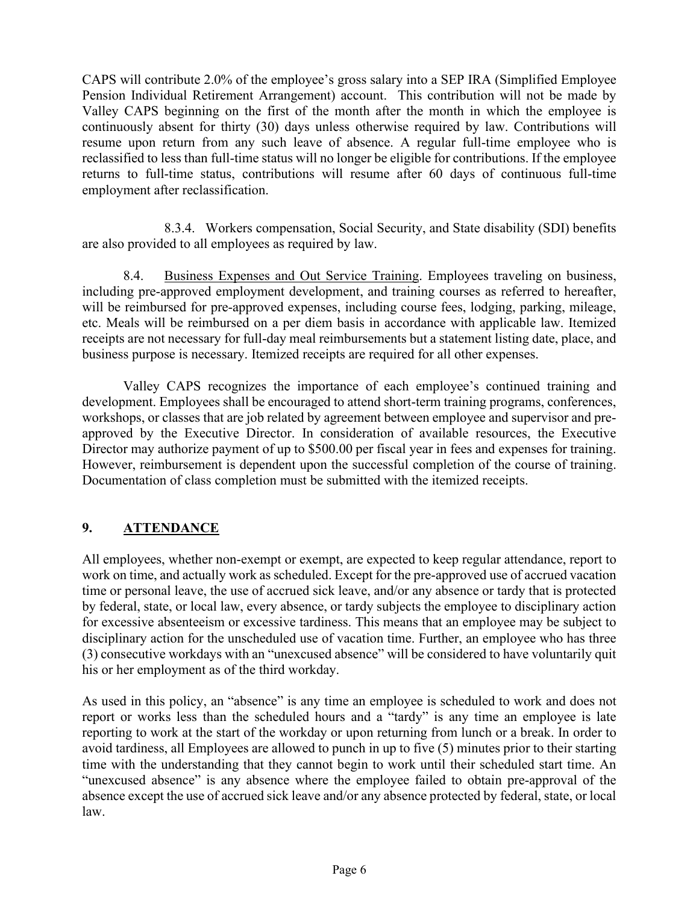CAPS will contribute 2.0% of the employee's gross salary into a SEP IRA (Simplified Employee Pension Individual Retirement Arrangement) account. This contribution will not be made by Valley CAPS beginning on the first of the month after the month in which the employee is continuously absent for thirty (30) days unless otherwise required by law. Contributions will resume upon return from any such leave of absence. A regular full-time employee who is reclassified to less than full-time status will no longer be eligible for contributions. If the employee returns to full-time status, contributions will resume after 60 days of continuous full-time employment after reclassification.

8.3.4. Workers compensation, Social Security, and State disability (SDI) benefits are also provided to all employees as required by law.

8.4. Business Expenses and Out Service Training. Employees traveling on business, including pre-approved employment development, and training courses as referred to hereafter, will be reimbursed for pre-approved expenses, including course fees, lodging, parking, mileage, etc. Meals will be reimbursed on a per diem basis in accordance with applicable law. Itemized receipts are not necessary for full-day meal reimbursements but a statement listing date, place, and business purpose is necessary. Itemized receipts are required for all other expenses.

Valley CAPS recognizes the importance of each employee's continued training and development. Employees shall be encouraged to attend short-term training programs, conferences, workshops, or classes that are job related by agreement between employee and supervisor and pre-approved by the Executive Director. In consideration of available resources, the Executive Director may authorize payment of up to $500.00 per fiscal year in fees and expenses for training. However, reimbursement is dependent upon the successful completion of the course of training. Documentation of class completion must be submitted with the itemized receipts.

## 9. ATTENDANCE

All employees, whether non-exempt or exempt, are expected to keep regular attendance, report to work on time, and actually work as scheduled. Except for the pre-approved use of accrued vacation time or personal leave, the use of accrued sick leave, and/or any absence or tardy that is protected by federal, state, or local law, every absence, or tardy subjects the employee to disciplinary action for excessive absenteeism or excessive tardiness. This means that an employee may be subject to disciplinary action for the unscheduled use of vacation time. Further, an employee who has three (3) consecutive workdays with an "unexcused absence" will be considered to have voluntarily quit his or her employment as of the third workday.

As used in this policy, an "absence" is any time an employee is scheduled to work and does not report or works less than the scheduled hours and a "tardy" is any time an employee is late reporting to work at the start of the workday or upon returning from lunch or a break. In order to avoid tardiness, all Employees are allowed to punch in up to five (5) minutes prior to their starting time with the understanding that they cannot begin to work until their scheduled start time. An "unexcused absence" is any absence where the employee failed to obtain pre-approval of the absence except the use of accrued sick leave and/or any absence protected by federal, state, or local law.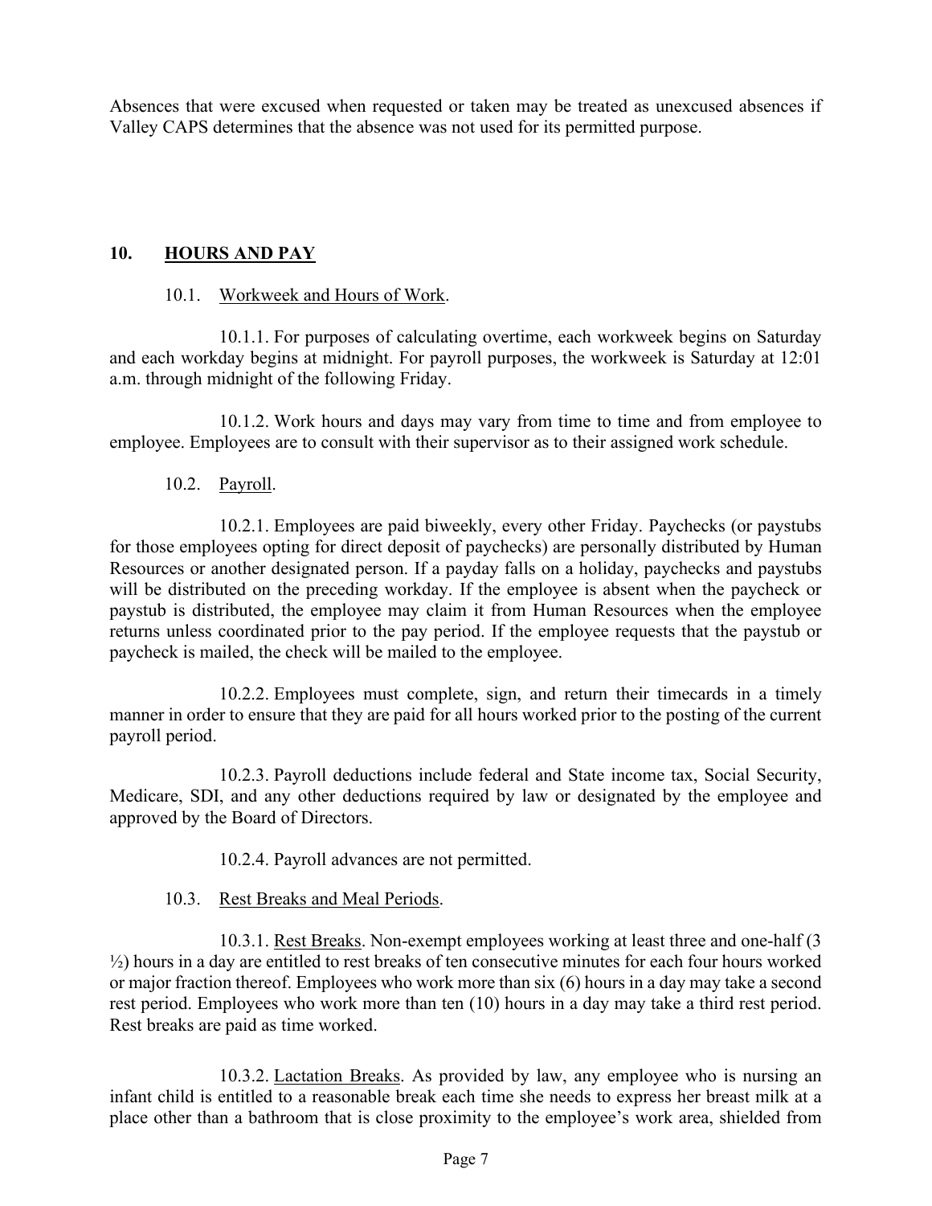Absences that were excused when requested or taken may be treated as unexcused absences if Valley CAPS determines that the absence was not used for its permitted purpose.

## 10. HOURS AND PAY

### 10.1. Workweek and Hours of Work.

10.1.1. For purposes of calculating overtime, each workweek begins on Saturday and each workday begins at midnight. For payroll purposes, the workweek is Saturday at 12:01 a.m. through midnight of the following Friday.

10.1.2. Work hours and days may vary from time to time and from employee to employee. Employees are to consult with their supervisor as to their assigned work schedule.

### 10.2. Payroll.

10.2.1. Employees are paid biweekly, every other Friday. Paychecks (or paystubs for those employees opting for direct deposit of paychecks) are personally distributed by Human Resources or another designated person. If a payday falls on a holiday, paychecks and paystubs will be distributed on the preceding workday. If the employee is absent when the paycheck or paystub is distributed, the employee may claim it from Human Resources when the employee returns unless coordinated prior to the pay period. If the employee requests that the paystub or paycheck is mailed, the check will be mailed to the employee.

10.2.2. Employees must complete, sign, and return their timecards in a timely manner in order to ensure that they are paid for all hours worked prior to the posting of the current payroll period.

10.2.3. Payroll deductions include federal and State income tax, Social Security, Medicare, SDI, and any other deductions required by law or designated by the employee and approved by the Board of Directors.

10.2.4. Payroll advances are not permitted.

### 10.3. Rest Breaks and Meal Periods.

10.3.1. Rest Breaks. Non-exempt employees working at least three and one-half (3 ½) hours in a day are entitled to rest breaks of ten consecutive minutes for each four hours worked or major fraction thereof. Employees who work more than six (6) hours in a day may take a second rest period. Employees who work more than ten (10) hours in a day may take a third rest period. Rest breaks are paid as time worked.

10.3.2. Lactation Breaks. As provided by law, any employee who is nursing an infant child is entitled to a reasonable break each time she needs to express her breast milk at a place other than a bathroom that is close proximity to the employee's work area, shielded from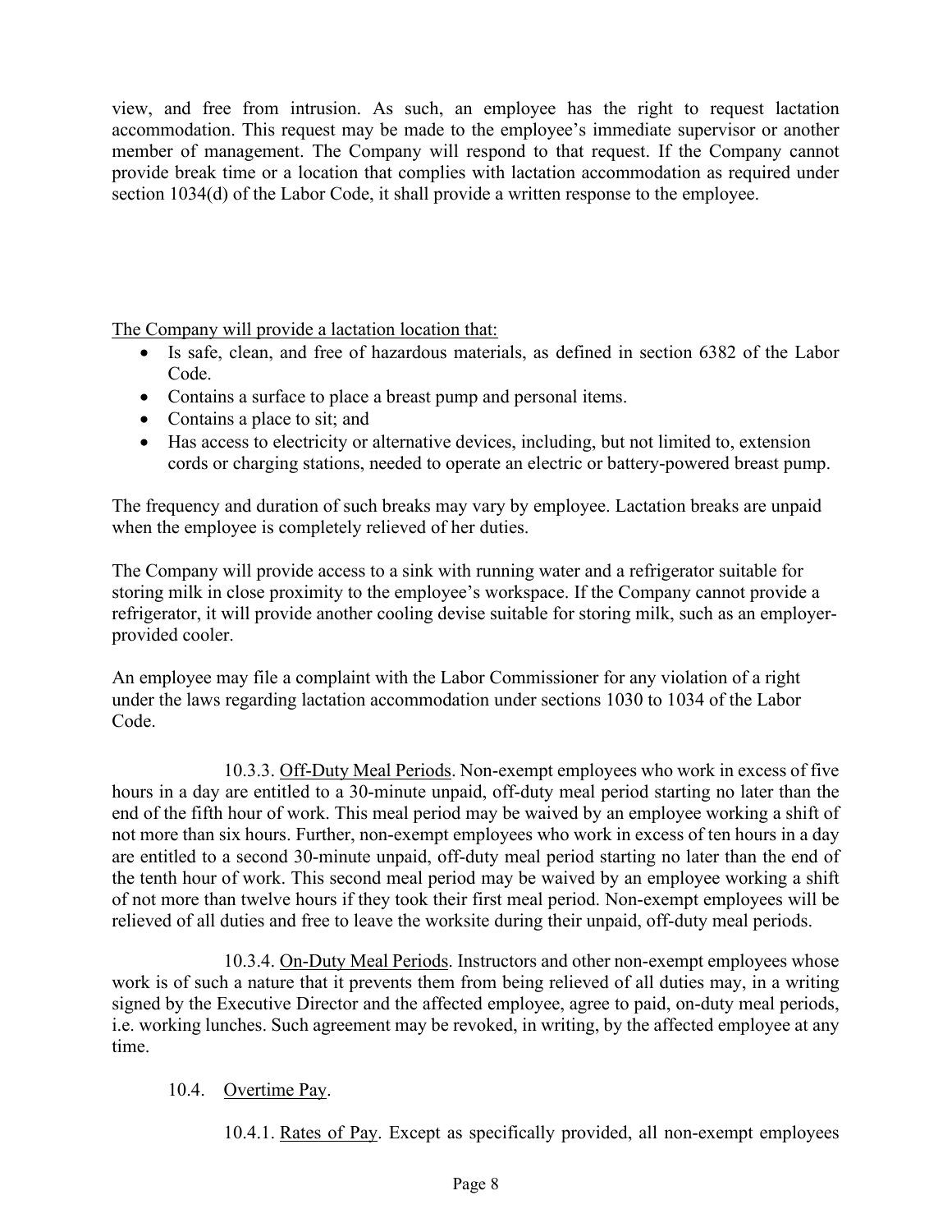view, and free from intrusion. As such, an employee has the right to request lactation accommodation. This request may be made to the employee's immediate supervisor or another member of management. The Company will respond to that request. If the Company cannot provide break time or a location that complies with lactation accommodation as required under section 1034(d) of the Labor Code, it shall provide a written response to the employee.

<u>The Company will provide a lactation location that:</u>

- Is safe, clean, and free of hazardous materials, as defined in section 6382 of the Labor Code.
- Contains a surface to place a breast pump and personal items.
- Contains a place to sit; and
- Has access to electricity or alternative devices, including, but not limited to, extension cords or charging stations, needed to operate an electric or battery-powered breast pump.

The frequency and duration of such breaks may vary by employee. Lactation breaks are unpaid when the employee is completely relieved of her duties.

The Company will provide access to a sink with running water and a refrigerator suitable for storing milk in close proximity to the employee's workspace. If the Company cannot provide a refrigerator, it will provide another cooling devise suitable for storing milk, such as an employer-provided cooler.

An employee may file a complaint with the Labor Commissioner for any violation of a right under the laws regarding lactation accommodation under sections 1030 to 1034 of the Labor Code.

10.3.3. <u>Off-Duty Meal Periods</u>. Non-exempt employees who work in excess of five hours in a day are entitled to a 30-minute unpaid, off-duty meal period starting no later than the end of the fifth hour of work. This meal period may be waived by an employee working a shift of not more than six hours. Further, non-exempt employees who work in excess of ten hours in a day are entitled to a second 30-minute unpaid, off-duty meal period starting no later than the end of the tenth hour of work. This second meal period may be waived by an employee working a shift of not more than twelve hours if they took their first meal period. Non-exempt employees will be relieved of all duties and free to leave the worksite during their unpaid, off-duty meal periods.

10.3.4. <u>On-Duty Meal Periods</u>. Instructors and other non-exempt employees whose work is of such a nature that it prevents them from being relieved of all duties may, in a writing signed by the Executive Director and the affected employee, agree to paid, on-duty meal periods, i.e. working lunches. Such agreement may be revoked, in writing, by the affected employee at any time.

10.4. <u>Overtime Pay</u>.

10.4.1. <u>Rates of Pay</u>. Except as specifically provided, all non-exempt employees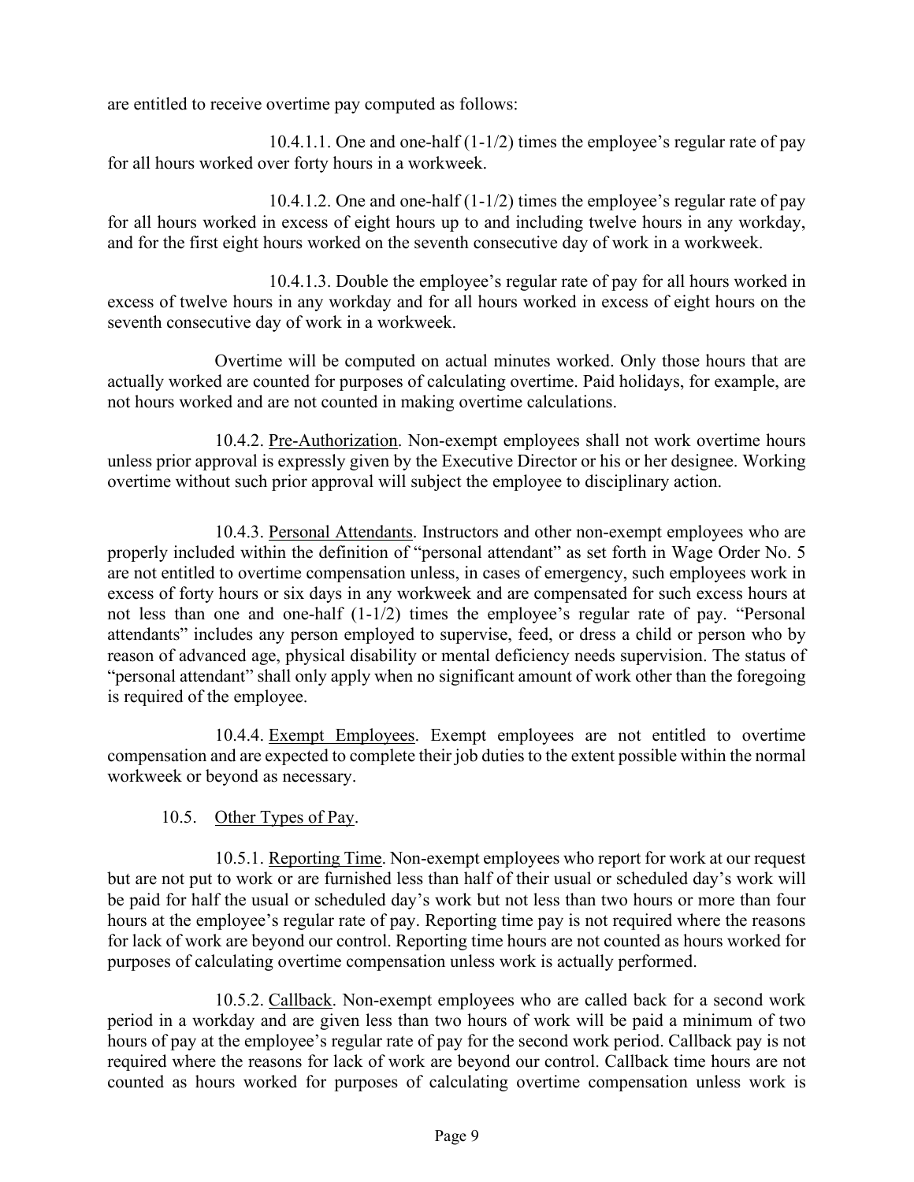are entitled to receive overtime pay computed as follows:

10.4.1.1. One and one-half (1-1/2) times the employee's regular rate of pay for all hours worked over forty hours in a workweek.

10.4.1.2. One and one-half (1-1/2) times the employee's regular rate of pay for all hours worked in excess of eight hours up to and including twelve hours in any workday, and for the first eight hours worked on the seventh consecutive day of work in a workweek.

10.4.1.3. Double the employee's regular rate of pay for all hours worked in excess of twelve hours in any workday and for all hours worked in excess of eight hours on the seventh consecutive day of work in a workweek.

Overtime will be computed on actual minutes worked. Only those hours that are actually worked are counted for purposes of calculating overtime. Paid holidays, for example, are not hours worked and are not counted in making overtime calculations.

10.4.2. Pre-Authorization. Non-exempt employees shall not work overtime hours unless prior approval is expressly given by the Executive Director or his or her designee. Working overtime without such prior approval will subject the employee to disciplinary action.

10.4.3. Personal Attendants. Instructors and other non-exempt employees who are properly included within the definition of "personal attendant" as set forth in Wage Order No. 5 are not entitled to overtime compensation unless, in cases of emergency, such employees work in excess of forty hours or six days in any workweek and are compensated for such excess hours at not less than one and one-half (1-1/2) times the employee's regular rate of pay. "Personal attendants" includes any person employed to supervise, feed, or dress a child or person who by reason of advanced age, physical disability or mental deficiency needs supervision. The status of "personal attendant" shall only apply when no significant amount of work other than the foregoing is required of the employee.

10.4.4. Exempt Employees. Exempt employees are not entitled to overtime compensation and are expected to complete their job duties to the extent possible within the normal workweek or beyond as necessary.

10.5. Other Types of Pay.

10.5.1. Reporting Time. Non-exempt employees who report for work at our request but are not put to work or are furnished less than half of their usual or scheduled day's work will be paid for half the usual or scheduled day's work but not less than two hours or more than four hours at the employee's regular rate of pay. Reporting time pay is not required where the reasons for lack of work are beyond our control. Reporting time hours are not counted as hours worked for purposes of calculating overtime compensation unless work is actually performed.

10.5.2. Callback. Non-exempt employees who are called back for a second work period in a workday and are given less than two hours of work will be paid a minimum of two hours of pay at the employee's regular rate of pay for the second work period. Callback pay is not required where the reasons for lack of work are beyond our control. Callback time hours are not counted as hours worked for purposes of calculating overtime compensation unless work is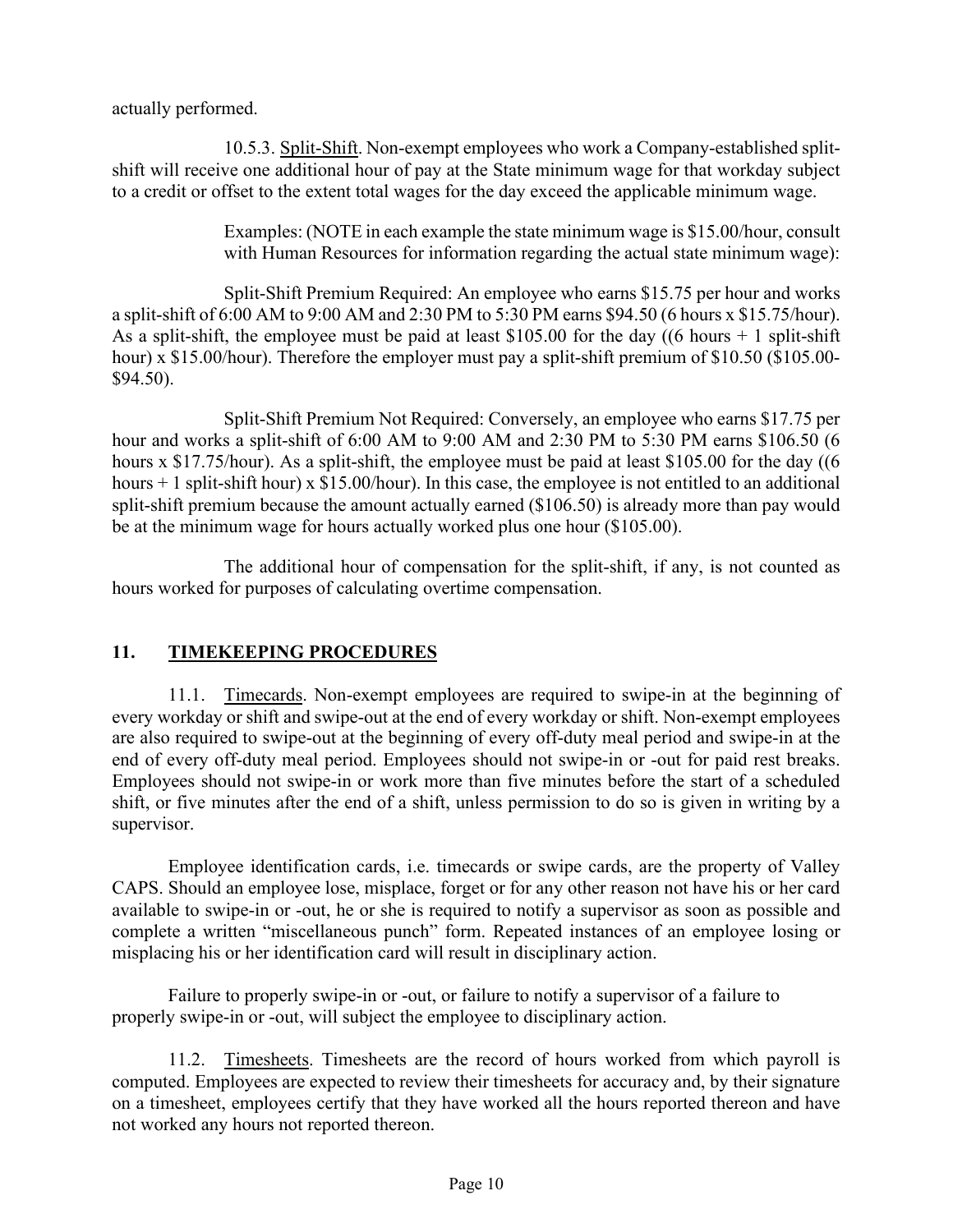actually performed.

10.5.3. <u>Split-Shift</u>. Non-exempt employees who work a Company-established split-shift will receive one additional hour of pay at the State minimum wage for that workday subject to a credit or offset to the extent total wages for the day exceed the applicable minimum wage.

Examples: (NOTE in each example the state minimum wage is $15.00/hour, consult with Human Resources for information regarding the actual state minimum wage):

Split-Shift Premium Required: An employee who earns $15.75 per hour and works a split-shift of 6:00 AM to 9:00 AM and 2:30 PM to 5:30 PM earns $94.50 (6 hours x $15.75/hour). As a split-shift, the employee must be paid at least $105.00 for the day ((6 hours + 1 split-shift hour) x $15.00/hour). Therefore the employer must pay a split-shift premium of $10.50 ($105.00-$94.50).

Split-Shift Premium Not Required: Conversely, an employee who earns $17.75 per hour and works a split-shift of 6:00 AM to 9:00 AM and 2:30 PM to 5:30 PM earns $106.50 (6 hours x $17.75/hour). As a split-shift, the employee must be paid at least $105.00 for the day ((6 hours + 1 split-shift hour) x $15.00/hour). In this case, the employee is not entitled to an additional split-shift premium because the amount actually earned ($106.50) is already more than pay would be at the minimum wage for hours actually worked plus one hour ($105.00).

The additional hour of compensation for the split-shift, if any, is not counted as hours worked for purposes of calculating overtime compensation.

## 11. TIMEKEEPING PROCEDURES

11.1. <u>Timecards</u>. Non-exempt employees are required to swipe-in at the beginning of every workday or shift and swipe-out at the end of every workday or shift. Non-exempt employees are also required to swipe-out at the beginning of every off-duty meal period and swipe-in at the end of every off-duty meal period. Employees should not swipe-in or -out for paid rest breaks. Employees should not swipe-in or work more than five minutes before the start of a scheduled shift, or five minutes after the end of a shift, unless permission to do so is given in writing by a supervisor.

Employee identification cards, i.e. timecards or swipe cards, are the property of Valley CAPS. Should an employee lose, misplace, forget or for any other reason not have his or her card available to swipe-in or -out, he or she is required to notify a supervisor as soon as possible and complete a written "miscellaneous punch" form. Repeated instances of an employee losing or misplacing his or her identification card will result in disciplinary action.

Failure to properly swipe-in or -out, or failure to notify a supervisor of a failure to properly swipe-in or -out, will subject the employee to disciplinary action.

11.2. <u>Timesheets</u>. Timesheets are the record of hours worked from which payroll is computed. Employees are expected to review their timesheets for accuracy and, by their signature on a timesheet, employees certify that they have worked all the hours reported thereon and have not worked any hours not reported thereon.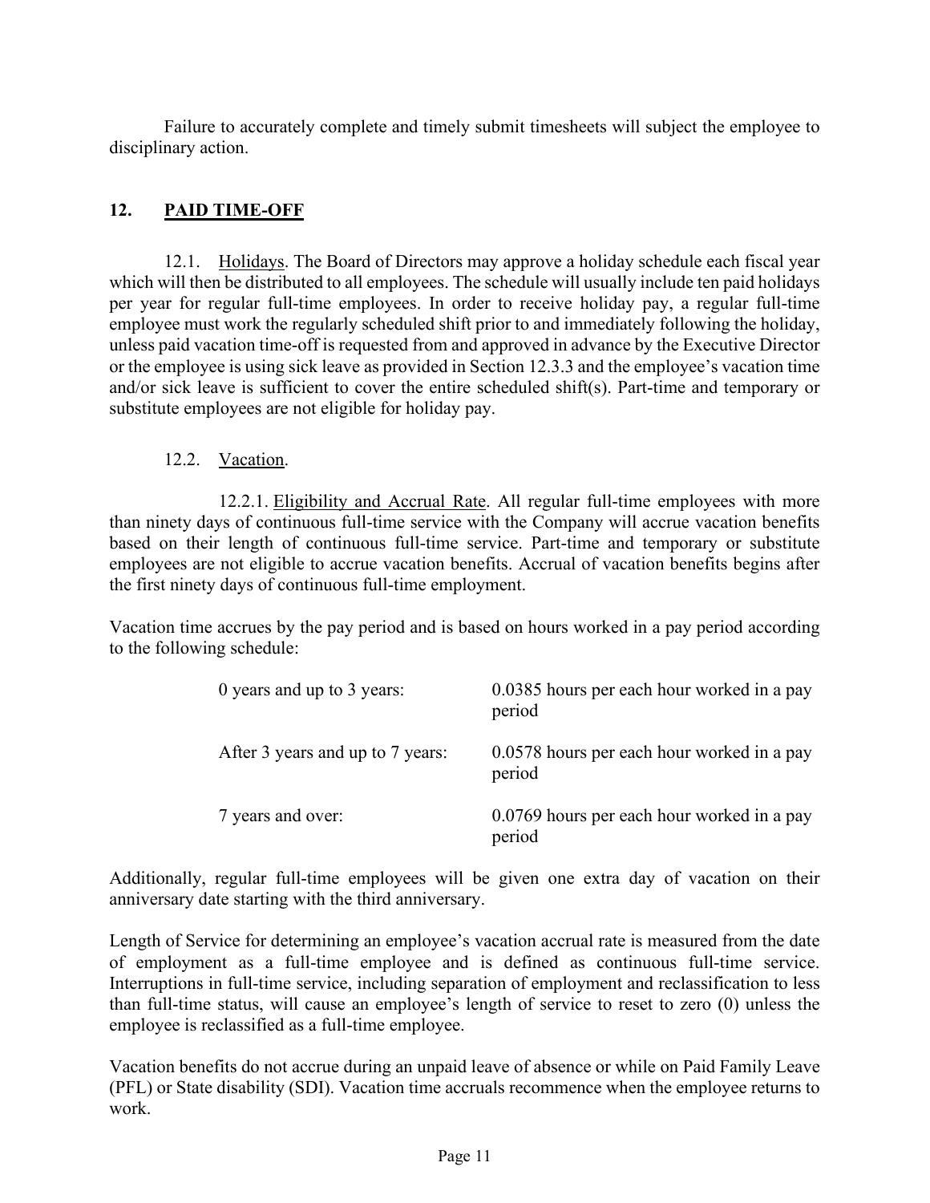Failure to accurately complete and timely submit timesheets will subject the employee to disciplinary action.

## 12. <u>PAID TIME-OFF</u>

12.1. <u>Holidays</u>. The Board of Directors may approve a holiday schedule each fiscal year which will then be distributed to all employees. The schedule will usually include ten paid holidays per year for regular full-time employees. In order to receive holiday pay, a regular full-time employee must work the regularly scheduled shift prior to and immediately following the holiday, unless paid vacation time-off is requested from and approved in advance by the Executive Director or the employee is using sick leave as provided in Section 12.3.3 and the employee's vacation time and/or sick leave is sufficient to cover the entire scheduled shift(s). Part-time and temporary or substitute employees are not eligible for holiday pay.

12.2. <u>Vacation</u>.

12.2.1. <u>Eligibility and Accrual Rate</u>. All regular full-time employees with more than ninety days of continuous full-time service with the Company will accrue vacation benefits based on their length of continuous full-time service. Part-time and temporary or substitute employees are not eligible to accrue vacation benefits. Accrual of vacation benefits begins after the first ninety days of continuous full-time employment.

Vacation time accrues by the pay period and is based on hours worked in a pay period according to the following schedule:

| | |
|---|---|
| 0 years and up to 3 years: | 0.0385 hours per each hour worked in a pay period |
| After 3 years and up to 7 years: | 0.0578 hours per each hour worked in a pay period |
| 7 years and over: | 0.0769 hours per each hour worked in a pay period |

Additionally, regular full-time employees will be given one extra day of vacation on their anniversary date starting with the third anniversary.

Length of Service for determining an employee's vacation accrual rate is measured from the date of employment as a full-time employee and is defined as continuous full-time service. Interruptions in full-time service, including separation of employment and reclassification to less than full-time status, will cause an employee's length of service to reset to zero (0) unless the employee is reclassified as a full-time employee.

Vacation benefits do not accrue during an unpaid leave of absence or while on Paid Family Leave (PFL) or State disability (SDI). Vacation time accruals recommence when the employee returns to work.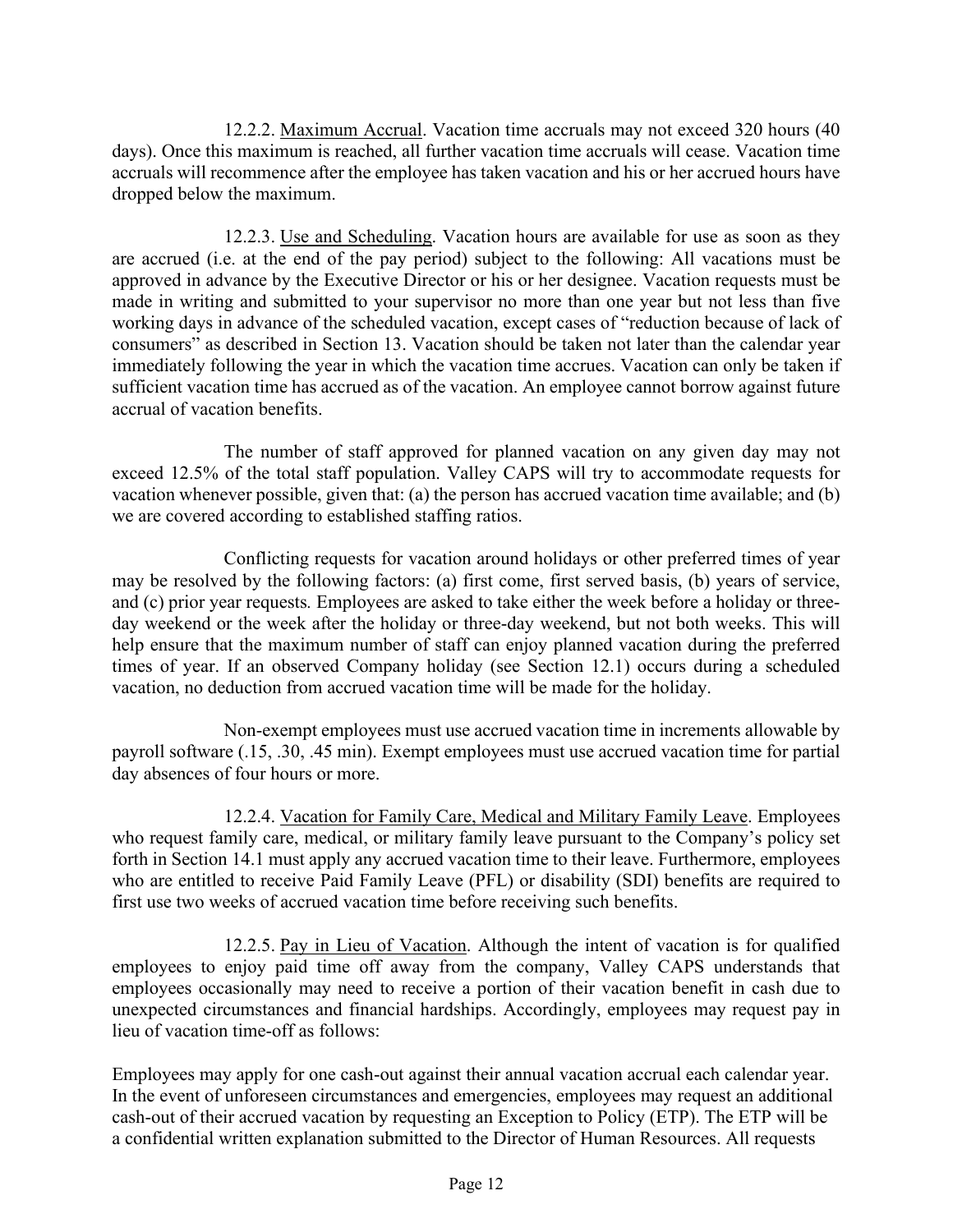12.2.2. <u>Maximum Accrual</u>. Vacation time accruals may not exceed 320 hours (40 days). Once this maximum is reached, all further vacation time accruals will cease. Vacation time accruals will recommence after the employee has taken vacation and his or her accrued hours have dropped below the maximum.

12.2.3. <u>Use and Scheduling</u>. Vacation hours are available for use as soon as they are accrued (i.e. at the end of the pay period) subject to the following: All vacations must be approved in advance by the Executive Director or his or her designee. Vacation requests must be made in writing and submitted to your supervisor no more than one year but not less than five working days in advance of the scheduled vacation, except cases of "reduction because of lack of consumers" as described in Section 13. Vacation should be taken not later than the calendar year immediately following the year in which the vacation time accrues. Vacation can only be taken if sufficient vacation time has accrued as of the vacation. An employee cannot borrow against future accrual of vacation benefits.

The number of staff approved for planned vacation on any given day may not exceed 12.5% of the total staff population. Valley CAPS will try to accommodate requests for vacation whenever possible, given that: (a) the person has accrued vacation time available; and (b) we are covered according to established staffing ratios.

Conflicting requests for vacation around holidays or other preferred times of year may be resolved by the following factors: (a) first come, first served basis, (b) years of service, and (c) prior year requests. Employees are asked to take either the week before a holiday or three-day weekend or the week after the holiday or three-day weekend, but not both weeks. This will help ensure that the maximum number of staff can enjoy planned vacation during the preferred times of year. If an observed Company holiday (see Section 12.1) occurs during a scheduled vacation, no deduction from accrued vacation time will be made for the holiday.

Non-exempt employees must use accrued vacation time in increments allowable by payroll software (.15, .30, .45 min). Exempt employees must use accrued vacation time for partial day absences of four hours or more.

12.2.4. <u>Vacation for Family Care, Medical and Military Family Leave</u>. Employees who request family care, medical, or military family leave pursuant to the Company's policy set forth in Section 14.1 must apply any accrued vacation time to their leave. Furthermore, employees who are entitled to receive Paid Family Leave (PFL) or disability (SDI) benefits are required to first use two weeks of accrued vacation time before receiving such benefits.

12.2.5. <u>Pay in Lieu of Vacation</u>. Although the intent of vacation is for qualified employees to enjoy paid time off away from the company, Valley CAPS understands that employees occasionally may need to receive a portion of their vacation benefit in cash due to unexpected circumstances and financial hardships. Accordingly, employees may request pay in lieu of vacation time-off as follows:

Employees may apply for one cash-out against their annual vacation accrual each calendar year. In the event of unforeseen circumstances and emergencies, employees may request an additional cash-out of their accrued vacation by requesting an Exception to Policy (ETP). The ETP will be a confidential written explanation submitted to the Director of Human Resources. All requests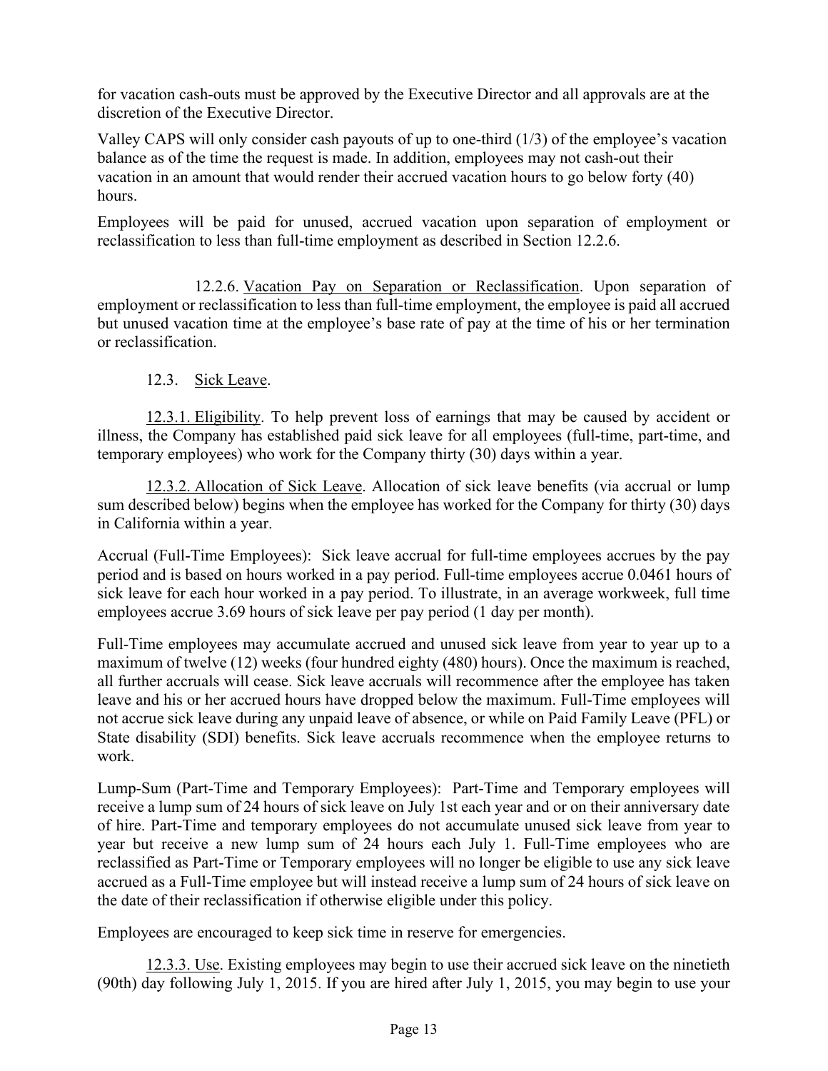for vacation cash-outs must be approved by the Executive Director and all approvals are at the discretion of the Executive Director.

Valley CAPS will only consider cash payouts of up to one-third (1/3) of the employee's vacation balance as of the time the request is made. In addition, employees may not cash-out their vacation in an amount that would render their accrued vacation hours to go below forty (40) hours.

Employees will be paid for unused, accrued vacation upon separation of employment or reclassification to less than full-time employment as described in Section 12.2.6.

12.2.6. Vacation Pay on Separation or Reclassification. Upon separation of employment or reclassification to less than full-time employment, the employee is paid all accrued but unused vacation time at the employee's base rate of pay at the time of his or her termination or reclassification.

12.3. Sick Leave.

12.3.1. Eligibility. To help prevent loss of earnings that may be caused by accident or illness, the Company has established paid sick leave for all employees (full-time, part-time, and temporary employees) who work for the Company thirty (30) days within a year.

12.3.2. Allocation of Sick Leave. Allocation of sick leave benefits (via accrual or lump sum described below) begins when the employee has worked for the Company for thirty (30) days in California within a year.

Accrual (Full-Time Employees): Sick leave accrual for full-time employees accrues by the pay period and is based on hours worked in a pay period. Full-time employees accrue 0.0461 hours of sick leave for each hour worked in a pay period. To illustrate, in an average workweek, full time employees accrue 3.69 hours of sick leave per pay period (1 day per month).

Full-Time employees may accumulate accrued and unused sick leave from year to year up to a maximum of twelve (12) weeks (four hundred eighty (480) hours). Once the maximum is reached, all further accruals will cease. Sick leave accruals will recommence after the employee has taken leave and his or her accrued hours have dropped below the maximum. Full-Time employees will not accrue sick leave during any unpaid leave of absence, or while on Paid Family Leave (PFL) or State disability (SDI) benefits. Sick leave accruals recommence when the employee returns to work.

Lump-Sum (Part-Time and Temporary Employees): Part-Time and Temporary employees will receive a lump sum of 24 hours of sick leave on July 1st each year and or on their anniversary date of hire. Part-Time and temporary employees do not accumulate unused sick leave from year to year but receive a new lump sum of 24 hours each July 1. Full-Time employees who are reclassified as Part-Time or Temporary employees will no longer be eligible to use any sick leave accrued as a Full-Time employee but will instead receive a lump sum of 24 hours of sick leave on the date of their reclassification if otherwise eligible under this policy.

Employees are encouraged to keep sick time in reserve for emergencies.

12.3.3. Use. Existing employees may begin to use their accrued sick leave on the ninetieth (90th) day following July 1, 2015. If you are hired after July 1, 2015, you may begin to use your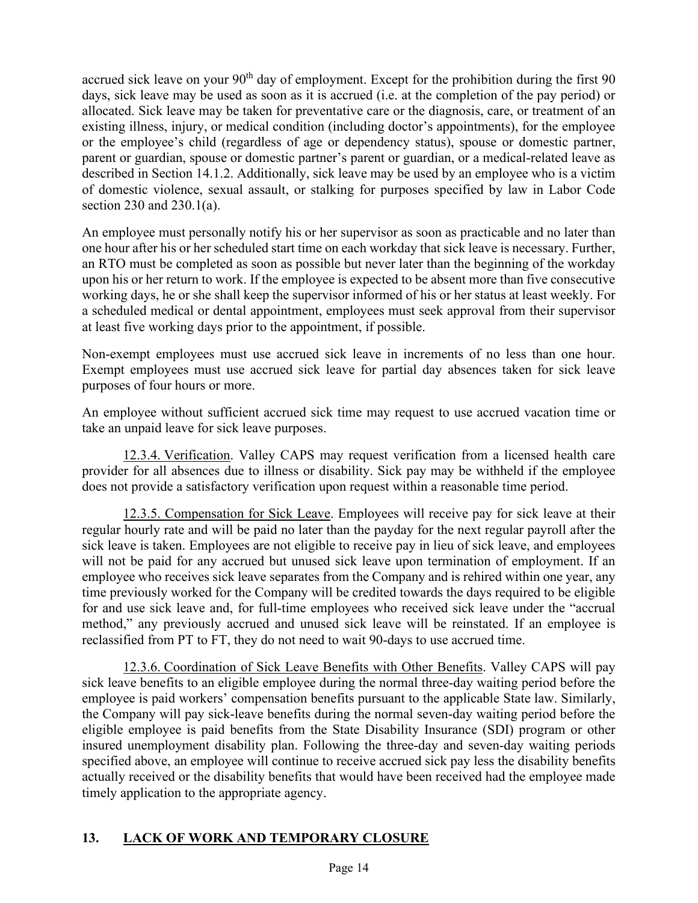accrued sick leave on your 90th day of employment. Except for the prohibition during the first 90 days, sick leave may be used as soon as it is accrued (i.e. at the completion of the pay period) or allocated. Sick leave may be taken for preventative care or the diagnosis, care, or treatment of an existing illness, injury, or medical condition (including doctor's appointments), for the employee or the employee's child (regardless of age or dependency status), spouse or domestic partner, parent or guardian, spouse or domestic partner's parent or guardian, or a medical-related leave as described in Section 14.1.2. Additionally, sick leave may be used by an employee who is a victim of domestic violence, sexual assault, or stalking for purposes specified by law in Labor Code section 230 and 230.1(a).

An employee must personally notify his or her supervisor as soon as practicable and no later than one hour after his or her scheduled start time on each workday that sick leave is necessary. Further, an RTO must be completed as soon as possible but never later than the beginning of the workday upon his or her return to work. If the employee is expected to be absent more than five consecutive working days, he or she shall keep the supervisor informed of his or her status at least weekly. For a scheduled medical or dental appointment, employees must seek approval from their supervisor at least five working days prior to the appointment, if possible.

Non-exempt employees must use accrued sick leave in increments of no less than one hour. Exempt employees must use accrued sick leave for partial day absences taken for sick leave purposes of four hours or more.

An employee without sufficient accrued sick time may request to use accrued vacation time or take an unpaid leave for sick leave purposes.

12.3.4. Verification. Valley CAPS may request verification from a licensed health care provider for all absences due to illness or disability. Sick pay may be withheld if the employee does not provide a satisfactory verification upon request within a reasonable time period.

12.3.5. Compensation for Sick Leave. Employees will receive pay for sick leave at their regular hourly rate and will be paid no later than the payday for the next regular payroll after the sick leave is taken. Employees are not eligible to receive pay in lieu of sick leave, and employees will not be paid for any accrued but unused sick leave upon termination of employment. If an employee who receives sick leave separates from the Company and is rehired within one year, any time previously worked for the Company will be credited towards the days required to be eligible for and use sick leave and, for full-time employees who received sick leave under the "accrual method," any previously accrued and unused sick leave will be reinstated. If an employee is reclassified from PT to FT, they do not need to wait 90-days to use accrued time.

12.3.6. Coordination of Sick Leave Benefits with Other Benefits. Valley CAPS will pay sick leave benefits to an eligible employee during the normal three-day waiting period before the employee is paid workers' compensation benefits pursuant to the applicable State law. Similarly, the Company will pay sick-leave benefits during the normal seven-day waiting period before the eligible employee is paid benefits from the State Disability Insurance (SDI) program or other insured unemployment disability plan. Following the three-day and seven-day waiting periods specified above, an employee will continue to receive accrued sick pay less the disability benefits actually received or the disability benefits that would have been received had the employee made timely application to the appropriate agency.

## 13. LACK OF WORK AND TEMPORARY CLOSURE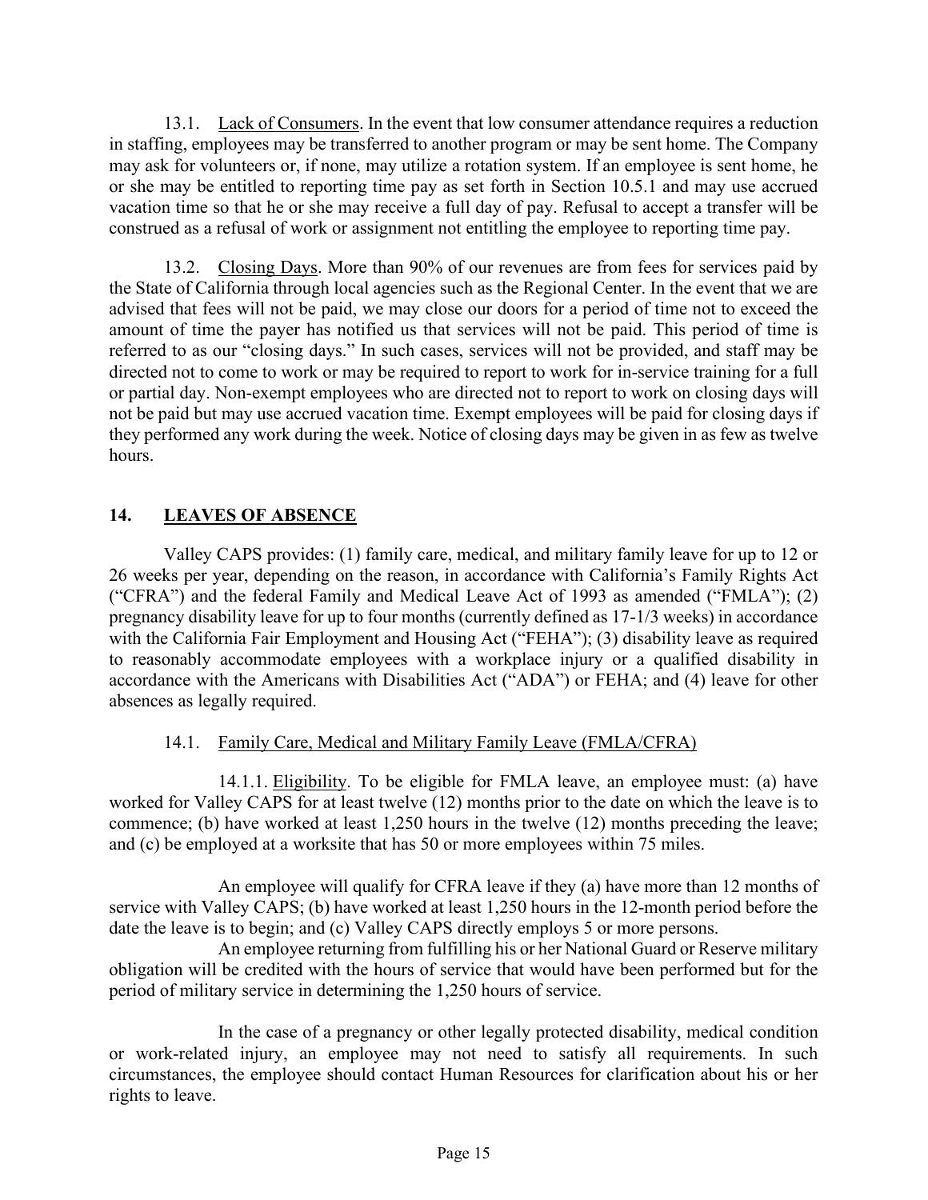13.1. Lack of Consumers. In the event that low consumer attendance requires a reduction in staffing, employees may be transferred to another program or may be sent home. The Company may ask for volunteers or, if none, may utilize a rotation system. If an employee is sent home, he or she may be entitled to reporting time pay as set forth in Section 10.5.1 and may use accrued vacation time so that he or she may receive a full day of pay. Refusal to accept a transfer will be construed as a refusal of work or assignment not entitling the employee to reporting time pay.

13.2. Closing Days. More than 90% of our revenues are from fees for services paid by the State of California through local agencies such as the Regional Center. In the event that we are advised that fees will not be paid, we may close our doors for a period of time not to exceed the amount of time the payer has notified us that services will not be paid. This period of time is referred to as our "closing days." In such cases, services will not be provided, and staff may be directed not to come to work or may be required to report to work for in-service training for a full or partial day. Non-exempt employees who are directed not to report to work on closing days will not be paid but may use accrued vacation time. Exempt employees will be paid for closing days if they performed any work during the week. Notice of closing days may be given in as few as twelve hours.

## 14. LEAVES OF ABSENCE

Valley CAPS provides: (1) family care, medical, and military family leave for up to 12 or 26 weeks per year, depending on the reason, in accordance with California's Family Rights Act ("CFRA") and the federal Family and Medical Leave Act of 1993 as amended ("FMLA"); (2) pregnancy disability leave for up to four months (currently defined as 17-1/3 weeks) in accordance with the California Fair Employment and Housing Act ("FEHA"); (3) disability leave as required to reasonably accommodate employees with a workplace injury or a qualified disability in accordance with the Americans with Disabilities Act ("ADA") or FEHA; and (4) leave for other absences as legally required.

### 14.1. Family Care, Medical and Military Family Leave (FMLA/CFRA)

14.1.1. Eligibility. To be eligible for FMLA leave, an employee must: (a) have worked for Valley CAPS for at least twelve (12) months prior to the date on which the leave is to commence; (b) have worked at least 1,250 hours in the twelve (12) months preceding the leave; and (c) be employed at a worksite that has 50 or more employees within 75 miles.

An employee will qualify for CFRA leave if they (a) have more than 12 months of service with Valley CAPS; (b) have worked at least 1,250 hours in the 12-month period before the date the leave is to begin; and (c) Valley CAPS directly employs 5 or more persons.

An employee returning from fulfilling his or her National Guard or Reserve military obligation will be credited with the hours of service that would have been performed but for the period of military service in determining the 1,250 hours of service.

In the case of a pregnancy or other legally protected disability, medical condition or work-related injury, an employee may not need to satisfy all requirements. In such circumstances, the employee should contact Human Resources for clarification about his or her rights to leave.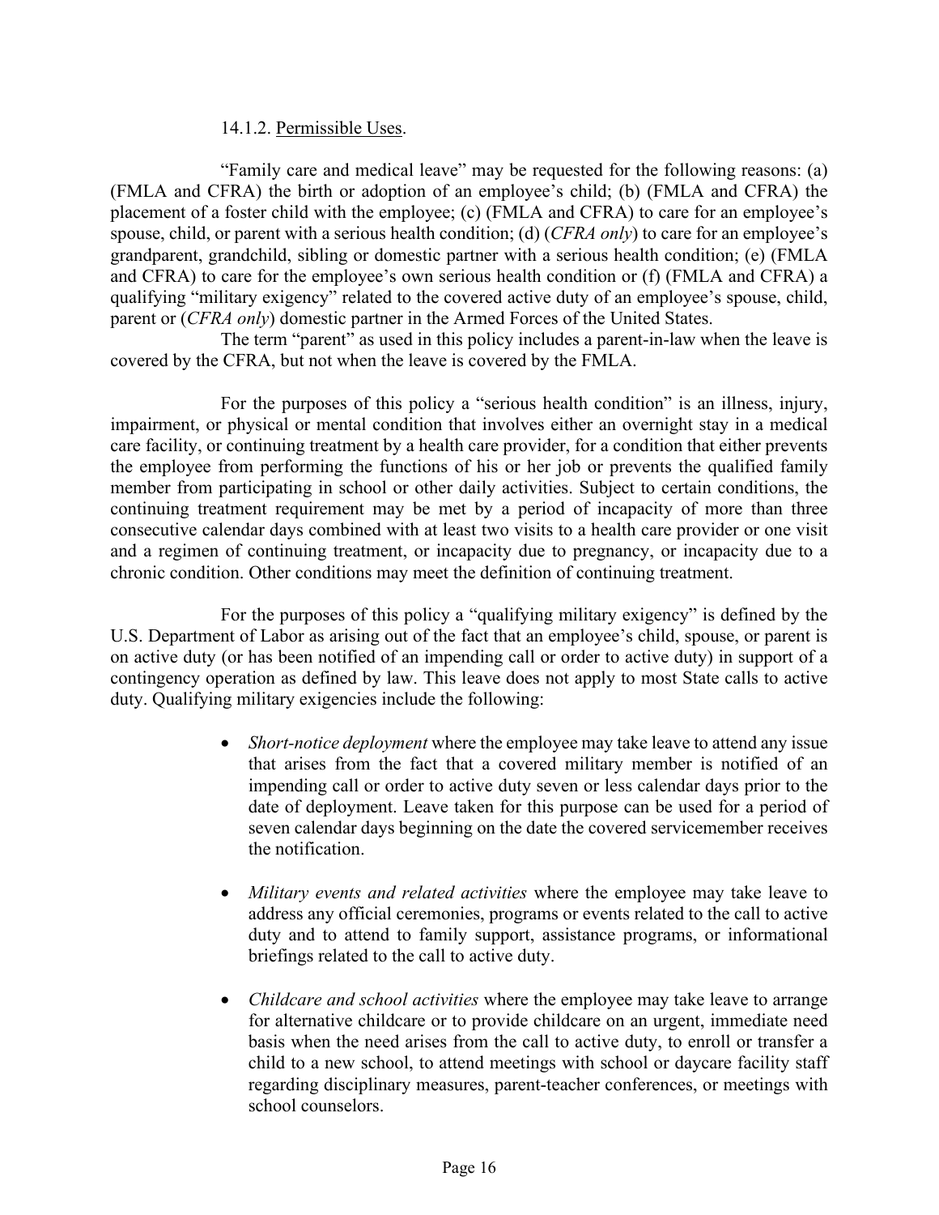14.1.2. Permissible Uses.

"Family care and medical leave" may be requested for the following reasons: (a) (FMLA and CFRA) the birth or adoption of an employee's child; (b) (FMLA and CFRA) the placement of a foster child with the employee; (c) (FMLA and CFRA) to care for an employee's spouse, child, or parent with a serious health condition; (d) (*CFRA only*) to care for an employee's grandparent, grandchild, sibling or domestic partner with a serious health condition; (e) (FMLA and CFRA) to care for the employee's own serious health condition or (f) (FMLA and CFRA) a qualifying "military exigency" related to the covered active duty of an employee's spouse, child, parent or (*CFRA only*) domestic partner in the Armed Forces of the United States.

The term "parent" as used in this policy includes a parent-in-law when the leave is covered by the CFRA, but not when the leave is covered by the FMLA.

For the purposes of this policy a "serious health condition" is an illness, injury, impairment, or physical or mental condition that involves either an overnight stay in a medical care facility, or continuing treatment by a health care provider, for a condition that either prevents the employee from performing the functions of his or her job or prevents the qualified family member from participating in school or other daily activities. Subject to certain conditions, the continuing treatment requirement may be met by a period of incapacity of more than three consecutive calendar days combined with at least two visits to a health care provider or one visit and a regimen of continuing treatment, or incapacity due to pregnancy, or incapacity due to a chronic condition. Other conditions may meet the definition of continuing treatment.

For the purposes of this policy a "qualifying military exigency" is defined by the U.S. Department of Labor as arising out of the fact that an employee's child, spouse, or parent is on active duty (or has been notified of an impending call or order to active duty) in support of a contingency operation as defined by law. This leave does not apply to most State calls to active duty. Qualifying military exigencies include the following:

- *Short-notice deployment* where the employee may take leave to attend any issue that arises from the fact that a covered military member is notified of an impending call or order to active duty seven or less calendar days prior to the date of deployment. Leave taken for this purpose can be used for a period of seven calendar days beginning on the date the covered servicemember receives the notification.

- *Military events and related activities* where the employee may take leave to address any official ceremonies, programs or events related to the call to active duty and to attend to family support, assistance programs, or informational briefings related to the call to active duty.

- *Childcare and school activities* where the employee may take leave to arrange for alternative childcare or to provide childcare on an urgent, immediate need basis when the need arises from the call to active duty, to enroll or transfer a child to a new school, to attend meetings with school or daycare facility staff regarding disciplinary measures, parent-teacher conferences, or meetings with school counselors.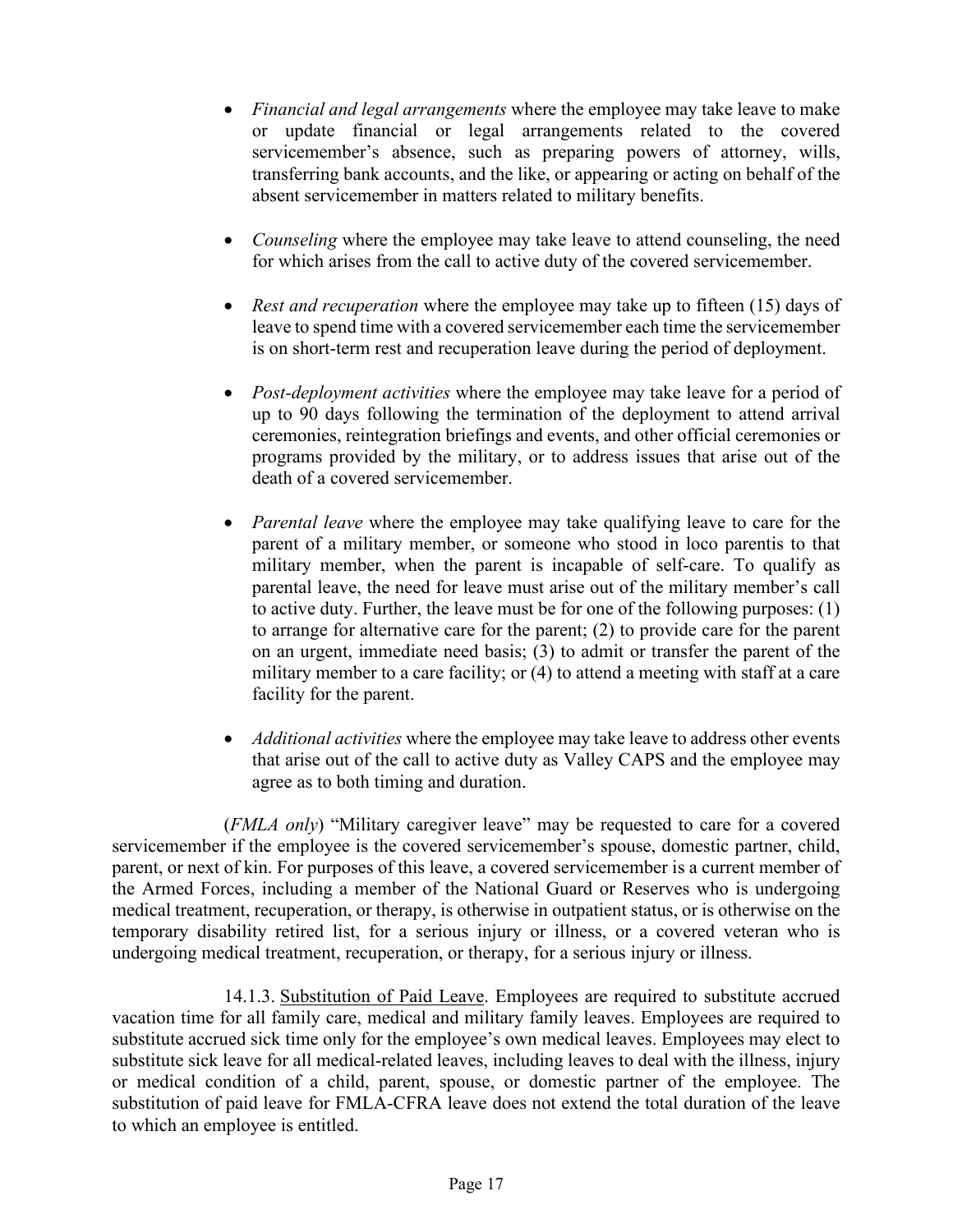- *Financial and legal arrangements* where the employee may take leave to make or update financial or legal arrangements related to the covered servicemember's absence, such as preparing powers of attorney, wills, transferring bank accounts, and the like, or appearing or acting on behalf of the absent servicemember in matters related to military benefits.

- *Counseling* where the employee may take leave to attend counseling, the need for which arises from the call to active duty of the covered servicemember.

- *Rest and recuperation* where the employee may take up to fifteen (15) days of leave to spend time with a covered servicemember each time the servicemember is on short-term rest and recuperation leave during the period of deployment.

- *Post-deployment activities* where the employee may take leave for a period of up to 90 days following the termination of the deployment to attend arrival ceremonies, reintegration briefings and events, and other official ceremonies or programs provided by the military, or to address issues that arise out of the death of a covered servicemember.

- *Parental leave* where the employee may take qualifying leave to care for the parent of a military member, or someone who stood in loco parentis to that military member, when the parent is incapable of self-care. To qualify as parental leave, the need for leave must arise out of the military member's call to active duty. Further, the leave must be for one of the following purposes: (1) to arrange for alternative care for the parent; (2) to provide care for the parent on an urgent, immediate need basis; (3) to admit or transfer the parent of the military member to a care facility; or (4) to attend a meeting with staff at a care facility for the parent.

- *Additional activities* where the employee may take leave to address other events that arise out of the call to active duty as Valley CAPS and the employee may agree as to both timing and duration.

(*FMLA only*) "Military caregiver leave" may be requested to care for a covered servicemember if the employee is the covered servicemember's spouse, domestic partner, child, parent, or next of kin. For purposes of this leave, a covered servicemember is a current member of the Armed Forces, including a member of the National Guard or Reserves who is undergoing medical treatment, recuperation, or therapy, is otherwise in outpatient status, or is otherwise on the temporary disability retired list, for a serious injury or illness, or a covered veteran who is undergoing medical treatment, recuperation, or therapy, for a serious injury or illness.

14.1.3. Substitution of Paid Leave. Employees are required to substitute accrued vacation time for all family care, medical and military family leaves. Employees are required to substitute accrued sick time only for the employee's own medical leaves. Employees may elect to substitute sick leave for all medical-related leaves, including leaves to deal with the illness, injury or medical condition of a child, parent, spouse, or domestic partner of the employee. The substitution of paid leave for FMLA-CFRA leave does not extend the total duration of the leave to which an employee is entitled.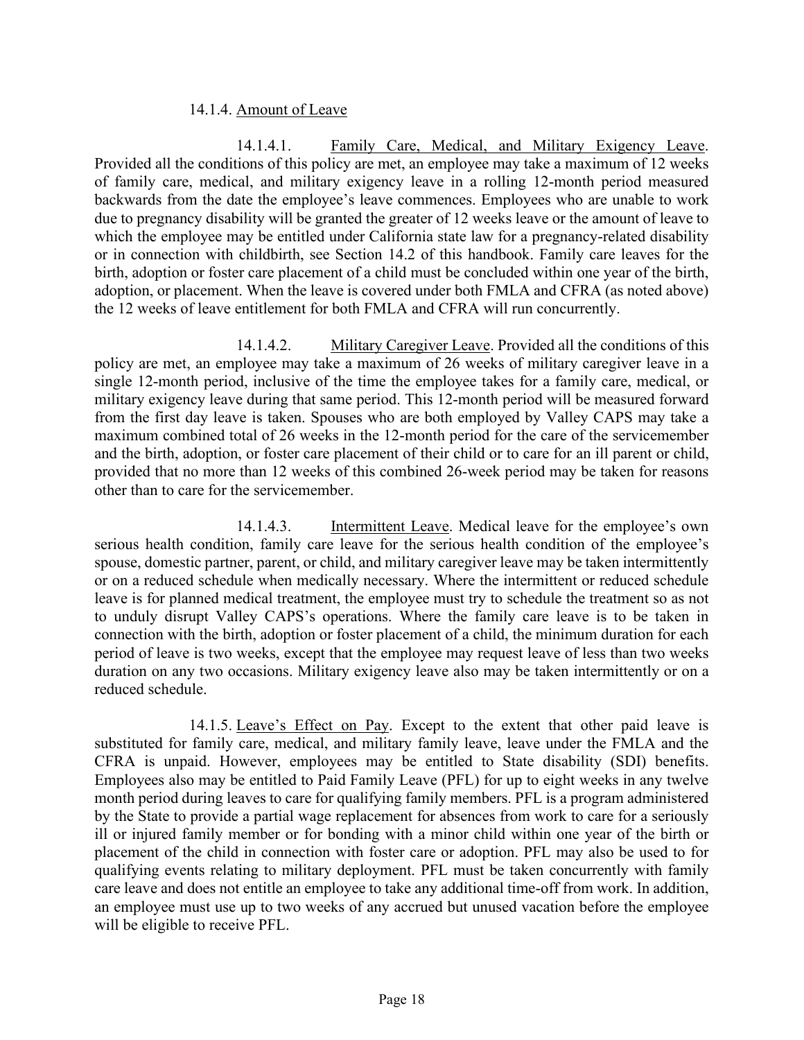14.1.4. Amount of Leave

14.1.4.1. Family Care, Medical, and Military Exigency Leave. Provided all the conditions of this policy are met, an employee may take a maximum of 12 weeks of family care, medical, and military exigency leave in a rolling 12-month period measured backwards from the date the employee's leave commences. Employees who are unable to work due to pregnancy disability will be granted the greater of 12 weeks leave or the amount of leave to which the employee may be entitled under California state law for a pregnancy-related disability or in connection with childbirth, see Section 14.2 of this handbook. Family care leaves for the birth, adoption or foster care placement of a child must be concluded within one year of the birth, adoption, or placement. When the leave is covered under both FMLA and CFRA (as noted above) the 12 weeks of leave entitlement for both FMLA and CFRA will run concurrently.

14.1.4.2. Military Caregiver Leave. Provided all the conditions of this policy are met, an employee may take a maximum of 26 weeks of military caregiver leave in a single 12-month period, inclusive of the time the employee takes for a family care, medical, or military exigency leave during that same period. This 12-month period will be measured forward from the first day leave is taken. Spouses who are both employed by Valley CAPS may take a maximum combined total of 26 weeks in the 12-month period for the care of the servicemember and the birth, adoption, or foster care placement of their child or to care for an ill parent or child, provided that no more than 12 weeks of this combined 26-week period may be taken for reasons other than to care for the servicemember.

14.1.4.3. Intermittent Leave. Medical leave for the employee's own serious health condition, family care leave for the serious health condition of the employee's spouse, domestic partner, parent, or child, and military caregiver leave may be taken intermittently or on a reduced schedule when medically necessary. Where the intermittent or reduced schedule leave is for planned medical treatment, the employee must try to schedule the treatment so as not to unduly disrupt Valley CAPS's operations. Where the family care leave is to be taken in connection with the birth, adoption or foster placement of a child, the minimum duration for each period of leave is two weeks, except that the employee may request leave of less than two weeks duration on any two occasions. Military exigency leave also may be taken intermittently or on a reduced schedule.

14.1.5. Leave's Effect on Pay. Except to the extent that other paid leave is substituted for family care, medical, and military family leave, leave under the FMLA and the CFRA is unpaid. However, employees may be entitled to State disability (SDI) benefits. Employees also may be entitled to Paid Family Leave (PFL) for up to eight weeks in any twelve month period during leaves to care for qualifying family members. PFL is a program administered by the State to provide a partial wage replacement for absences from work to care for a seriously ill or injured family member or for bonding with a minor child within one year of the birth or placement of the child in connection with foster care or adoption. PFL may also be used to for qualifying events relating to military deployment. PFL must be taken concurrently with family care leave and does not entitle an employee to take any additional time-off from work. In addition, an employee must use up to two weeks of any accrued but unused vacation before the employee will be eligible to receive PFL.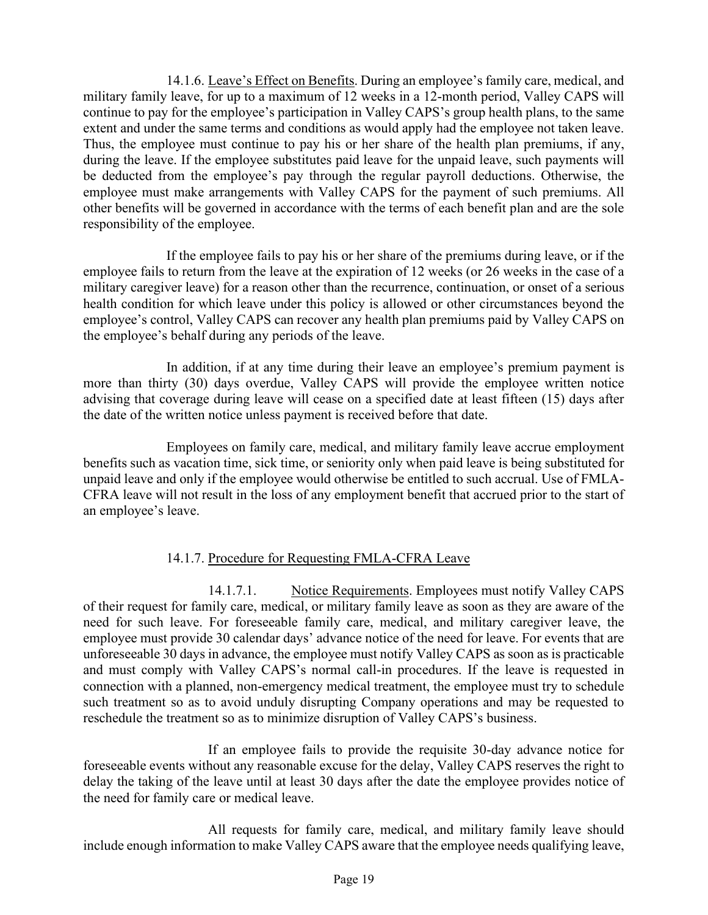14.1.6. Leave's Effect on Benefits. During an employee's family care, medical, and military family leave, for up to a maximum of 12 weeks in a 12-month period, Valley CAPS will continue to pay for the employee's participation in Valley CAPS's group health plans, to the same extent and under the same terms and conditions as would apply had the employee not taken leave. Thus, the employee must continue to pay his or her share of the health plan premiums, if any, during the leave. If the employee substitutes paid leave for the unpaid leave, such payments will be deducted from the employee's pay through the regular payroll deductions. Otherwise, the employee must make arrangements with Valley CAPS for the payment of such premiums. All other benefits will be governed in accordance with the terms of each benefit plan and are the sole responsibility of the employee.

If the employee fails to pay his or her share of the premiums during leave, or if the employee fails to return from the leave at the expiration of 12 weeks (or 26 weeks in the case of a military caregiver leave) for a reason other than the recurrence, continuation, or onset of a serious health condition for which leave under this policy is allowed or other circumstances beyond the employee's control, Valley CAPS can recover any health plan premiums paid by Valley CAPS on the employee's behalf during any periods of the leave.

In addition, if at any time during their leave an employee's premium payment is more than thirty (30) days overdue, Valley CAPS will provide the employee written notice advising that coverage during leave will cease on a specified date at least fifteen (15) days after the date of the written notice unless payment is received before that date.

Employees on family care, medical, and military family leave accrue employment benefits such as vacation time, sick time, or seniority only when paid leave is being substituted for unpaid leave and only if the employee would otherwise be entitled to such accrual. Use of FMLA-CFRA leave will not result in the loss of any employment benefit that accrued prior to the start of an employee's leave.

14.1.7. Procedure for Requesting FMLA-CFRA Leave

14.1.7.1. Notice Requirements. Employees must notify Valley CAPS of their request for family care, medical, or military family leave as soon as they are aware of the need for such leave. For foreseeable family care, medical, and military caregiver leave, the employee must provide 30 calendar days' advance notice of the need for leave. For events that are unforeseeable 30 days in advance, the employee must notify Valley CAPS as soon as is practicable and must comply with Valley CAPS's normal call-in procedures. If the leave is requested in connection with a planned, non-emergency medical treatment, the employee must try to schedule such treatment so as to avoid unduly disrupting Company operations and may be requested to reschedule the treatment so as to minimize disruption of Valley CAPS's business.

If an employee fails to provide the requisite 30-day advance notice for foreseeable events without any reasonable excuse for the delay, Valley CAPS reserves the right to delay the taking of the leave until at least 30 days after the date the employee provides notice of the need for family care or medical leave.

All requests for family care, medical, and military family leave should include enough information to make Valley CAPS aware that the employee needs qualifying leave,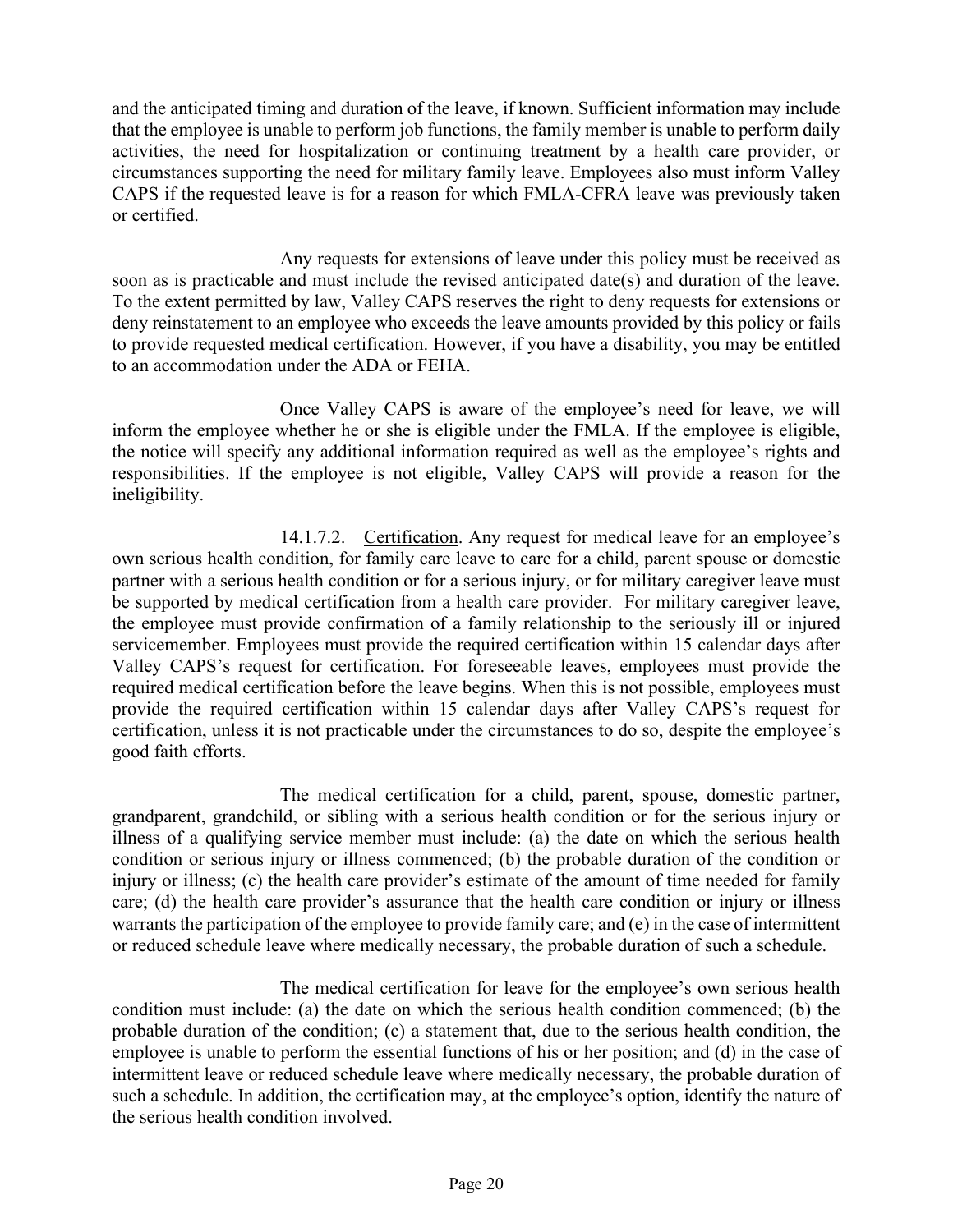and the anticipated timing and duration of the leave, if known. Sufficient information may include that the employee is unable to perform job functions, the family member is unable to perform daily activities, the need for hospitalization or continuing treatment by a health care provider, or circumstances supporting the need for military family leave. Employees also must inform Valley CAPS if the requested leave is for a reason for which FMLA-CFRA leave was previously taken or certified.

Any requests for extensions of leave under this policy must be received as soon as is practicable and must include the revised anticipated date(s) and duration of the leave. To the extent permitted by law, Valley CAPS reserves the right to deny requests for extensions or deny reinstatement to an employee who exceeds the leave amounts provided by this policy or fails to provide requested medical certification. However, if you have a disability, you may be entitled to an accommodation under the ADA or FEHA.

Once Valley CAPS is aware of the employee's need for leave, we will inform the employee whether he or she is eligible under the FMLA. If the employee is eligible, the notice will specify any additional information required as well as the employee's rights and responsibilities. If the employee is not eligible, Valley CAPS will provide a reason for the ineligibility.

14.1.7.2. Certification. Any request for medical leave for an employee's own serious health condition, for family care leave to care for a child, parent spouse or domestic partner with a serious health condition or for a serious injury, or for military caregiver leave must be supported by medical certification from a health care provider. For military caregiver leave, the employee must provide confirmation of a family relationship to the seriously ill or injured servicemember. Employees must provide the required certification within 15 calendar days after Valley CAPS's request for certification. For foreseeable leaves, employees must provide the required medical certification before the leave begins. When this is not possible, employees must provide the required certification within 15 calendar days after Valley CAPS's request for certification, unless it is not practicable under the circumstances to do so, despite the employee's good faith efforts.

The medical certification for a child, parent, spouse, domestic partner, grandparent, grandchild, or sibling with a serious health condition or for the serious injury or illness of a qualifying service member must include: (a) the date on which the serious health condition or serious injury or illness commenced; (b) the probable duration of the condition or injury or illness; (c) the health care provider's estimate of the amount of time needed for family care; (d) the health care provider's assurance that the health care condition or injury or illness warrants the participation of the employee to provide family care; and (e) in the case of intermittent or reduced schedule leave where medically necessary, the probable duration of such a schedule.

The medical certification for leave for the employee's own serious health condition must include: (a) the date on which the serious health condition commenced; (b) the probable duration of the condition; (c) a statement that, due to the serious health condition, the employee is unable to perform the essential functions of his or her position; and (d) in the case of intermittent leave or reduced schedule leave where medically necessary, the probable duration of such a schedule. In addition, the certification may, at the employee's option, identify the nature of the serious health condition involved.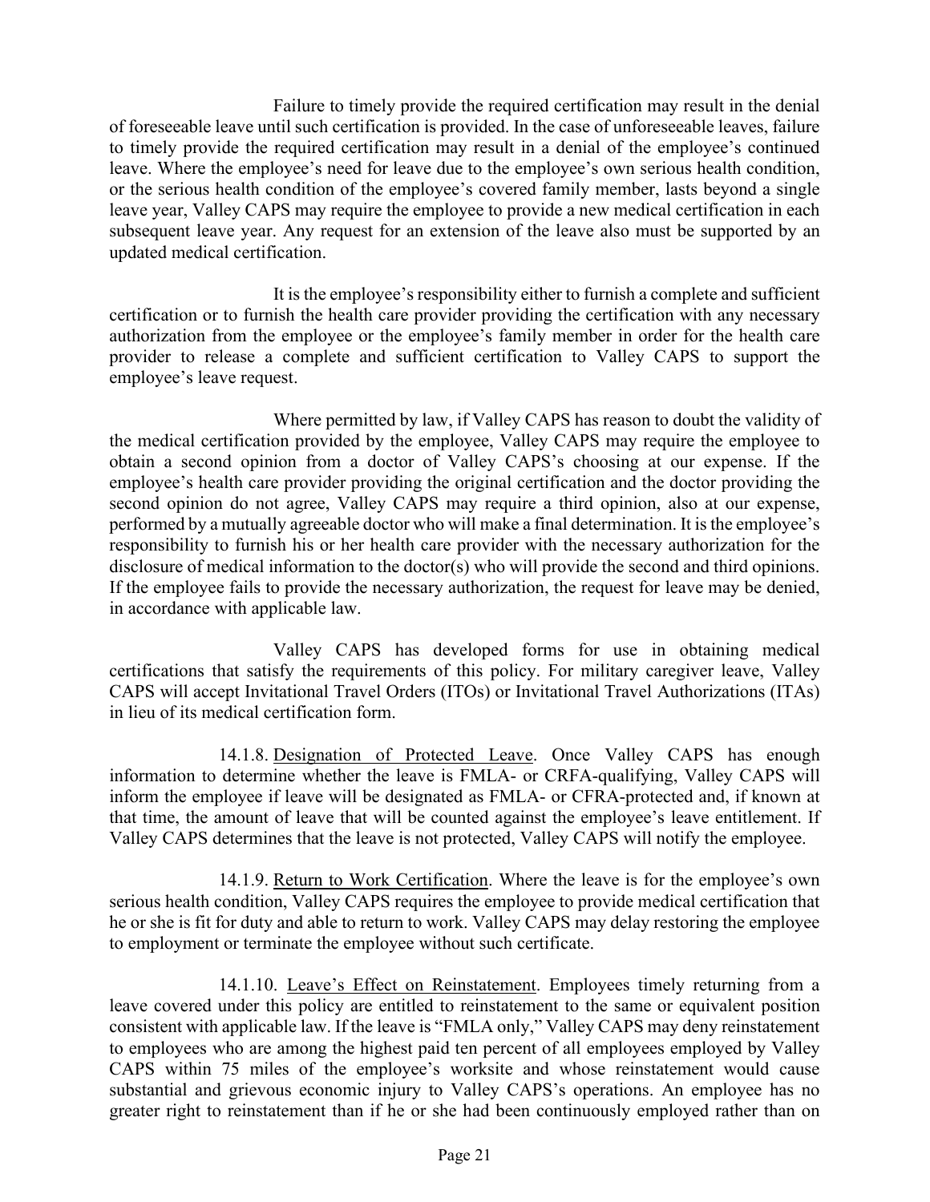Failure to timely provide the required certification may result in the denial of foreseeable leave until such certification is provided. In the case of unforeseeable leaves, failure to timely provide the required certification may result in a denial of the employee's continued leave. Where the employee's need for leave due to the employee's own serious health condition, or the serious health condition of the employee's covered family member, lasts beyond a single leave year, Valley CAPS may require the employee to provide a new medical certification in each subsequent leave year. Any request for an extension of the leave also must be supported by an updated medical certification.

It is the employee's responsibility either to furnish a complete and sufficient certification or to furnish the health care provider providing the certification with any necessary authorization from the employee or the employee's family member in order for the health care provider to release a complete and sufficient certification to Valley CAPS to support the employee's leave request.

Where permitted by law, if Valley CAPS has reason to doubt the validity of the medical certification provided by the employee, Valley CAPS may require the employee to obtain a second opinion from a doctor of Valley CAPS's choosing at our expense. If the employee's health care provider providing the original certification and the doctor providing the second opinion do not agree, Valley CAPS may require a third opinion, also at our expense, performed by a mutually agreeable doctor who will make a final determination. It is the employee's responsibility to furnish his or her health care provider with the necessary authorization for the disclosure of medical information to the doctor(s) who will provide the second and third opinions. If the employee fails to provide the necessary authorization, the request for leave may be denied, in accordance with applicable law.

Valley CAPS has developed forms for use in obtaining medical certifications that satisfy the requirements of this policy. For military caregiver leave, Valley CAPS will accept Invitational Travel Orders (ITOs) or Invitational Travel Authorizations (ITAs) in lieu of its medical certification form.

14.1.8. Designation of Protected Leave. Once Valley CAPS has enough information to determine whether the leave is FMLA- or CRFA-qualifying, Valley CAPS will inform the employee if leave will be designated as FMLA- or CFRA-protected and, if known at that time, the amount of leave that will be counted against the employee's leave entitlement. If Valley CAPS determines that the leave is not protected, Valley CAPS will notify the employee.

14.1.9. Return to Work Certification. Where the leave is for the employee's own serious health condition, Valley CAPS requires the employee to provide medical certification that he or she is fit for duty and able to return to work. Valley CAPS may delay restoring the employee to employment or terminate the employee without such certificate.

14.1.10. Leave's Effect on Reinstatement. Employees timely returning from a leave covered under this policy are entitled to reinstatement to the same or equivalent position consistent with applicable law. If the leave is "FMLA only," Valley CAPS may deny reinstatement to employees who are among the highest paid ten percent of all employees employed by Valley CAPS within 75 miles of the employee's worksite and whose reinstatement would cause substantial and grievous economic injury to Valley CAPS's operations. An employee has no greater right to reinstatement than if he or she had been continuously employed rather than on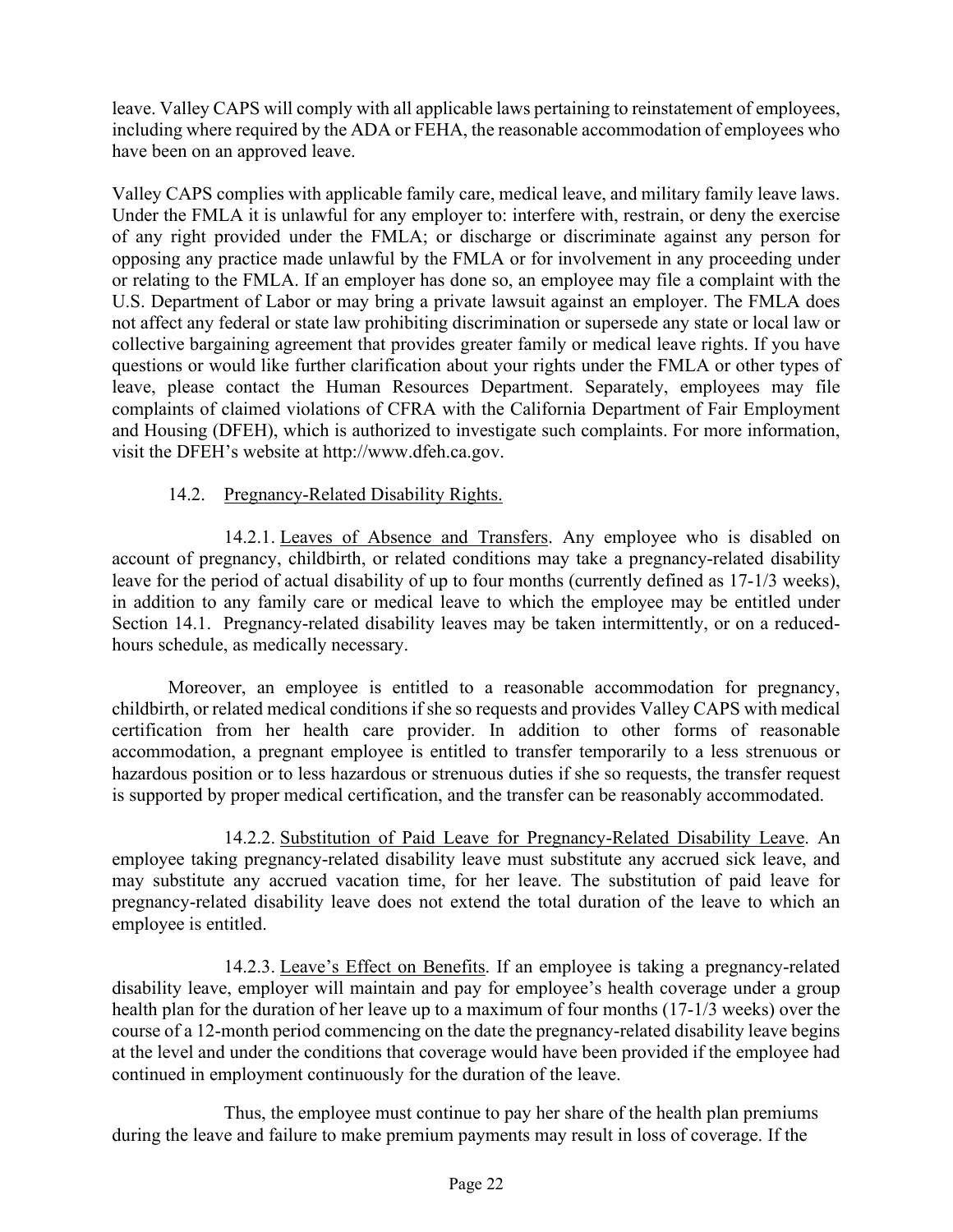leave. Valley CAPS will comply with all applicable laws pertaining to reinstatement of employees, including where required by the ADA or FEHA, the reasonable accommodation of employees who have been on an approved leave.

Valley CAPS complies with applicable family care, medical leave, and military family leave laws. Under the FMLA it is unlawful for any employer to: interfere with, restrain, or deny the exercise of any right provided under the FMLA; or discharge or discriminate against any person for opposing any practice made unlawful by the FMLA or for involvement in any proceeding under or relating to the FMLA. If an employer has done so, an employee may file a complaint with the U.S. Department of Labor or may bring a private lawsuit against an employer. The FMLA does not affect any federal or state law prohibiting discrimination or supersede any state or local law or collective bargaining agreement that provides greater family or medical leave rights. If you have questions or would like further clarification about your rights under the FMLA or other types of leave, please contact the Human Resources Department. Separately, employees may file complaints of claimed violations of CFRA with the California Department of Fair Employment and Housing (DFEH), which is authorized to investigate such complaints. For more information, visit the DFEH's website at http://www.dfeh.ca.gov.

### 14.2. Pregnancy-Related Disability Rights.

14.2.1. Leaves of Absence and Transfers. Any employee who is disabled on account of pregnancy, childbirth, or related conditions may take a pregnancy-related disability leave for the period of actual disability of up to four months (currently defined as 17-1/3 weeks), in addition to any family care or medical leave to which the employee may be entitled under Section 14.1. Pregnancy-related disability leaves may be taken intermittently, or on a reduced-hours schedule, as medically necessary.

Moreover, an employee is entitled to a reasonable accommodation for pregnancy, childbirth, or related medical conditions if she so requests and provides Valley CAPS with medical certification from her health care provider. In addition to other forms of reasonable accommodation, a pregnant employee is entitled to transfer temporarily to a less strenuous or hazardous position or to less hazardous or strenuous duties if she so requests, the transfer request is supported by proper medical certification, and the transfer can be reasonably accommodated.

14.2.2. Substitution of Paid Leave for Pregnancy-Related Disability Leave. An employee taking pregnancy-related disability leave must substitute any accrued sick leave, and may substitute any accrued vacation time, for her leave. The substitution of paid leave for pregnancy-related disability leave does not extend the total duration of the leave to which an employee is entitled.

14.2.3. Leave's Effect on Benefits. If an employee is taking a pregnancy-related disability leave, employer will maintain and pay for employee's health coverage under a group health plan for the duration of her leave up to a maximum of four months (17-1/3 weeks) over the course of a 12-month period commencing on the date the pregnancy-related disability leave begins at the level and under the conditions that coverage would have been provided if the employee had continued in employment continuously for the duration of the leave.

Thus, the employee must continue to pay her share of the health plan premiums during the leave and failure to make premium payments may result in loss of coverage. If the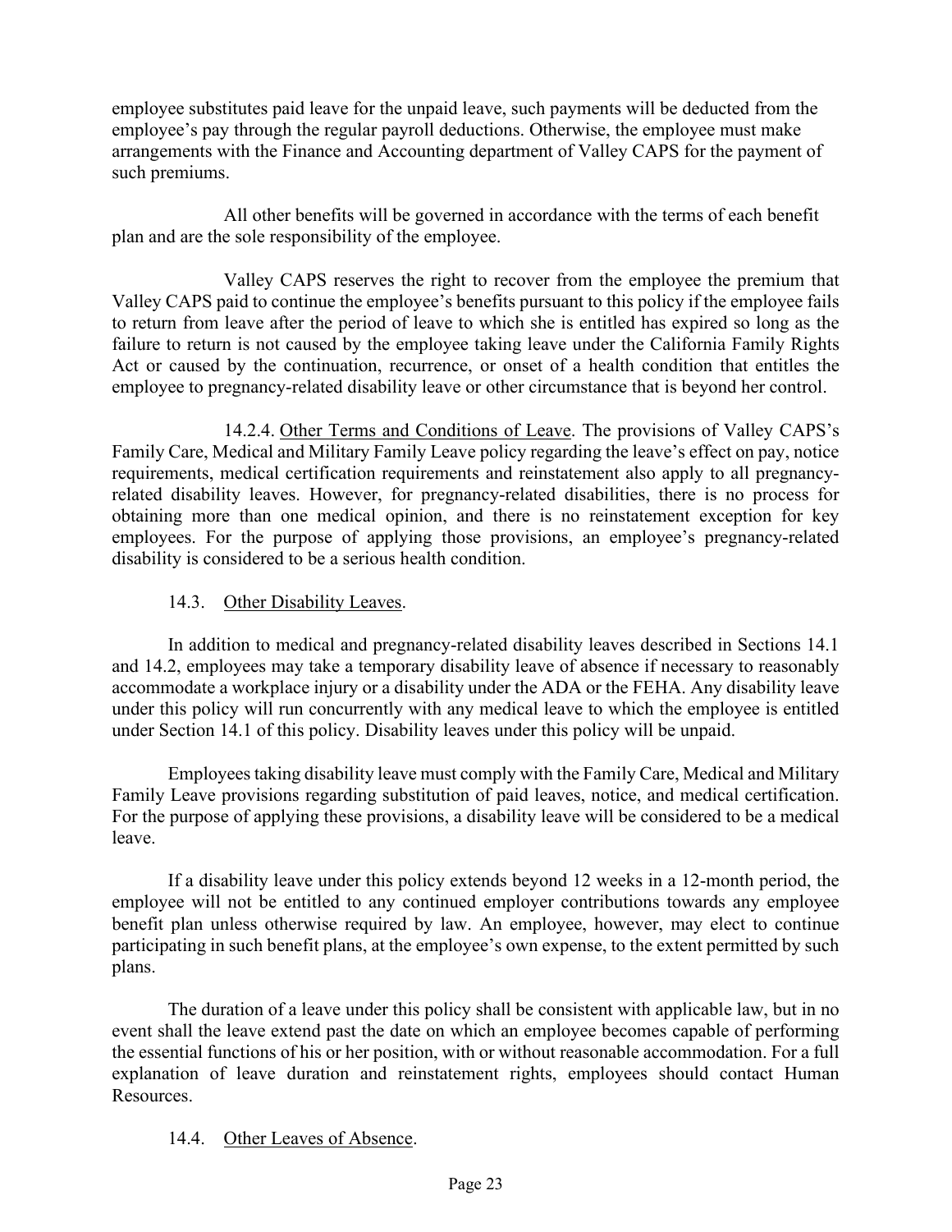employee substitutes paid leave for the unpaid leave, such payments will be deducted from the employee's pay through the regular payroll deductions. Otherwise, the employee must make arrangements with the Finance and Accounting department of Valley CAPS for the payment of such premiums.

All other benefits will be governed in accordance with the terms of each benefit plan and are the sole responsibility of the employee.

Valley CAPS reserves the right to recover from the employee the premium that Valley CAPS paid to continue the employee's benefits pursuant to this policy if the employee fails to return from leave after the period of leave to which she is entitled has expired so long as the failure to return is not caused by the employee taking leave under the California Family Rights Act or caused by the continuation, recurrence, or onset of a health condition that entitles the employee to pregnancy-related disability leave or other circumstance that is beyond her control.

14.2.4. Other Terms and Conditions of Leave. The provisions of Valley CAPS's Family Care, Medical and Military Family Leave policy regarding the leave's effect on pay, notice requirements, medical certification requirements and reinstatement also apply to all pregnancy-related disability leaves. However, for pregnancy-related disabilities, there is no process for obtaining more than one medical opinion, and there is no reinstatement exception for key employees. For the purpose of applying those provisions, an employee's pregnancy-related disability is considered to be a serious health condition.

### 14.3. Other Disability Leaves.

In addition to medical and pregnancy-related disability leaves described in Sections 14.1 and 14.2, employees may take a temporary disability leave of absence if necessary to reasonably accommodate a workplace injury or a disability under the ADA or the FEHA. Any disability leave under this policy will run concurrently with any medical leave to which the employee is entitled under Section 14.1 of this policy. Disability leaves under this policy will be unpaid.

Employees taking disability leave must comply with the Family Care, Medical and Military Family Leave provisions regarding substitution of paid leaves, notice, and medical certification. For the purpose of applying these provisions, a disability leave will be considered to be a medical leave.

If a disability leave under this policy extends beyond 12 weeks in a 12-month period, the employee will not be entitled to any continued employer contributions towards any employee benefit plan unless otherwise required by law. An employee, however, may elect to continue participating in such benefit plans, at the employee's own expense, to the extent permitted by such plans.

The duration of a leave under this policy shall be consistent with applicable law, but in no event shall the leave extend past the date on which an employee becomes capable of performing the essential functions of his or her position, with or without reasonable accommodation. For a full explanation of leave duration and reinstatement rights, employees should contact Human Resources.

### 14.4. Other Leaves of Absence.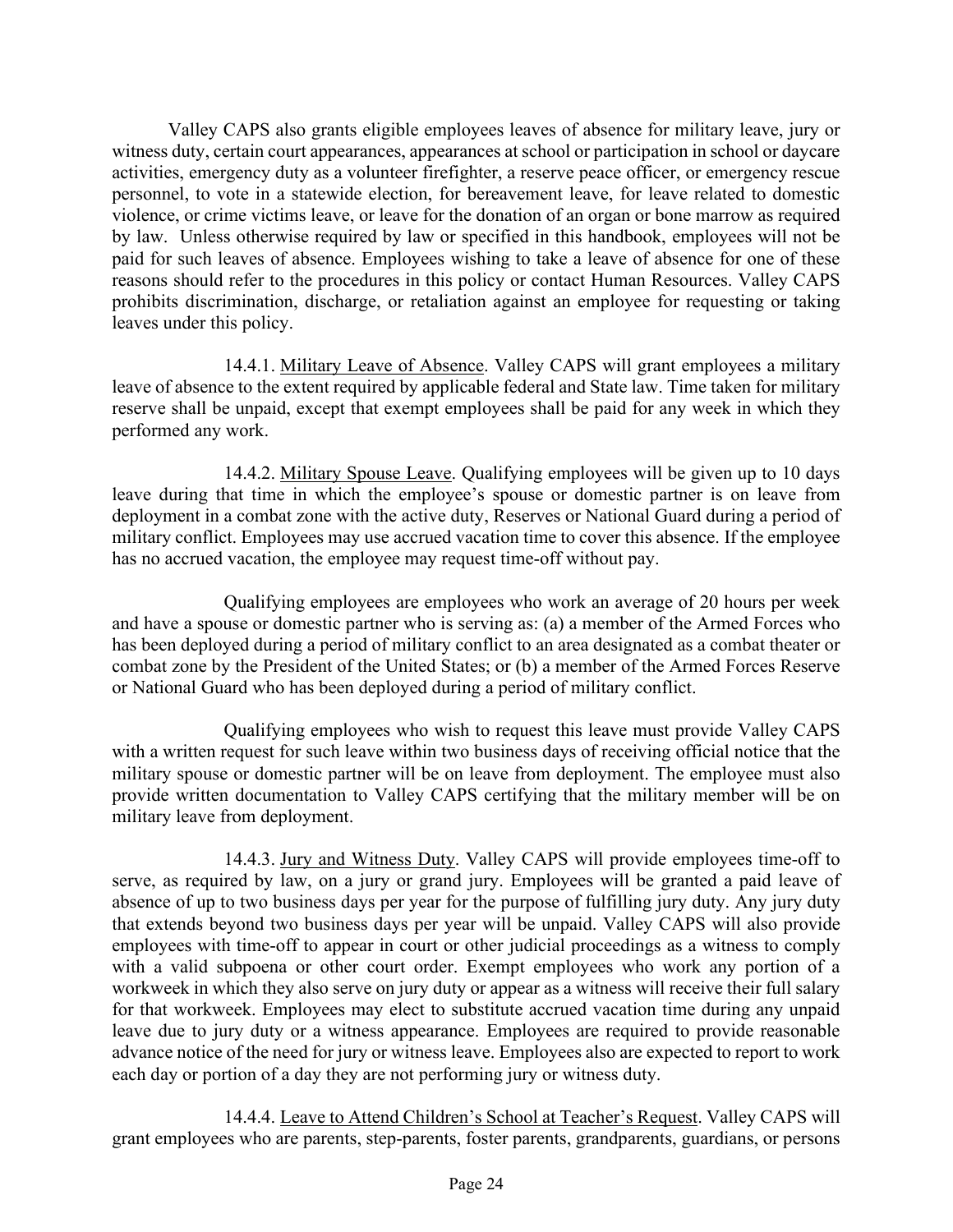Valley CAPS also grants eligible employees leaves of absence for military leave, jury or witness duty, certain court appearances, appearances at school or participation in school or daycare activities, emergency duty as a volunteer firefighter, a reserve peace officer, or emergency rescue personnel, to vote in a statewide election, for bereavement leave, for leave related to domestic violence, or crime victims leave, or leave for the donation of an organ or bone marrow as required by law. Unless otherwise required by law or specified in this handbook, employees will not be paid for such leaves of absence. Employees wishing to take a leave of absence for one of these reasons should refer to the procedures in this policy or contact Human Resources. Valley CAPS prohibits discrimination, discharge, or retaliation against an employee for requesting or taking leaves under this policy.

14.4.1. <u>Military Leave of Absence</u>. Valley CAPS will grant employees a military leave of absence to the extent required by applicable federal and State law. Time taken for military reserve shall be unpaid, except that exempt employees shall be paid for any week in which they performed any work.

14.4.2. <u>Military Spouse Leave</u>. Qualifying employees will be given up to 10 days leave during that time in which the employee's spouse or domestic partner is on leave from deployment in a combat zone with the active duty, Reserves or National Guard during a period of military conflict. Employees may use accrued vacation time to cover this absence. If the employee has no accrued vacation, the employee may request time-off without pay.

Qualifying employees are employees who work an average of 20 hours per week and have a spouse or domestic partner who is serving as: (a) a member of the Armed Forces who has been deployed during a period of military conflict to an area designated as a combat theater or combat zone by the President of the United States; or (b) a member of the Armed Forces Reserve or National Guard who has been deployed during a period of military conflict.

Qualifying employees who wish to request this leave must provide Valley CAPS with a written request for such leave within two business days of receiving official notice that the military spouse or domestic partner will be on leave from deployment. The employee must also provide written documentation to Valley CAPS certifying that the military member will be on military leave from deployment.

14.4.3. <u>Jury and Witness Duty</u>. Valley CAPS will provide employees time-off to serve, as required by law, on a jury or grand jury. Employees will be granted a paid leave of absence of up to two business days per year for the purpose of fulfilling jury duty. Any jury duty that extends beyond two business days per year will be unpaid. Valley CAPS will also provide employees with time-off to appear in court or other judicial proceedings as a witness to comply with a valid subpoena or other court order. Exempt employees who work any portion of a workweek in which they also serve on jury duty or appear as a witness will receive their full salary for that workweek. Employees may elect to substitute accrued vacation time during any unpaid leave due to jury duty or a witness appearance. Employees are required to provide reasonable advance notice of the need for jury or witness leave. Employees also are expected to report to work each day or portion of a day they are not performing jury or witness duty.

14.4.4. <u>Leave to Attend Children's School at Teacher's Request</u>. Valley CAPS will grant employees who are parents, step-parents, foster parents, grandparents, guardians, or persons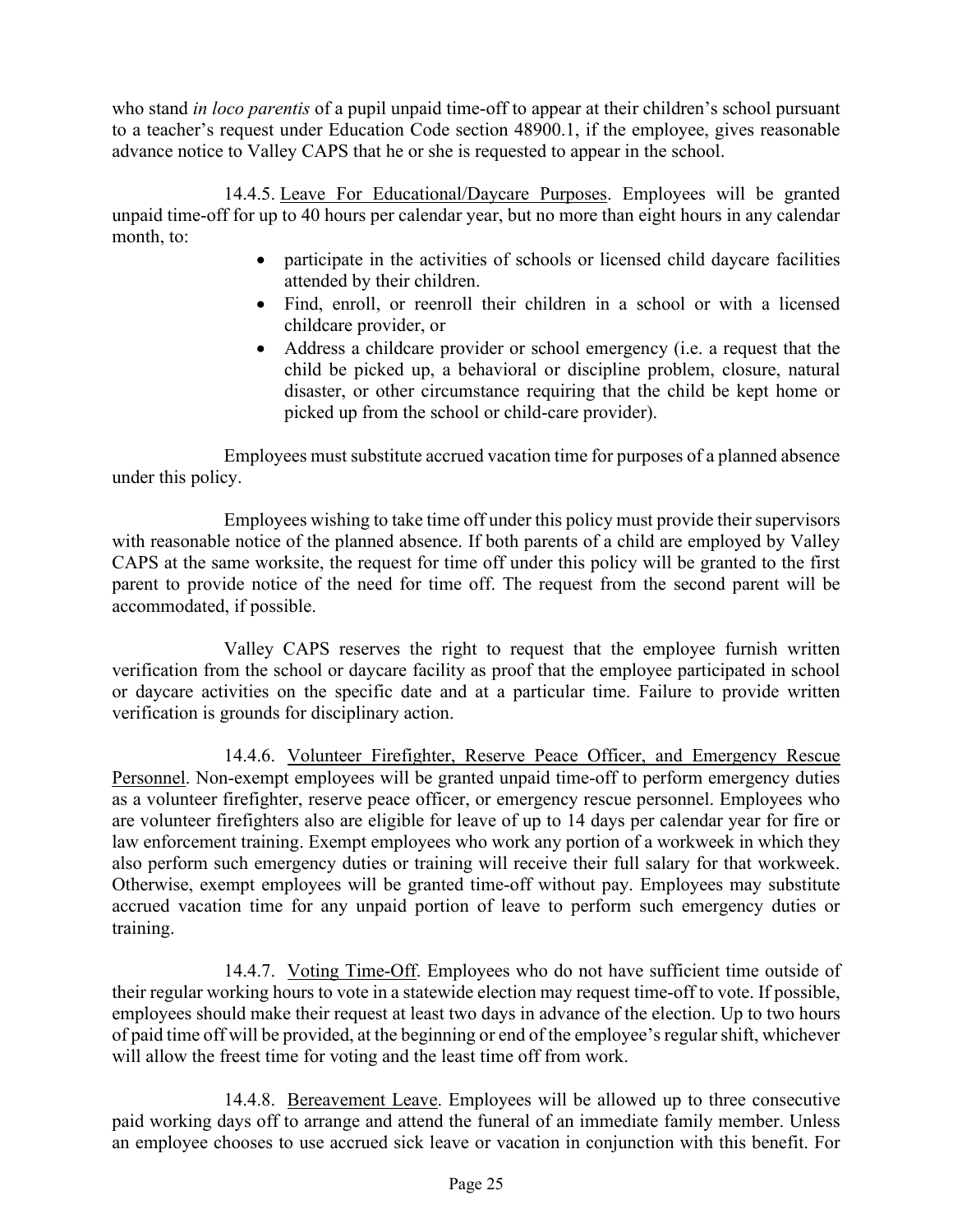who stand *in loco parentis* of a pupil unpaid time-off to appear at their children's school pursuant to a teacher's request under Education Code section 48900.1, if the employee, gives reasonable advance notice to Valley CAPS that he or she is requested to appear in the school.

14.4.5. Leave For Educational/Daycare Purposes. Employees will be granted unpaid time-off for up to 40 hours per calendar year, but no more than eight hours in any calendar month, to:

- participate in the activities of schools or licensed child daycare facilities attended by their children.
- Find, enroll, or reenroll their children in a school or with a licensed childcare provider, or
- Address a childcare provider or school emergency (i.e. a request that the child be picked up, a behavioral or discipline problem, closure, natural disaster, or other circumstance requiring that the child be kept home or picked up from the school or child-care provider).

Employees must substitute accrued vacation time for purposes of a planned absence under this policy.

Employees wishing to take time off under this policy must provide their supervisors with reasonable notice of the planned absence. If both parents of a child are employed by Valley CAPS at the same worksite, the request for time off under this policy will be granted to the first parent to provide notice of the need for time off. The request from the second parent will be accommodated, if possible.

Valley CAPS reserves the right to request that the employee furnish written verification from the school or daycare facility as proof that the employee participated in school or daycare activities on the specific date and at a particular time. Failure to provide written verification is grounds for disciplinary action.

14.4.6. Volunteer Firefighter, Reserve Peace Officer, and Emergency Rescue Personnel. Non-exempt employees will be granted unpaid time-off to perform emergency duties as a volunteer firefighter, reserve peace officer, or emergency rescue personnel. Employees who are volunteer firefighters also are eligible for leave of up to 14 days per calendar year for fire or law enforcement training. Exempt employees who work any portion of a workweek in which they also perform such emergency duties or training will receive their full salary for that workweek. Otherwise, exempt employees will be granted time-off without pay. Employees may substitute accrued vacation time for any unpaid portion of leave to perform such emergency duties or training.

14.4.7. Voting Time-Off. Employees who do not have sufficient time outside of their regular working hours to vote in a statewide election may request time-off to vote. If possible, employees should make their request at least two days in advance of the election. Up to two hours of paid time off will be provided, at the beginning or end of the employee's regular shift, whichever will allow the freest time for voting and the least time off from work.

14.4.8. Bereavement Leave. Employees will be allowed up to three consecutive paid working days off to arrange and attend the funeral of an immediate family member. Unless an employee chooses to use accrued sick leave or vacation in conjunction with this benefit. For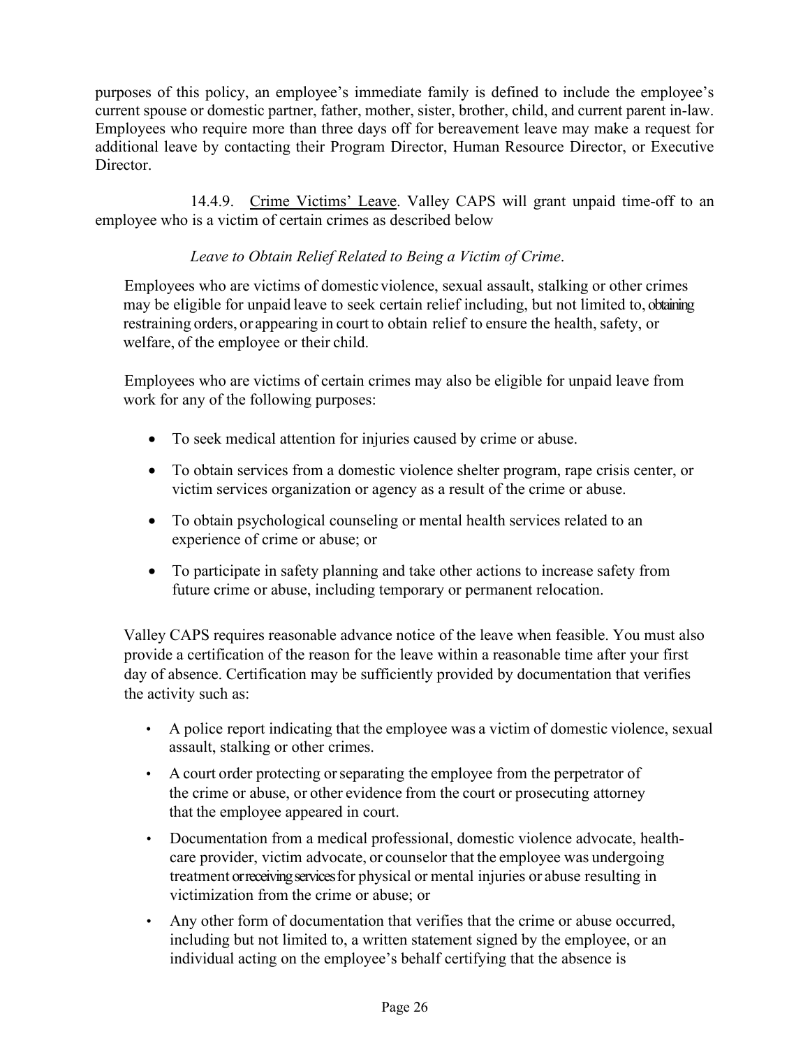purposes of this policy, an employee's immediate family is defined to include the employee's current spouse or domestic partner, father, mother, sister, brother, child, and current parent in-law. Employees who require more than three days off for bereavement leave may make a request for additional leave by contacting their Program Director, Human Resource Director, or Executive Director.

14.4.9. Crime Victims' Leave. Valley CAPS will grant unpaid time-off to an employee who is a victim of certain crimes as described below

*Leave to Obtain Relief Related to Being a Victim of Crime*.

Employees who are victims of domestic violence, sexual assault, stalking or other crimes may be eligible for unpaid leave to seek certain relief including, but not limited to, obtaining restraining orders, or appearing in court to obtain relief to ensure the health, safety, or welfare, of the employee or their child.

Employees who are victims of certain crimes may also be eligible for unpaid leave from work for any of the following purposes:

- To seek medical attention for injuries caused by crime or abuse.
- To obtain services from a domestic violence shelter program, rape crisis center, or victim services organization or agency as a result of the crime or abuse.
- To obtain psychological counseling or mental health services related to an experience of crime or abuse; or
- To participate in safety planning and take other actions to increase safety from future crime or abuse, including temporary or permanent relocation.

Valley CAPS requires reasonable advance notice of the leave when feasible. You must also provide a certification of the reason for the leave within a reasonable time after your first day of absence. Certification may be sufficiently provided by documentation that verifies the activity such as:

- A police report indicating that the employee was a victim of domestic violence, sexual assault, stalking or other crimes.
- A court order protecting or separating the employee from the perpetrator of the crime or abuse, or other evidence from the court or prosecuting attorney that the employee appeared in court.
- Documentation from a medical professional, domestic violence advocate, health-care provider, victim advocate, or counselor that the employee was undergoing treatment or receiving services for physical or mental injuries or abuse resulting in victimization from the crime or abuse; or
- Any other form of documentation that verifies that the crime or abuse occurred, including but not limited to, a written statement signed by the employee, or an individual acting on the employee's behalf certifying that the absence is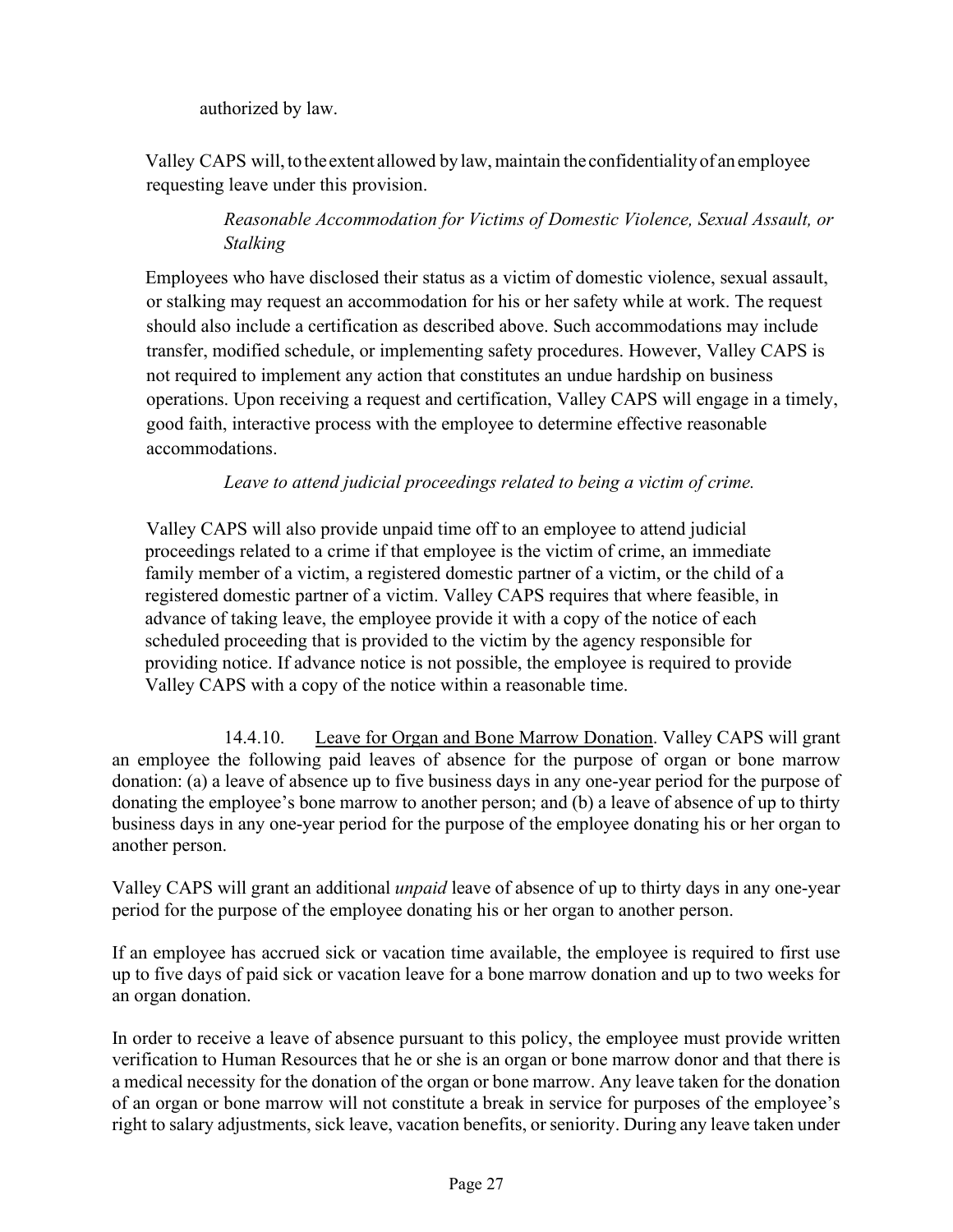authorized by law.

Valley CAPS will, to the extent allowed by law, maintain the confidentiality of an employee requesting leave under this provision.

*Reasonable Accommodation for Victims of Domestic Violence, Sexual Assault, or Stalking*

Employees who have disclosed their status as a victim of domestic violence, sexual assault, or stalking may request an accommodation for his or her safety while at work. The request should also include a certification as described above. Such accommodations may include transfer, modified schedule, or implementing safety procedures. However, Valley CAPS is not required to implement any action that constitutes an undue hardship on business operations. Upon receiving a request and certification, Valley CAPS will engage in a timely, good faith, interactive process with the employee to determine effective reasonable accommodations.

*Leave to attend judicial proceedings related to being a victim of crime.*

Valley CAPS will also provide unpaid time off to an employee to attend judicial proceedings related to a crime if that employee is the victim of crime, an immediate family member of a victim, a registered domestic partner of a victim, or the child of a registered domestic partner of a victim. Valley CAPS requires that where feasible, in advance of taking leave, the employee provide it with a copy of the notice of each scheduled proceeding that is provided to the victim by the agency responsible for providing notice. If advance notice is not possible, the employee is required to provide Valley CAPS with a copy of the notice within a reasonable time.

14.4.10. Leave for Organ and Bone Marrow Donation. Valley CAPS will grant an employee the following paid leaves of absence for the purpose of organ or bone marrow donation: (a) a leave of absence up to five business days in any one-year period for the purpose of donating the employee's bone marrow to another person; and (b) a leave of absence of up to thirty business days in any one-year period for the purpose of the employee donating his or her organ to another person.

Valley CAPS will grant an additional *unpaid* leave of absence of up to thirty days in any one-year period for the purpose of the employee donating his or her organ to another person.

If an employee has accrued sick or vacation time available, the employee is required to first use up to five days of paid sick or vacation leave for a bone marrow donation and up to two weeks for an organ donation.

In order to receive a leave of absence pursuant to this policy, the employee must provide written verification to Human Resources that he or she is an organ or bone marrow donor and that there is a medical necessity for the donation of the organ or bone marrow. Any leave taken for the donation of an organ or bone marrow will not constitute a break in service for purposes of the employee's right to salary adjustments, sick leave, vacation benefits, or seniority. During any leave taken under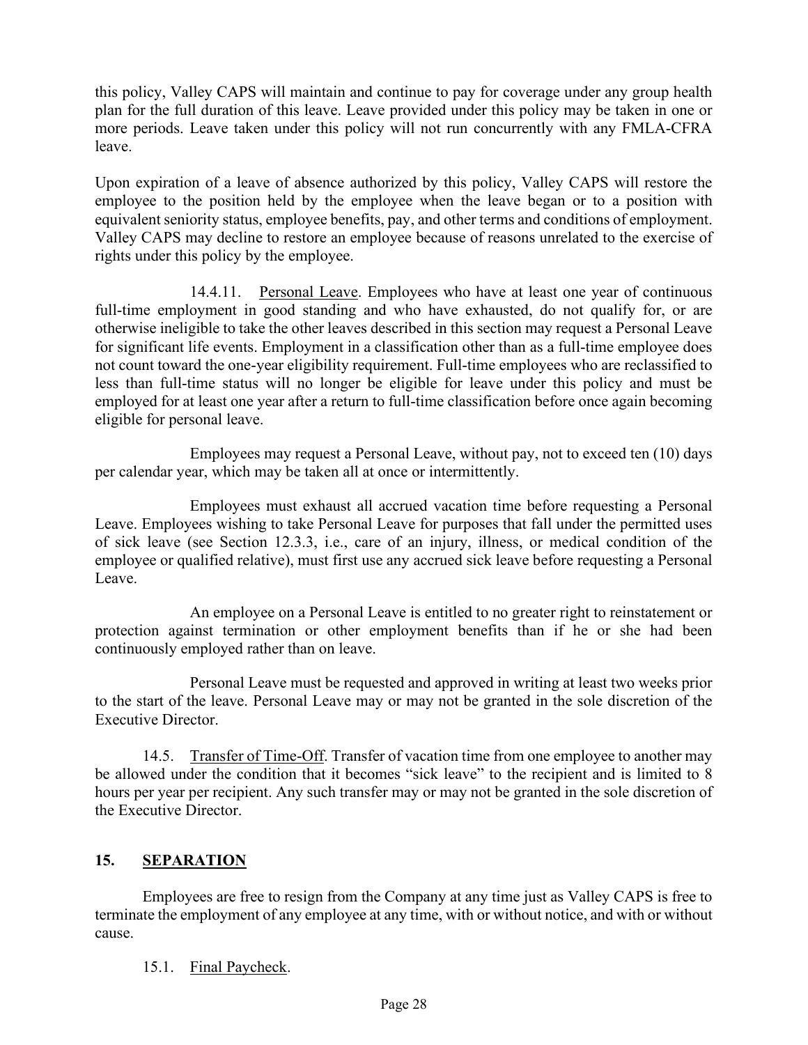this policy, Valley CAPS will maintain and continue to pay for coverage under any group health plan for the full duration of this leave. Leave provided under this policy may be taken in one or more periods. Leave taken under this policy will not run concurrently with any FMLA-CFRA leave.

Upon expiration of a leave of absence authorized by this policy, Valley CAPS will restore the employee to the position held by the employee when the leave began or to a position with equivalent seniority status, employee benefits, pay, and other terms and conditions of employment. Valley CAPS may decline to restore an employee because of reasons unrelated to the exercise of rights under this policy by the employee.

14.4.11. Personal Leave. Employees who have at least one year of continuous full-time employment in good standing and who have exhausted, do not qualify for, or are otherwise ineligible to take the other leaves described in this section may request a Personal Leave for significant life events. Employment in a classification other than as a full-time employee does not count toward the one-year eligibility requirement. Full-time employees who are reclassified to less than full-time status will no longer be eligible for leave under this policy and must be employed for at least one year after a return to full-time classification before once again becoming eligible for personal leave.

Employees may request a Personal Leave, without pay, not to exceed ten (10) days per calendar year, which may be taken all at once or intermittently.

Employees must exhaust all accrued vacation time before requesting a Personal Leave. Employees wishing to take Personal Leave for purposes that fall under the permitted uses of sick leave (see Section 12.3.3, i.e., care of an injury, illness, or medical condition of the employee or qualified relative), must first use any accrued sick leave before requesting a Personal Leave.

An employee on a Personal Leave is entitled to no greater right to reinstatement or protection against termination or other employment benefits than if he or she had been continuously employed rather than on leave.

Personal Leave must be requested and approved in writing at least two weeks prior to the start of the leave. Personal Leave may or may not be granted in the sole discretion of the Executive Director.

14.5. Transfer of Time-Off. Transfer of vacation time from one employee to another may be allowed under the condition that it becomes "sick leave" to the recipient and is limited to 8 hours per year per recipient. Any such transfer may or may not be granted in the sole discretion of the Executive Director.

## 15. SEPARATION

Employees are free to resign from the Company at any time just as Valley CAPS is free to terminate the employment of any employee at any time, with or without notice, and with or without cause.

15.1. Final Paycheck.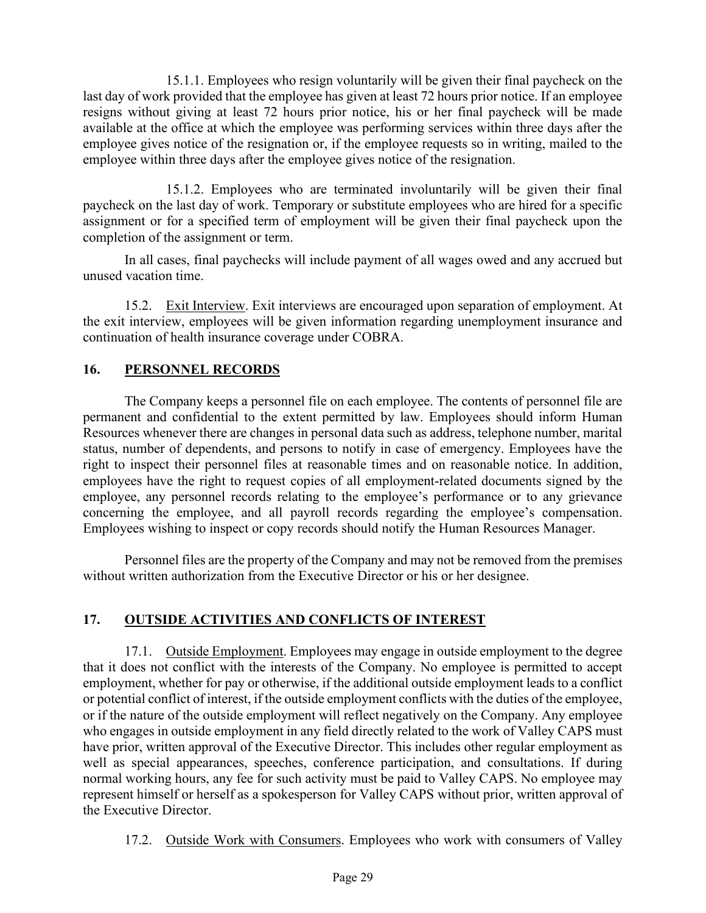15.1.1. Employees who resign voluntarily will be given their final paycheck on the last day of work provided that the employee has given at least 72 hours prior notice. If an employee resigns without giving at least 72 hours prior notice, his or her final paycheck will be made available at the office at which the employee was performing services within three days after the employee gives notice of the resignation or, if the employee requests so in writing, mailed to the employee within three days after the employee gives notice of the resignation.

15.1.2. Employees who are terminated involuntarily will be given their final paycheck on the last day of work. Temporary or substitute employees who are hired for a specific assignment or for a specified term of employment will be given their final paycheck upon the completion of the assignment or term.

In all cases, final paychecks will include payment of all wages owed and any accrued but unused vacation time.

15.2. Exit Interview. Exit interviews are encouraged upon separation of employment. At the exit interview, employees will be given information regarding unemployment insurance and continuation of health insurance coverage under COBRA.

## 16. PERSONNEL RECORDS

The Company keeps a personnel file on each employee. The contents of personnel file are permanent and confidential to the extent permitted by law. Employees should inform Human Resources whenever there are changes in personal data such as address, telephone number, marital status, number of dependents, and persons to notify in case of emergency. Employees have the right to inspect their personnel files at reasonable times and on reasonable notice. In addition, employees have the right to request copies of all employment-related documents signed by the employee, any personnel records relating to the employee's performance or to any grievance concerning the employee, and all payroll records regarding the employee's compensation. Employees wishing to inspect or copy records should notify the Human Resources Manager.

Personnel files are the property of the Company and may not be removed from the premises without written authorization from the Executive Director or his or her designee.

## 17. OUTSIDE ACTIVITIES AND CONFLICTS OF INTEREST

17.1. Outside Employment. Employees may engage in outside employment to the degree that it does not conflict with the interests of the Company. No employee is permitted to accept employment, whether for pay or otherwise, if the additional outside employment leads to a conflict or potential conflict of interest, if the outside employment conflicts with the duties of the employee, or if the nature of the outside employment will reflect negatively on the Company. Any employee who engages in outside employment in any field directly related to the work of Valley CAPS must have prior, written approval of the Executive Director. This includes other regular employment as well as special appearances, speeches, conference participation, and consultations. If during normal working hours, any fee for such activity must be paid to Valley CAPS. No employee may represent himself or herself as a spokesperson for Valley CAPS without prior, written approval of the Executive Director.

17.2. Outside Work with Consumers. Employees who work with consumers of Valley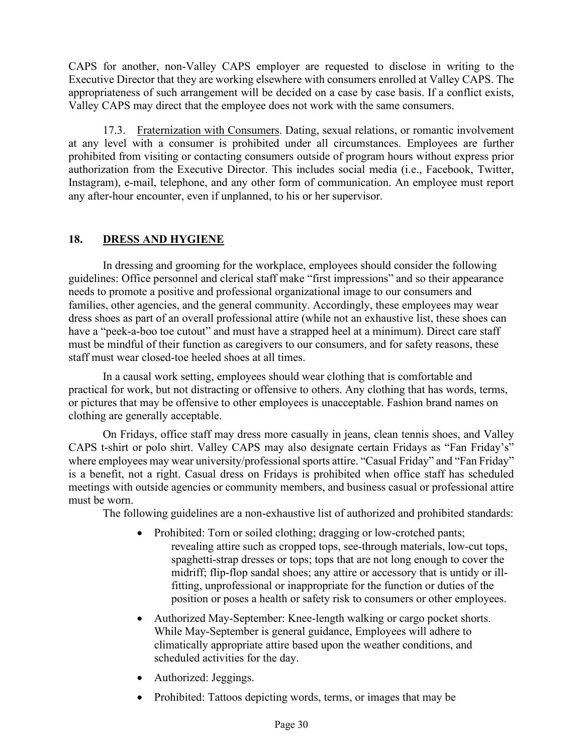CAPS for another, non-Valley CAPS employer are requested to disclose in writing to the Executive Director that they are working elsewhere with consumers enrolled at Valley CAPS. The appropriateness of such arrangement will be decided on a case by case basis. If a conflict exists, Valley CAPS may direct that the employee does not work with the same consumers.

17.3. Fraternization with Consumers. Dating, sexual relations, or romantic involvement at any level with a consumer is prohibited under all circumstances. Employees are further prohibited from visiting or contacting consumers outside of program hours without express prior authorization from the Executive Director. This includes social media (i.e., Facebook, Twitter, Instagram), e-mail, telephone, and any other form of communication. An employee must report any after-hour encounter, even if unplanned, to his or her supervisor.

## 18. DRESS AND HYGIENE

In dressing and grooming for the workplace, employees should consider the following guidelines: Office personnel and clerical staff make "first impressions" and so their appearance needs to promote a positive and professional organizational image to our consumers and families, other agencies, and the general community. Accordingly, these employees may wear dress shoes as part of an overall professional attire (while not an exhaustive list, these shoes can have a "peek-a-boo toe cutout" and must have a strapped heel at a minimum). Direct care staff must be mindful of their function as caregivers to our consumers, and for safety reasons, these staff must wear closed-toe heeled shoes at all times.

In a causal work setting, employees should wear clothing that is comfortable and practical for work, but not distracting or offensive to others. Any clothing that has words, terms, or pictures that may be offensive to other employees is unacceptable. Fashion brand names on clothing are generally acceptable.

On Fridays, office staff may dress more casually in jeans, clean tennis shoes, and Valley CAPS t-shirt or polo shirt. Valley CAPS may also designate certain Fridays as "Fan Friday's" where employees may wear university/professional sports attire. "Casual Friday" and "Fan Friday" is a benefit, not a right. Casual dress on Fridays is prohibited when office staff has scheduled meetings with outside agencies or community members, and business casual or professional attire must be worn.

The following guidelines are a non-exhaustive list of authorized and prohibited standards:

- Prohibited: Torn or soiled clothing; dragging or low-crotched pants; revealing attire such as cropped tops, see-through materials, low-cut tops, spaghetti-strap dresses or tops; tops that are not long enough to cover the midriff; flip-flop sandal shoes; any attire or accessory that is untidy or ill-fitting, unprofessional or inappropriate for the function or duties of the position or poses a health or safety risk to consumers or other employees.
- Authorized May-September: Knee-length walking or cargo pocket shorts. While May-September is general guidance, Employees will adhere to climatically appropriate attire based upon the weather conditions, and scheduled activities for the day.
- Authorized: Jeggings.
- Prohibited: Tattoos depicting words, terms, or images that may be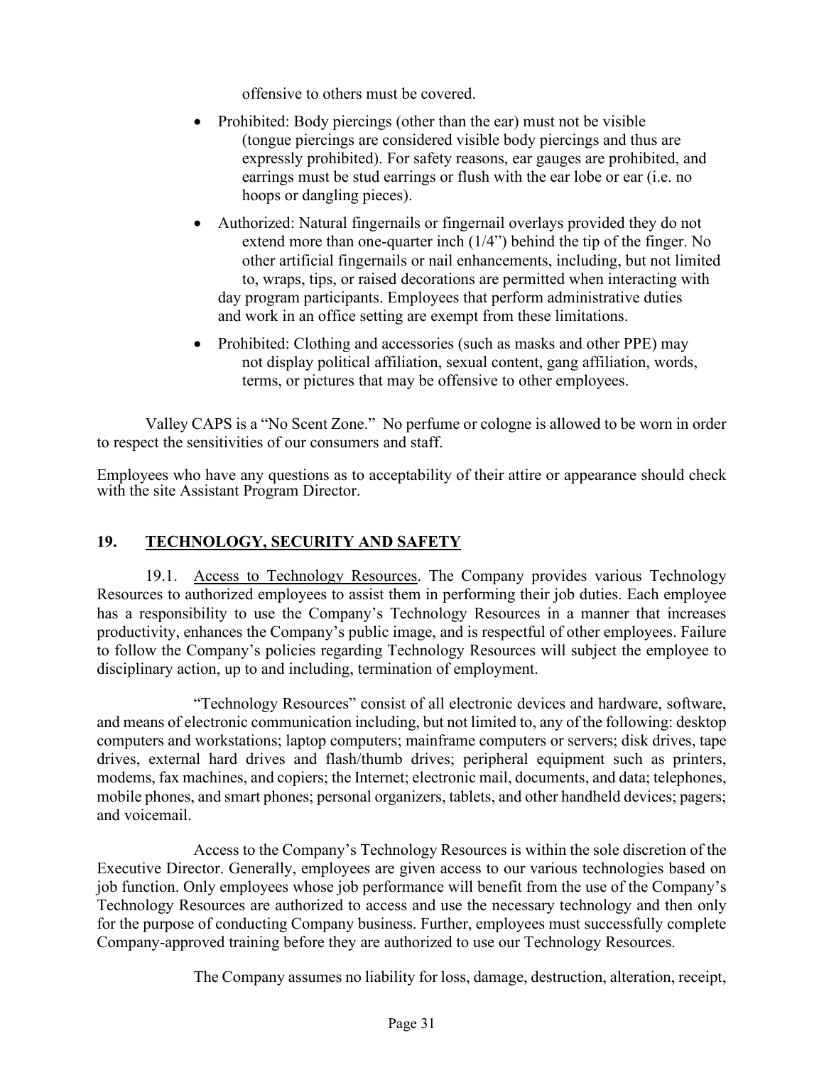offensive to others must be covered.

- Prohibited: Body piercings (other than the ear) must not be visible (tongue piercings are considered visible body piercings and thus are expressly prohibited). For safety reasons, ear gauges are prohibited, and earrings must be stud earrings or flush with the ear lobe or ear (i.e. no hoops or dangling pieces).
- Authorized: Natural fingernails or fingernail overlays provided they do not extend more than one-quarter inch (1/4") behind the tip of the finger. No other artificial fingernails or nail enhancements, including, but not limited to, wraps, tips, or raised decorations are permitted when interacting with day program participants. Employees that perform administrative duties and work in an office setting are exempt from these limitations.
- Prohibited: Clothing and accessories (such as masks and other PPE) may not display political affiliation, sexual content, gang affiliation, words, terms, or pictures that may be offensive to other employees.

Valley CAPS is a "No Scent Zone." No perfume or cologne is allowed to be worn in order to respect the sensitivities of our consumers and staff.

Employees who have any questions as to acceptability of their attire or appearance should check with the site Assistant Program Director.

## 19. TECHNOLOGY, SECURITY AND SAFETY

19.1. Access to Technology Resources. The Company provides various Technology Resources to authorized employees to assist them in performing their job duties. Each employee has a responsibility to use the Company's Technology Resources in a manner that increases productivity, enhances the Company's public image, and is respectful of other employees. Failure to follow the Company's policies regarding Technology Resources will subject the employee to disciplinary action, up to and including, termination of employment.

"Technology Resources" consist of all electronic devices and hardware, software, and means of electronic communication including, but not limited to, any of the following: desktop computers and workstations; laptop computers; mainframe computers or servers; disk drives, tape drives, external hard drives and flash/thumb drives; peripheral equipment such as printers, modems, fax machines, and copiers; the Internet; electronic mail, documents, and data; telephones, mobile phones, and smart phones; personal organizers, tablets, and other handheld devices; pagers; and voicemail.

Access to the Company's Technology Resources is within the sole discretion of the Executive Director. Generally, employees are given access to our various technologies based on job function. Only employees whose job performance will benefit from the use of the Company's Technology Resources are authorized to access and use the necessary technology and then only for the purpose of conducting Company business. Further, employees must successfully complete Company-approved training before they are authorized to use our Technology Resources.

The Company assumes no liability for loss, damage, destruction, alteration, receipt,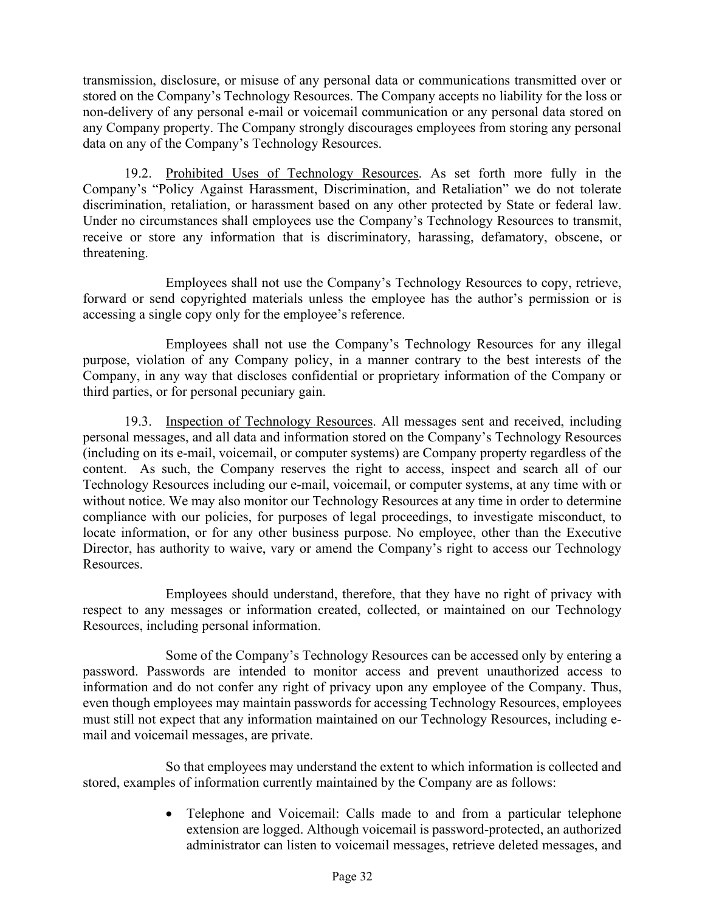transmission, disclosure, or misuse of any personal data or communications transmitted over or stored on the Company's Technology Resources. The Company accepts no liability for the loss or non-delivery of any personal e-mail or voicemail communication or any personal data stored on any Company property. The Company strongly discourages employees from storing any personal data on any of the Company's Technology Resources.

19.2. Prohibited Uses of Technology Resources. As set forth more fully in the Company's "Policy Against Harassment, Discrimination, and Retaliation" we do not tolerate discrimination, retaliation, or harassment based on any other protected by State or federal law. Under no circumstances shall employees use the Company's Technology Resources to transmit, receive or store any information that is discriminatory, harassing, defamatory, obscene, or threatening.

Employees shall not use the Company's Technology Resources to copy, retrieve, forward or send copyrighted materials unless the employee has the author's permission or is accessing a single copy only for the employee's reference.

Employees shall not use the Company's Technology Resources for any illegal purpose, violation of any Company policy, in a manner contrary to the best interests of the Company, in any way that discloses confidential or proprietary information of the Company or third parties, or for personal pecuniary gain.

19.3. Inspection of Technology Resources. All messages sent and received, including personal messages, and all data and information stored on the Company's Technology Resources (including on its e-mail, voicemail, or computer systems) are Company property regardless of the content. As such, the Company reserves the right to access, inspect and search all of our Technology Resources including our e-mail, voicemail, or computer systems, at any time with or without notice. We may also monitor our Technology Resources at any time in order to determine compliance with our policies, for purposes of legal proceedings, to investigate misconduct, to locate information, or for any other business purpose. No employee, other than the Executive Director, has authority to waive, vary or amend the Company's right to access our Technology Resources.

Employees should understand, therefore, that they have no right of privacy with respect to any messages or information created, collected, or maintained on our Technology Resources, including personal information.

Some of the Company's Technology Resources can be accessed only by entering a password. Passwords are intended to monitor access and prevent unauthorized access to information and do not confer any right of privacy upon any employee of the Company. Thus, even though employees may maintain passwords for accessing Technology Resources, employees must still not expect that any information maintained on our Technology Resources, including e-mail and voicemail messages, are private.

So that employees may understand the extent to which information is collected and stored, examples of information currently maintained by the Company are as follows:

- Telephone and Voicemail: Calls made to and from a particular telephone extension are logged. Although voicemail is password-protected, an authorized administrator can listen to voicemail messages, retrieve deleted messages, and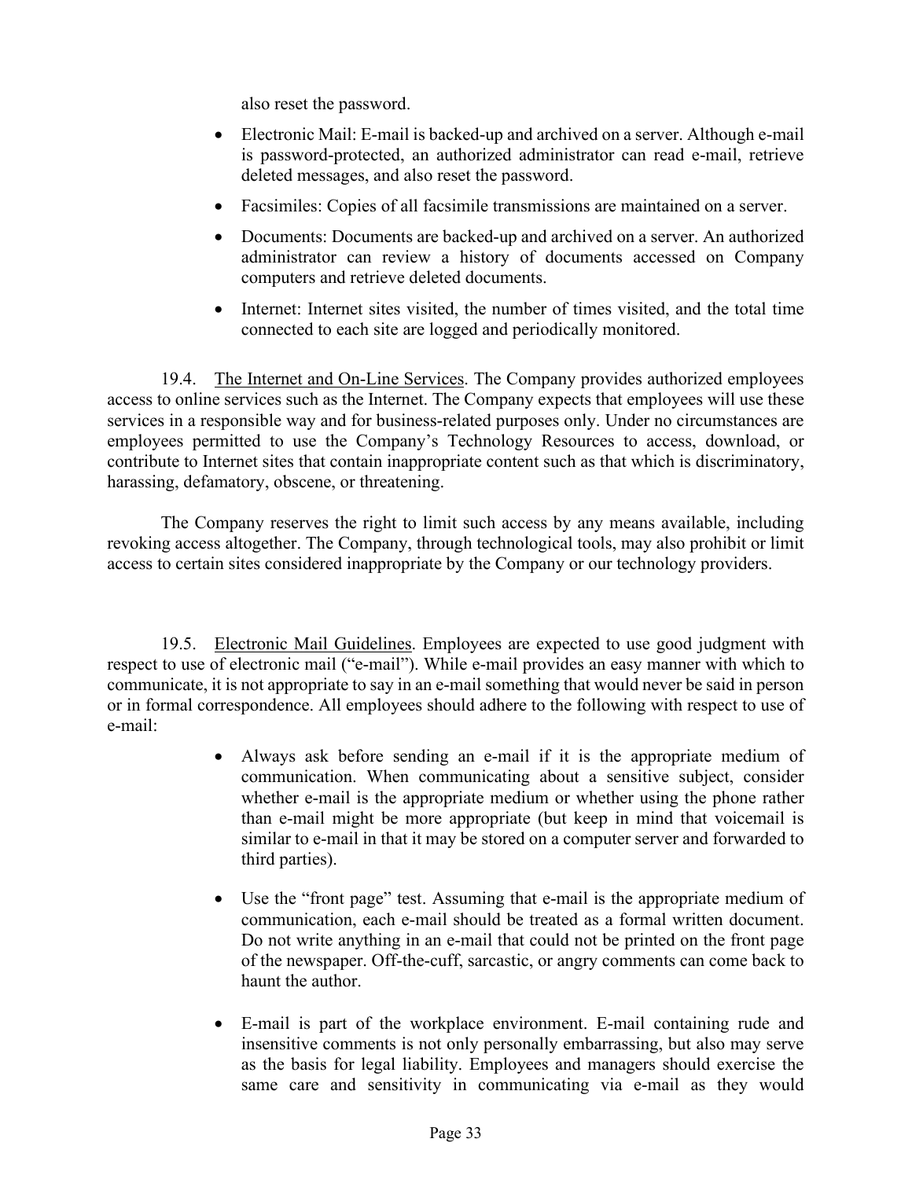also reset the password.

- Electronic Mail: E-mail is backed-up and archived on a server. Although e-mail is password-protected, an authorized administrator can read e-mail, retrieve deleted messages, and also reset the password.
- Facsimiles: Copies of all facsimile transmissions are maintained on a server.
- Documents: Documents are backed-up and archived on a server. An authorized administrator can review a history of documents accessed on Company computers and retrieve deleted documents.
- Internet: Internet sites visited, the number of times visited, and the total time connected to each site are logged and periodically monitored.

19.4. The Internet and On-Line Services. The Company provides authorized employees access to online services such as the Internet. The Company expects that employees will use these services in a responsible way and for business-related purposes only. Under no circumstances are employees permitted to use the Company's Technology Resources to access, download, or contribute to Internet sites that contain inappropriate content such as that which is discriminatory, harassing, defamatory, obscene, or threatening.

The Company reserves the right to limit such access by any means available, including revoking access altogether. The Company, through technological tools, may also prohibit or limit access to certain sites considered inappropriate by the Company or our technology providers.

19.5. Electronic Mail Guidelines. Employees are expected to use good judgment with respect to use of electronic mail ("e-mail"). While e-mail provides an easy manner with which to communicate, it is not appropriate to say in an e-mail something that would never be said in person or in formal correspondence. All employees should adhere to the following with respect to use of e-mail:

- Always ask before sending an e-mail if it is the appropriate medium of communication. When communicating about a sensitive subject, consider whether e-mail is the appropriate medium or whether using the phone rather than e-mail might be more appropriate (but keep in mind that voicemail is similar to e-mail in that it may be stored on a computer server and forwarded to third parties).
- Use the "front page" test. Assuming that e-mail is the appropriate medium of communication, each e-mail should be treated as a formal written document. Do not write anything in an e-mail that could not be printed on the front page of the newspaper. Off-the-cuff, sarcastic, or angry comments can come back to haunt the author.
- E-mail is part of the workplace environment. E-mail containing rude and insensitive comments is not only personally embarrassing, but also may serve as the basis for legal liability. Employees and managers should exercise the same care and sensitivity in communicating via e-mail as they would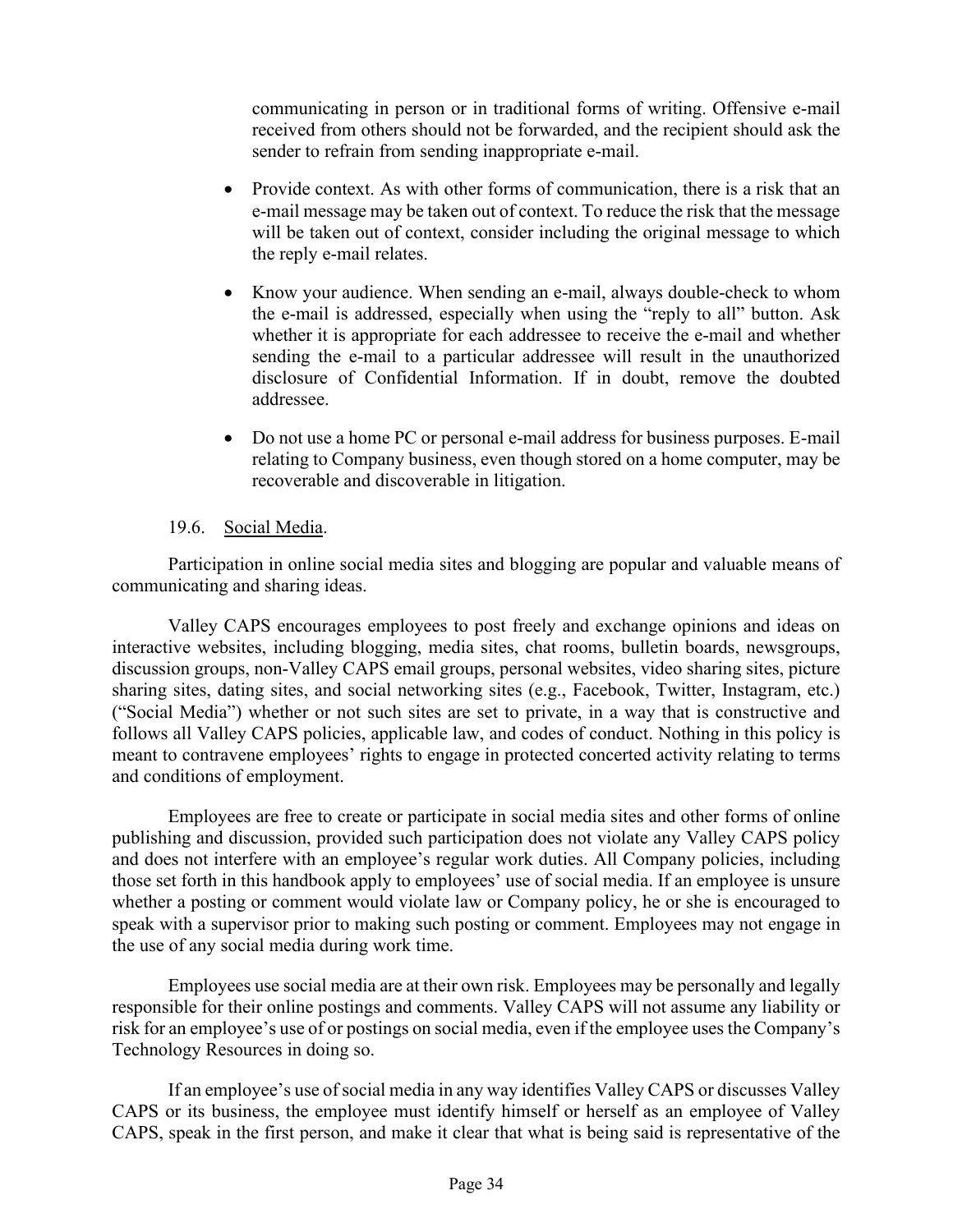communicating in person or in traditional forms of writing. Offensive e-mail received from others should not be forwarded, and the recipient should ask the sender to refrain from sending inappropriate e-mail.

- Provide context. As with other forms of communication, there is a risk that an e-mail message may be taken out of context. To reduce the risk that the message will be taken out of context, consider including the original message to which the reply e-mail relates.

- Know your audience. When sending an e-mail, always double-check to whom the e-mail is addressed, especially when using the "reply to all" button. Ask whether it is appropriate for each addressee to receive the e-mail and whether sending the e-mail to a particular addressee will result in the unauthorized disclosure of Confidential Information. If in doubt, remove the doubted addressee.

- Do not use a home PC or personal e-mail address for business purposes. E-mail relating to Company business, even though stored on a home computer, may be recoverable and discoverable in litigation.

### 19.6. Social Media.

Participation in online social media sites and blogging are popular and valuable means of communicating and sharing ideas.

Valley CAPS encourages employees to post freely and exchange opinions and ideas on interactive websites, including blogging, media sites, chat rooms, bulletin boards, newsgroups, discussion groups, non-Valley CAPS email groups, personal websites, video sharing sites, picture sharing sites, dating sites, and social networking sites (e.g., Facebook, Twitter, Instagram, etc.) ("Social Media") whether or not such sites are set to private, in a way that is constructive and follows all Valley CAPS policies, applicable law, and codes of conduct. Nothing in this policy is meant to contravene employees' rights to engage in protected concerted activity relating to terms and conditions of employment.

Employees are free to create or participate in social media sites and other forms of online publishing and discussion, provided such participation does not violate any Valley CAPS policy and does not interfere with an employee's regular work duties. All Company policies, including those set forth in this handbook apply to employees' use of social media. If an employee is unsure whether a posting or comment would violate law or Company policy, he or she is encouraged to speak with a supervisor prior to making such posting or comment. Employees may not engage in the use of any social media during work time.

Employees use social media are at their own risk. Employees may be personally and legally responsible for their online postings and comments. Valley CAPS will not assume any liability or risk for an employee's use of or postings on social media, even if the employee uses the Company's Technology Resources in doing so.

If an employee's use of social media in any way identifies Valley CAPS or discusses Valley CAPS or its business, the employee must identify himself or herself as an employee of Valley CAPS, speak in the first person, and make it clear that what is being said is representative of the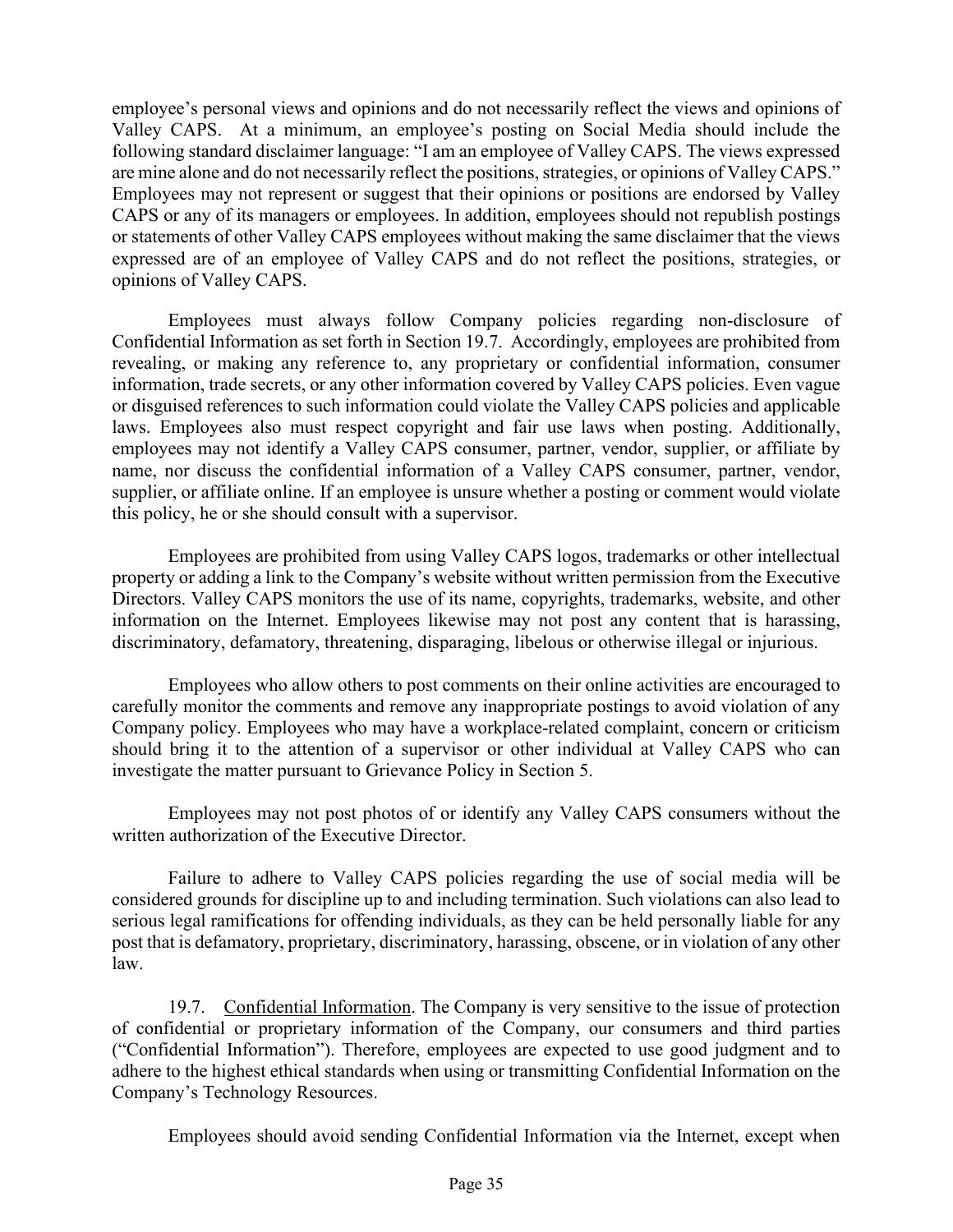employee's personal views and opinions and do not necessarily reflect the views and opinions of Valley CAPS. At a minimum, an employee's posting on Social Media should include the following standard disclaimer language: "I am an employee of Valley CAPS. The views expressed are mine alone and do not necessarily reflect the positions, strategies, or opinions of Valley CAPS." Employees may not represent or suggest that their opinions or positions are endorsed by Valley CAPS or any of its managers or employees. In addition, employees should not republish postings or statements of other Valley CAPS employees without making the same disclaimer that the views expressed are of an employee of Valley CAPS and do not reflect the positions, strategies, or opinions of Valley CAPS.

Employees must always follow Company policies regarding non-disclosure of Confidential Information as set forth in Section 19.7. Accordingly, employees are prohibited from revealing, or making any reference to, any proprietary or confidential information, consumer information, trade secrets, or any other information covered by Valley CAPS policies. Even vague or disguised references to such information could violate the Valley CAPS policies and applicable laws. Employees also must respect copyright and fair use laws when posting. Additionally, employees may not identify a Valley CAPS consumer, partner, vendor, supplier, or affiliate by name, nor discuss the confidential information of a Valley CAPS consumer, partner, vendor, supplier, or affiliate online. If an employee is unsure whether a posting or comment would violate this policy, he or she should consult with a supervisor.

Employees are prohibited from using Valley CAPS logos, trademarks or other intellectual property or adding a link to the Company's website without written permission from the Executive Directors. Valley CAPS monitors the use of its name, copyrights, trademarks, website, and other information on the Internet. Employees likewise may not post any content that is harassing, discriminatory, defamatory, threatening, disparaging, libelous or otherwise illegal or injurious.

Employees who allow others to post comments on their online activities are encouraged to carefully monitor the comments and remove any inappropriate postings to avoid violation of any Company policy. Employees who may have a workplace-related complaint, concern or criticism should bring it to the attention of a supervisor or other individual at Valley CAPS who can investigate the matter pursuant to Grievance Policy in Section 5.

Employees may not post photos of or identify any Valley CAPS consumers without the written authorization of the Executive Director.

Failure to adhere to Valley CAPS policies regarding the use of social media will be considered grounds for discipline up to and including termination. Such violations can also lead to serious legal ramifications for offending individuals, as they can be held personally liable for any post that is defamatory, proprietary, discriminatory, harassing, obscene, or in violation of any other law.

19.7. Confidential Information. The Company is very sensitive to the issue of protection of confidential or proprietary information of the Company, our consumers and third parties ("Confidential Information"). Therefore, employees are expected to use good judgment and to adhere to the highest ethical standards when using or transmitting Confidential Information on the Company's Technology Resources.

Employees should avoid sending Confidential Information via the Internet, except when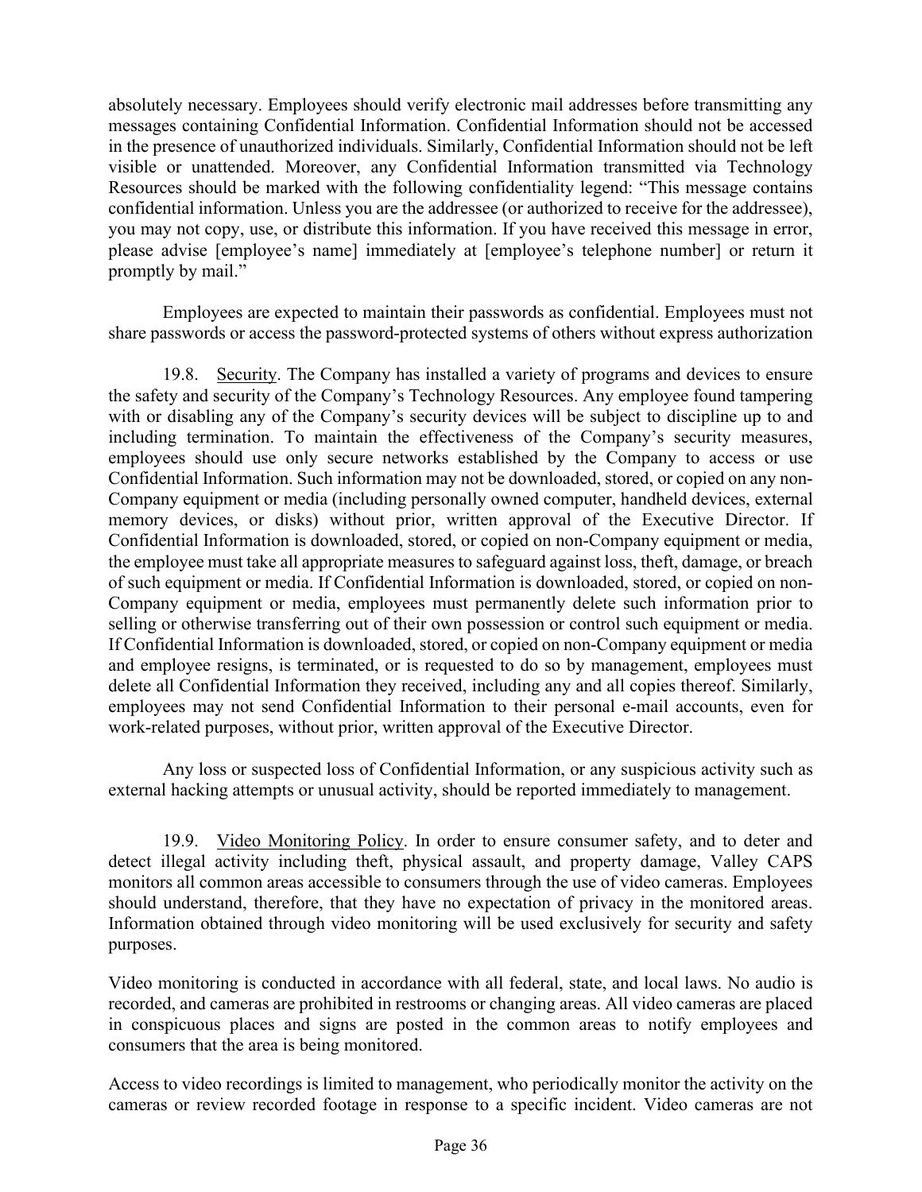absolutely necessary. Employees should verify electronic mail addresses before transmitting any messages containing Confidential Information. Confidential Information should not be accessed in the presence of unauthorized individuals. Similarly, Confidential Information should not be left visible or unattended. Moreover, any Confidential Information transmitted via Technology Resources should be marked with the following confidentiality legend: "This message contains confidential information. Unless you are the addressee (or authorized to receive for the addressee), you may not copy, use, or distribute this information. If you have received this message in error, please advise [employee's name] immediately at [employee's telephone number] or return it promptly by mail."

Employees are expected to maintain their passwords as confidential. Employees must not share passwords or access the password-protected systems of others without express authorization

19.8. Security. The Company has installed a variety of programs and devices to ensure the safety and security of the Company's Technology Resources. Any employee found tampering with or disabling any of the Company's security devices will be subject to discipline up to and including termination. To maintain the effectiveness of the Company's security measures, employees should use only secure networks established by the Company to access or use Confidential Information. Such information may not be downloaded, stored, or copied on any non-Company equipment or media (including personally owned computer, handheld devices, external memory devices, or disks) without prior, written approval of the Executive Director. If Confidential Information is downloaded, stored, or copied on non-Company equipment or media, the employee must take all appropriate measures to safeguard against loss, theft, damage, or breach of such equipment or media. If Confidential Information is downloaded, stored, or copied on non-Company equipment or media, employees must permanently delete such information prior to selling or otherwise transferring out of their own possession or control such equipment or media. If Confidential Information is downloaded, stored, or copied on non-Company equipment or media and employee resigns, is terminated, or is requested to do so by management, employees must delete all Confidential Information they received, including any and all copies thereof. Similarly, employees may not send Confidential Information to their personal e-mail accounts, even for work-related purposes, without prior, written approval of the Executive Director.

Any loss or suspected loss of Confidential Information, or any suspicious activity such as external hacking attempts or unusual activity, should be reported immediately to management.

19.9. Video Monitoring Policy. In order to ensure consumer safety, and to deter and detect illegal activity including theft, physical assault, and property damage, Valley CAPS monitors all common areas accessible to consumers through the use of video cameras. Employees should understand, therefore, that they have no expectation of privacy in the monitored areas. Information obtained through video monitoring will be used exclusively for security and safety purposes.

Video monitoring is conducted in accordance with all federal, state, and local laws. No audio is recorded, and cameras are prohibited in restrooms or changing areas. All video cameras are placed in conspicuous places and signs are posted in the common areas to notify employees and consumers that the area is being monitored.

Access to video recordings is limited to management, who periodically monitor the activity on the cameras or review recorded footage in response to a specific incident. Video cameras are not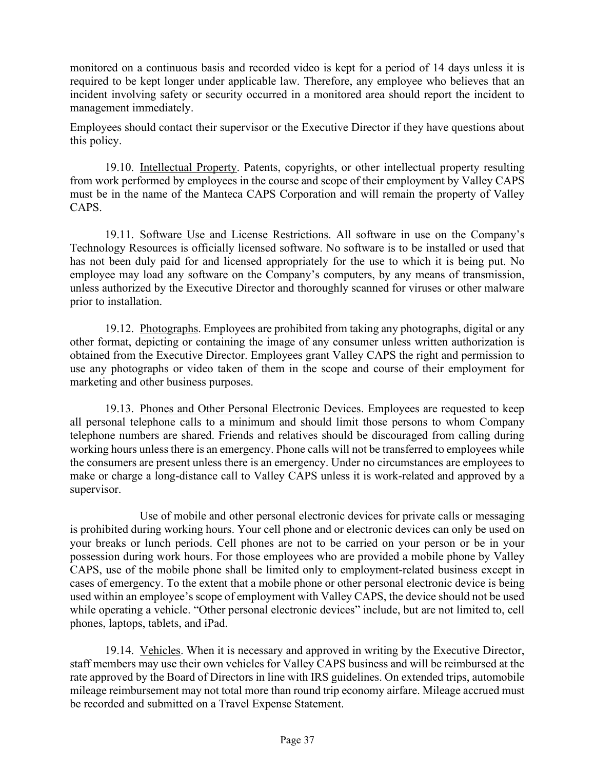monitored on a continuous basis and recorded video is kept for a period of 14 days unless it is required to be kept longer under applicable law. Therefore, any employee who believes that an incident involving safety or security occurred in a monitored area should report the incident to management immediately.

Employees should contact their supervisor or the Executive Director if they have questions about this policy.

19.10. Intellectual Property. Patents, copyrights, or other intellectual property resulting from work performed by employees in the course and scope of their employment by Valley CAPS must be in the name of the Manteca CAPS Corporation and will remain the property of Valley CAPS.

19.11. Software Use and License Restrictions. All software in use on the Company's Technology Resources is officially licensed software. No software is to be installed or used that has not been duly paid for and licensed appropriately for the use to which it is being put. No employee may load any software on the Company's computers, by any means of transmission, unless authorized by the Executive Director and thoroughly scanned for viruses or other malware prior to installation.

19.12. Photographs. Employees are prohibited from taking any photographs, digital or any other format, depicting or containing the image of any consumer unless written authorization is obtained from the Executive Director. Employees grant Valley CAPS the right and permission to use any photographs or video taken of them in the scope and course of their employment for marketing and other business purposes.

19.13. Phones and Other Personal Electronic Devices. Employees are requested to keep all personal telephone calls to a minimum and should limit those persons to whom Company telephone numbers are shared. Friends and relatives should be discouraged from calling during working hours unless there is an emergency. Phone calls will not be transferred to employees while the consumers are present unless there is an emergency. Under no circumstances are employees to make or charge a long-distance call to Valley CAPS unless it is work-related and approved by a supervisor.

Use of mobile and other personal electronic devices for private calls or messaging is prohibited during working hours. Your cell phone and or electronic devices can only be used on your breaks or lunch periods. Cell phones are not to be carried on your person or be in your possession during work hours. For those employees who are provided a mobile phone by Valley CAPS, use of the mobile phone shall be limited only to employment-related business except in cases of emergency. To the extent that a mobile phone or other personal electronic device is being used within an employee's scope of employment with Valley CAPS, the device should not be used while operating a vehicle. "Other personal electronic devices" include, but are not limited to, cell phones, laptops, tablets, and iPad.

19.14. Vehicles. When it is necessary and approved in writing by the Executive Director, staff members may use their own vehicles for Valley CAPS business and will be reimbursed at the rate approved by the Board of Directors in line with IRS guidelines. On extended trips, automobile mileage reimbursement may not total more than round trip economy airfare. Mileage accrued must be recorded and submitted on a Travel Expense Statement.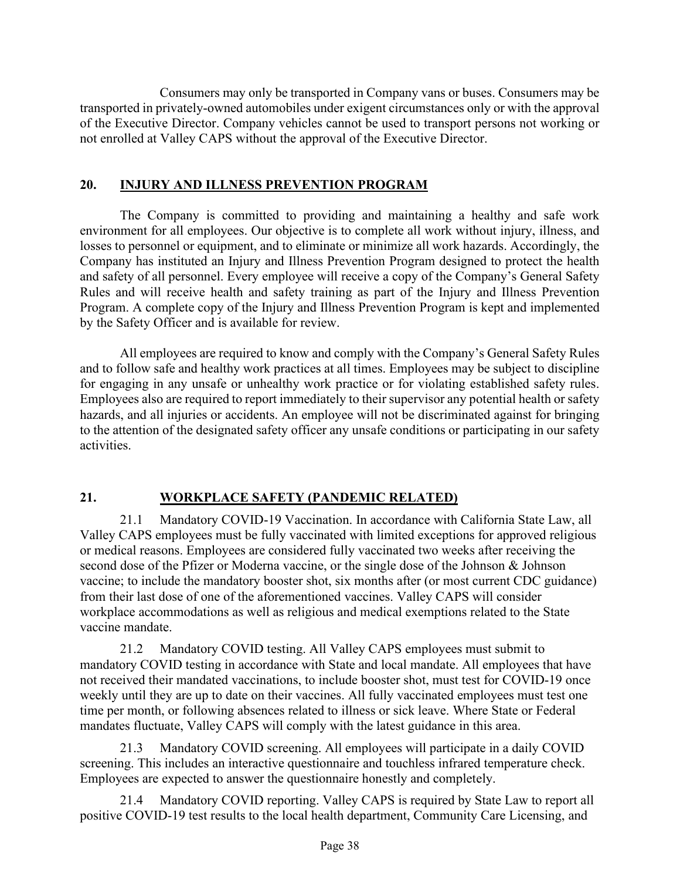Consumers may only be transported in Company vans or buses. Consumers may be transported in privately-owned automobiles under exigent circumstances only or with the approval of the Executive Director. Company vehicles cannot be used to transport persons not working or not enrolled at Valley CAPS without the approval of the Executive Director.

## 20. INJURY AND ILLNESS PREVENTION PROGRAM

The Company is committed to providing and maintaining a healthy and safe work environment for all employees. Our objective is to complete all work without injury, illness, and losses to personnel or equipment, and to eliminate or minimize all work hazards. Accordingly, the Company has instituted an Injury and Illness Prevention Program designed to protect the health and safety of all personnel. Every employee will receive a copy of the Company's General Safety Rules and will receive health and safety training as part of the Injury and Illness Prevention Program. A complete copy of the Injury and Illness Prevention Program is kept and implemented by the Safety Officer and is available for review.

All employees are required to know and comply with the Company's General Safety Rules and to follow safe and healthy work practices at all times. Employees may be subject to discipline for engaging in any unsafe or unhealthy work practice or for violating established safety rules. Employees also are required to report immediately to their supervisor any potential health or safety hazards, and all injuries or accidents. An employee will not be discriminated against for bringing to the attention of the designated safety officer any unsafe conditions or participating in our safety activities.

## 21. WORKPLACE SAFETY (PANDEMIC RELATED)

21.1 Mandatory COVID-19 Vaccination. In accordance with California State Law, all Valley CAPS employees must be fully vaccinated with limited exceptions for approved religious or medical reasons. Employees are considered fully vaccinated two weeks after receiving the second dose of the Pfizer or Moderna vaccine, or the single dose of the Johnson & Johnson vaccine; to include the mandatory booster shot, six months after (or most current CDC guidance) from their last dose of one of the aforementioned vaccines. Valley CAPS will consider workplace accommodations as well as religious and medical exemptions related to the State vaccine mandate.

21.2 Mandatory COVID testing. All Valley CAPS employees must submit to mandatory COVID testing in accordance with State and local mandate. All employees that have not received their mandated vaccinations, to include booster shot, must test for COVID-19 once weekly until they are up to date on their vaccines. All fully vaccinated employees must test one time per month, or following absences related to illness or sick leave. Where State or Federal mandates fluctuate, Valley CAPS will comply with the latest guidance in this area.

21.3 Mandatory COVID screening. All employees will participate in a daily COVID screening. This includes an interactive questionnaire and touchless infrared temperature check. Employees are expected to answer the questionnaire honestly and completely.

21.4 Mandatory COVID reporting. Valley CAPS is required by State Law to report all positive COVID-19 test results to the local health department, Community Care Licensing, and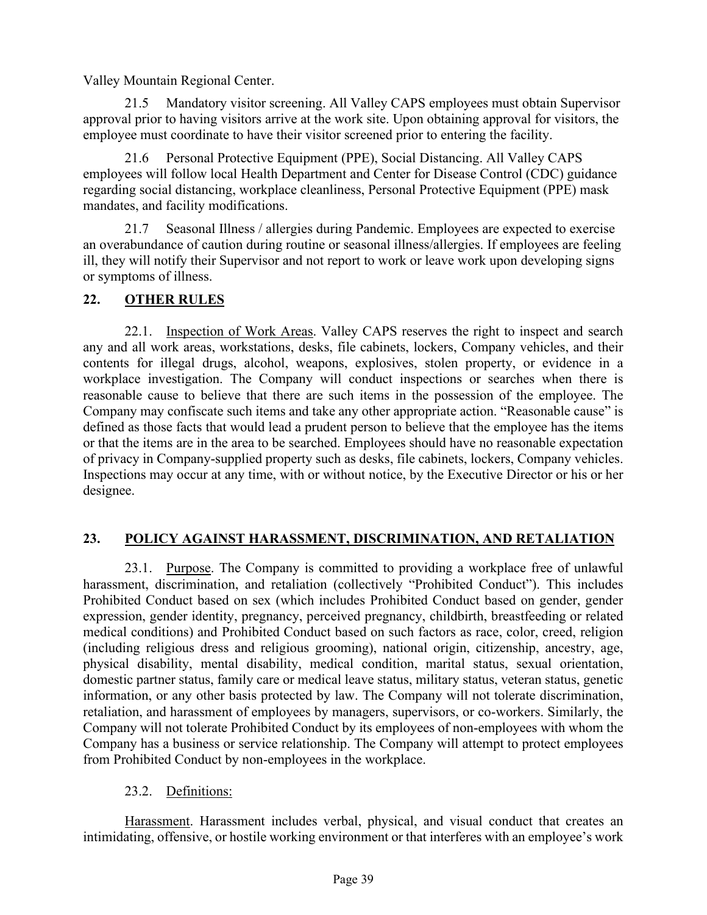Valley Mountain Regional Center.

21.5 Mandatory visitor screening. All Valley CAPS employees must obtain Supervisor approval prior to having visitors arrive at the work site. Upon obtaining approval for visitors, the employee must coordinate to have their visitor screened prior to entering the facility.

21.6 Personal Protective Equipment (PPE), Social Distancing. All Valley CAPS employees will follow local Health Department and Center for Disease Control (CDC) guidance regarding social distancing, workplace cleanliness, Personal Protective Equipment (PPE) mask mandates, and facility modifications.

21.7 Seasonal Illness / allergies during Pandemic. Employees are expected to exercise an overabundance of caution during routine or seasonal illness/allergies. If employees are feeling ill, they will notify their Supervisor and not report to work or leave work upon developing signs or symptoms of illness.

## 22. OTHER RULES

22.1. Inspection of Work Areas. Valley CAPS reserves the right to inspect and search any and all work areas, workstations, desks, file cabinets, lockers, Company vehicles, and their contents for illegal drugs, alcohol, weapons, explosives, stolen property, or evidence in a workplace investigation. The Company will conduct inspections or searches when there is reasonable cause to believe that there are such items in the possession of the employee. The Company may confiscate such items and take any other appropriate action. "Reasonable cause" is defined as those facts that would lead a prudent person to believe that the employee has the items or that the items are in the area to be searched. Employees should have no reasonable expectation of privacy in Company-supplied property such as desks, file cabinets, lockers, Company vehicles. Inspections may occur at any time, with or without notice, by the Executive Director or his or her designee.

## 23. POLICY AGAINST HARASSMENT, DISCRIMINATION, AND RETALIATION

23.1. Purpose. The Company is committed to providing a workplace free of unlawful harassment, discrimination, and retaliation (collectively "Prohibited Conduct"). This includes Prohibited Conduct based on sex (which includes Prohibited Conduct based on gender, gender expression, gender identity, pregnancy, perceived pregnancy, childbirth, breastfeeding or related medical conditions) and Prohibited Conduct based on such factors as race, color, creed, religion (including religious dress and religious grooming), national origin, citizenship, ancestry, age, physical disability, mental disability, medical condition, marital status, sexual orientation, domestic partner status, family care or medical leave status, military status, veteran status, genetic information, or any other basis protected by law. The Company will not tolerate discrimination, retaliation, and harassment of employees by managers, supervisors, or co-workers. Similarly, the Company will not tolerate Prohibited Conduct by its employees of non-employees with whom the Company has a business or service relationship. The Company will attempt to protect employees from Prohibited Conduct by non-employees in the workplace.

23.2. Definitions:

Harassment. Harassment includes verbal, physical, and visual conduct that creates an intimidating, offensive, or hostile working environment or that interferes with an employee's work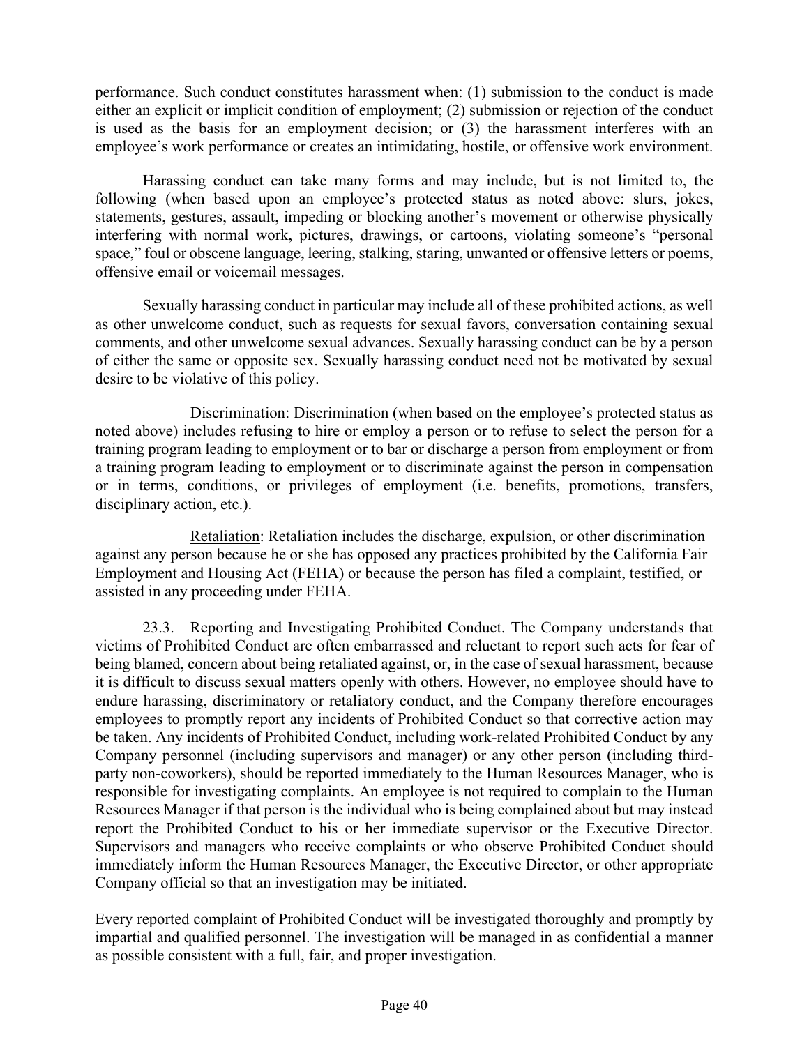performance. Such conduct constitutes harassment when: (1) submission to the conduct is made either an explicit or implicit condition of employment; (2) submission or rejection of the conduct is used as the basis for an employment decision; or (3) the harassment interferes with an employee's work performance or creates an intimidating, hostile, or offensive work environment.

Harassing conduct can take many forms and may include, but is not limited to, the following (when based upon an employee's protected status as noted above: slurs, jokes, statements, gestures, assault, impeding or blocking another's movement or otherwise physically interfering with normal work, pictures, drawings, or cartoons, violating someone's "personal space," foul or obscene language, leering, stalking, staring, unwanted or offensive letters or poems, offensive email or voicemail messages.

Sexually harassing conduct in particular may include all of these prohibited actions, as well as other unwelcome conduct, such as requests for sexual favors, conversation containing sexual comments, and other unwelcome sexual advances. Sexually harassing conduct can be by a person of either the same or opposite sex. Sexually harassing conduct need not be motivated by sexual desire to be violative of this policy.

<u>Discrimination</u>: Discrimination (when based on the employee's protected status as noted above) includes refusing to hire or employ a person or to refuse to select the person for a training program leading to employment or to bar or discharge a person from employment or from a training program leading to employment or to discriminate against the person in compensation or in terms, conditions, or privileges of employment (i.e. benefits, promotions, transfers, disciplinary action, etc.).

<u>Retaliation</u>: Retaliation includes the discharge, expulsion, or other discrimination against any person because he or she has opposed any practices prohibited by the California Fair Employment and Housing Act (FEHA) or because the person has filed a complaint, testified, or assisted in any proceeding under FEHA.

23.3. <u>Reporting and Investigating Prohibited Conduct</u>. The Company understands that victims of Prohibited Conduct are often embarrassed and reluctant to report such acts for fear of being blamed, concern about being retaliated against, or, in the case of sexual harassment, because it is difficult to discuss sexual matters openly with others. However, no employee should have to endure harassing, discriminatory or retaliatory conduct, and the Company therefore encourages employees to promptly report any incidents of Prohibited Conduct so that corrective action may be taken. Any incidents of Prohibited Conduct, including work-related Prohibited Conduct by any Company personnel (including supervisors and manager) or any other person (including third-party non-coworkers), should be reported immediately to the Human Resources Manager, who is responsible for investigating complaints. An employee is not required to complain to the Human Resources Manager if that person is the individual who is being complained about but may instead report the Prohibited Conduct to his or her immediate supervisor or the Executive Director. Supervisors and managers who receive complaints or who observe Prohibited Conduct should immediately inform the Human Resources Manager, the Executive Director, or other appropriate Company official so that an investigation may be initiated.

Every reported complaint of Prohibited Conduct will be investigated thoroughly and promptly by impartial and qualified personnel. The investigation will be managed in as confidential a manner as possible consistent with a full, fair, and proper investigation.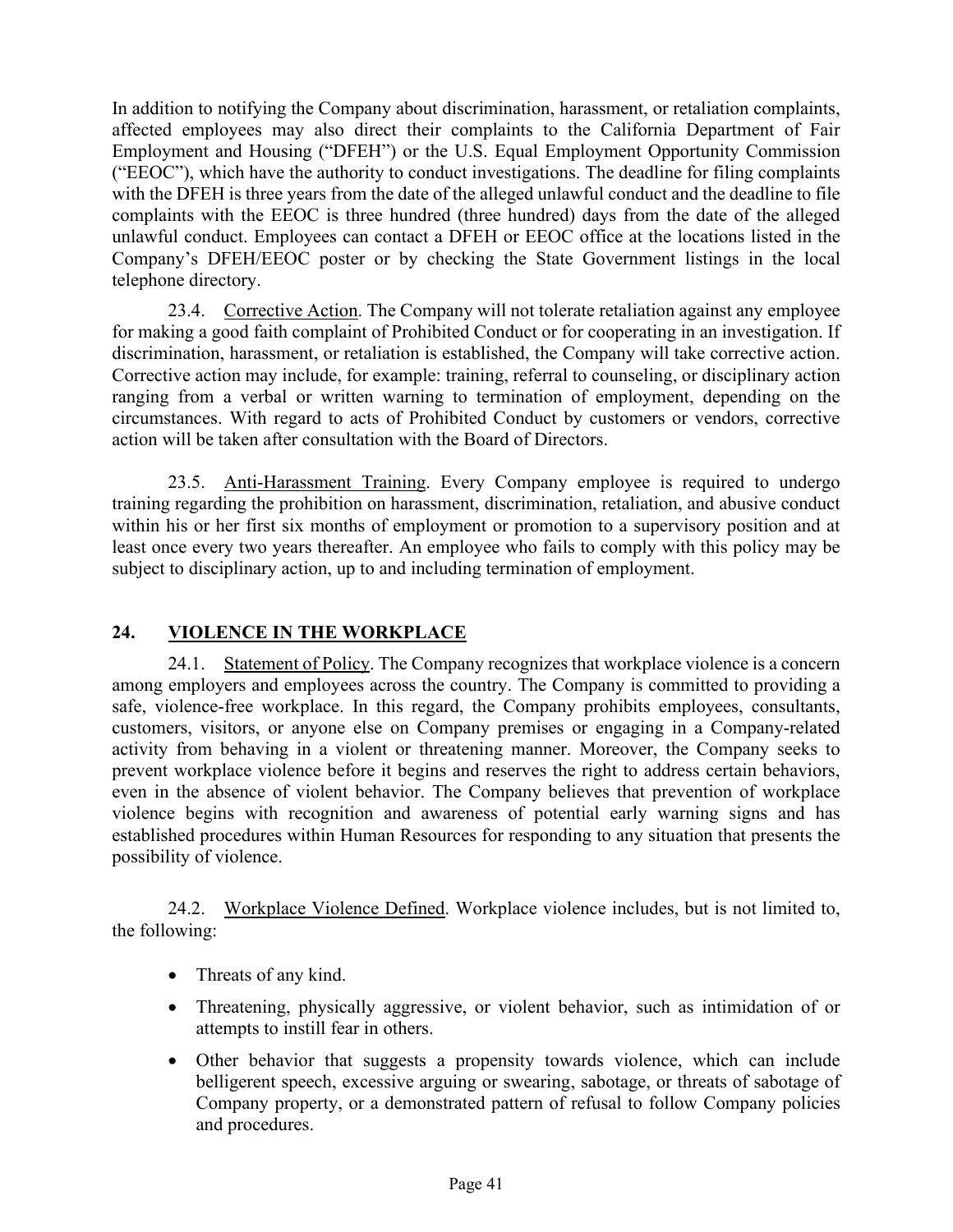In addition to notifying the Company about discrimination, harassment, or retaliation complaints, affected employees may also direct their complaints to the California Department of Fair Employment and Housing ("DFEH") or the U.S. Equal Employment Opportunity Commission ("EEOC"), which have the authority to conduct investigations. The deadline for filing complaints with the DFEH is three years from the date of the alleged unlawful conduct and the deadline to file complaints with the EEOC is three hundred (three hundred) days from the date of the alleged unlawful conduct. Employees can contact a DFEH or EEOC office at the locations listed in the Company's DFEH/EEOC poster or by checking the State Government listings in the local telephone directory.

23.4. Corrective Action. The Company will not tolerate retaliation against any employee for making a good faith complaint of Prohibited Conduct or for cooperating in an investigation. If discrimination, harassment, or retaliation is established, the Company will take corrective action. Corrective action may include, for example: training, referral to counseling, or disciplinary action ranging from a verbal or written warning to termination of employment, depending on the circumstances. With regard to acts of Prohibited Conduct by customers or vendors, corrective action will be taken after consultation with the Board of Directors.

23.5. Anti-Harassment Training. Every Company employee is required to undergo training regarding the prohibition on harassment, discrimination, retaliation, and abusive conduct within his or her first six months of employment or promotion to a supervisory position and at least once every two years thereafter. An employee who fails to comply with this policy may be subject to disciplinary action, up to and including termination of employment.

## 24. VIOLENCE IN THE WORKPLACE

24.1. Statement of Policy. The Company recognizes that workplace violence is a concern among employers and employees across the country. The Company is committed to providing a safe, violence-free workplace. In this regard, the Company prohibits employees, consultants, customers, visitors, or anyone else on Company premises or engaging in a Company-related activity from behaving in a violent or threatening manner. Moreover, the Company seeks to prevent workplace violence before it begins and reserves the right to address certain behaviors, even in the absence of violent behavior. The Company believes that prevention of workplace violence begins with recognition and awareness of potential early warning signs and has established procedures within Human Resources for responding to any situation that presents the possibility of violence.

24.2. Workplace Violence Defined. Workplace violence includes, but is not limited to, the following:

- Threats of any kind.
- Threatening, physically aggressive, or violent behavior, such as intimidation of or attempts to instill fear in others.
- Other behavior that suggests a propensity towards violence, which can include belligerent speech, excessive arguing or swearing, sabotage, or threats of sabotage of Company property, or a demonstrated pattern of refusal to follow Company policies and procedures.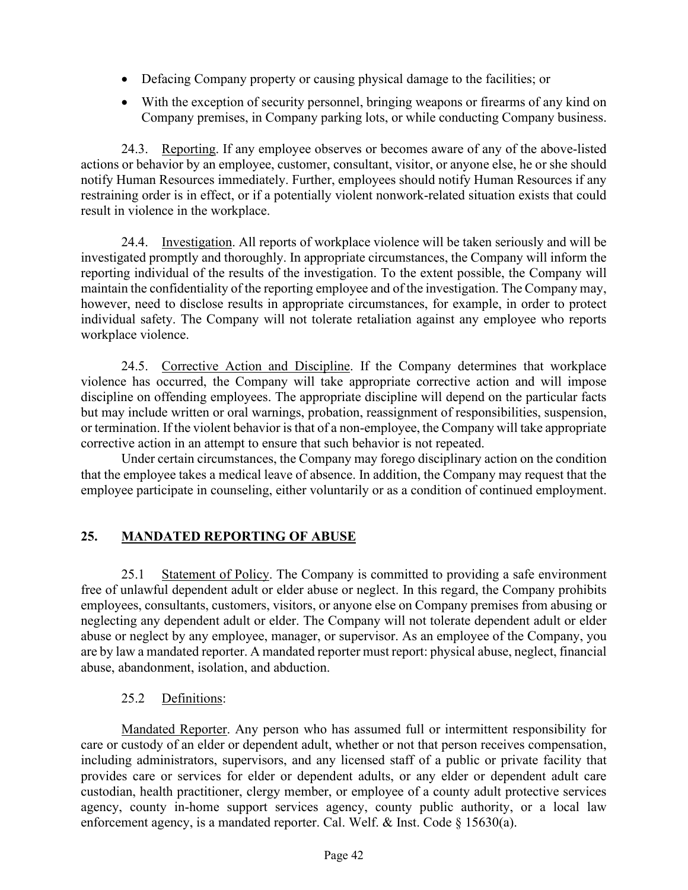- Defacing Company property or causing physical damage to the facilities; or
- With the exception of security personnel, bringing weapons or firearms of any kind on Company premises, in Company parking lots, or while conducting Company business.

24.3. Reporting. If any employee observes or becomes aware of any of the above-listed actions or behavior by an employee, customer, consultant, visitor, or anyone else, he or she should notify Human Resources immediately. Further, employees should notify Human Resources if any restraining order is in effect, or if a potentially violent nonwork-related situation exists that could result in violence in the workplace.

24.4. Investigation. All reports of workplace violence will be taken seriously and will be investigated promptly and thoroughly. In appropriate circumstances, the Company will inform the reporting individual of the results of the investigation. To the extent possible, the Company will maintain the confidentiality of the reporting employee and of the investigation. The Company may, however, need to disclose results in appropriate circumstances, for example, in order to protect individual safety. The Company will not tolerate retaliation against any employee who reports workplace violence.

24.5. Corrective Action and Discipline. If the Company determines that workplace violence has occurred, the Company will take appropriate corrective action and will impose discipline on offending employees. The appropriate discipline will depend on the particular facts but may include written or oral warnings, probation, reassignment of responsibilities, suspension, or termination. If the violent behavior is that of a non-employee, the Company will take appropriate corrective action in an attempt to ensure that such behavior is not repeated.

Under certain circumstances, the Company may forego disciplinary action on the condition that the employee takes a medical leave of absence. In addition, the Company may request that the employee participate in counseling, either voluntarily or as a condition of continued employment.

## 25. MANDATED REPORTING OF ABUSE

25.1 Statement of Policy. The Company is committed to providing a safe environment free of unlawful dependent adult or elder abuse or neglect. In this regard, the Company prohibits employees, consultants, customers, visitors, or anyone else on Company premises from abusing or neglecting any dependent adult or elder. The Company will not tolerate dependent adult or elder abuse or neglect by any employee, manager, or supervisor. As an employee of the Company, you are by law a mandated reporter. A mandated reporter must report: physical abuse, neglect, financial abuse, abandonment, isolation, and abduction.

25.2 Definitions:

Mandated Reporter. Any person who has assumed full or intermittent responsibility for care or custody of an elder or dependent adult, whether or not that person receives compensation, including administrators, supervisors, and any licensed staff of a public or private facility that provides care or services for elder or dependent adults, or any elder or dependent adult care custodian, health practitioner, clergy member, or employee of a county adult protective services agency, county in-home support services agency, county public authority, or a local law enforcement agency, is a mandated reporter. Cal. Welf. & Inst. Code § 15630(a).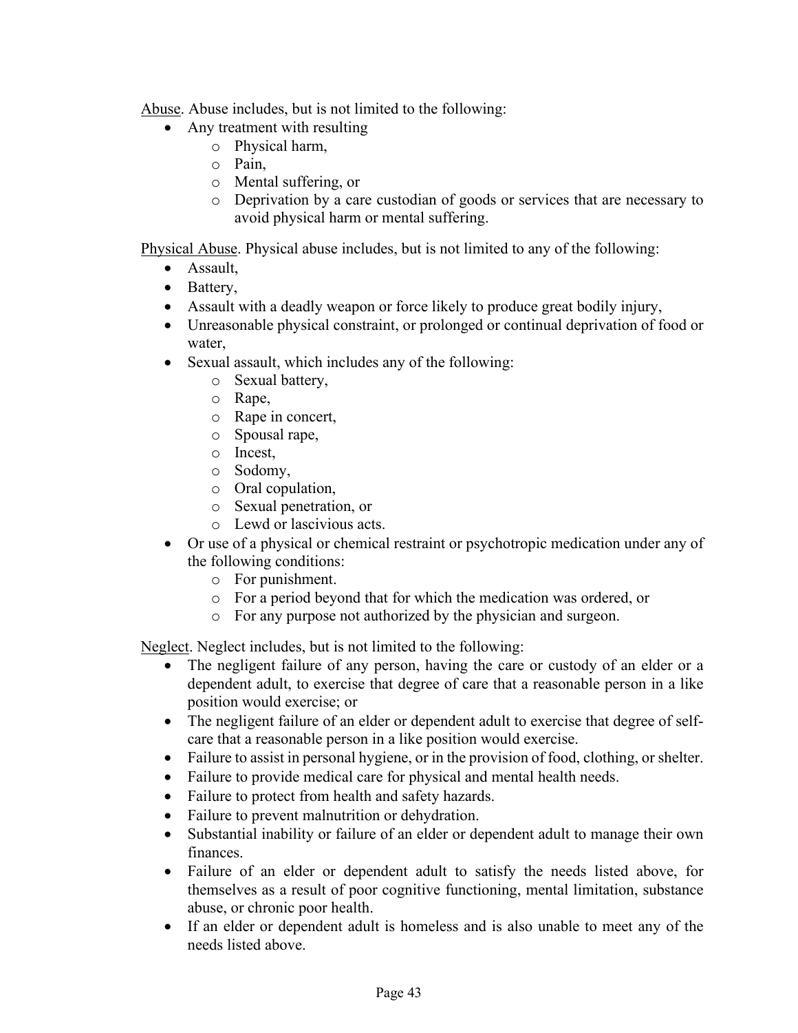<u>Abuse</u>. Abuse includes, but is not limited to the following:

- Any treatment with resulting
  - Physical harm,
  - Pain,
  - Mental suffering, or
  - Deprivation by a care custodian of goods or services that are necessary to avoid physical harm or mental suffering.

<u>Physical Abuse</u>. Physical abuse includes, but is not limited to any of the following:

- Assault,
- Battery,
- Assault with a deadly weapon or force likely to produce great bodily injury,
- Unreasonable physical constraint, or prolonged or continual deprivation of food or water,
- Sexual assault, which includes any of the following:
  - Sexual battery,
  - Rape,
  - Rape in concert,
  - Spousal rape,
  - Incest,
  - Sodomy,
  - Oral copulation,
  - Sexual penetration, or
  - Lewd or lascivious acts.
- Or use of a physical or chemical restraint or psychotropic medication under any of the following conditions:
  - For punishment.
  - For a period beyond that for which the medication was ordered, or
  - For any purpose not authorized by the physician and surgeon.

<u>Neglect</u>. Neglect includes, but is not limited to the following:

- The negligent failure of any person, having the care or custody of an elder or a dependent adult, to exercise that degree of care that a reasonable person in a like position would exercise; or
- The negligent failure of an elder or dependent adult to exercise that degree of self-care that a reasonable person in a like position would exercise.
- Failure to assist in personal hygiene, or in the provision of food, clothing, or shelter.
- Failure to provide medical care for physical and mental health needs.
- Failure to protect from health and safety hazards.
- Failure to prevent malnutrition or dehydration.
- Substantial inability or failure of an elder or dependent adult to manage their own finances.
- Failure of an elder or dependent adult to satisfy the needs listed above, for themselves as a result of poor cognitive functioning, mental limitation, substance abuse, or chronic poor health.
- If an elder or dependent adult is homeless and is also unable to meet any of the needs listed above.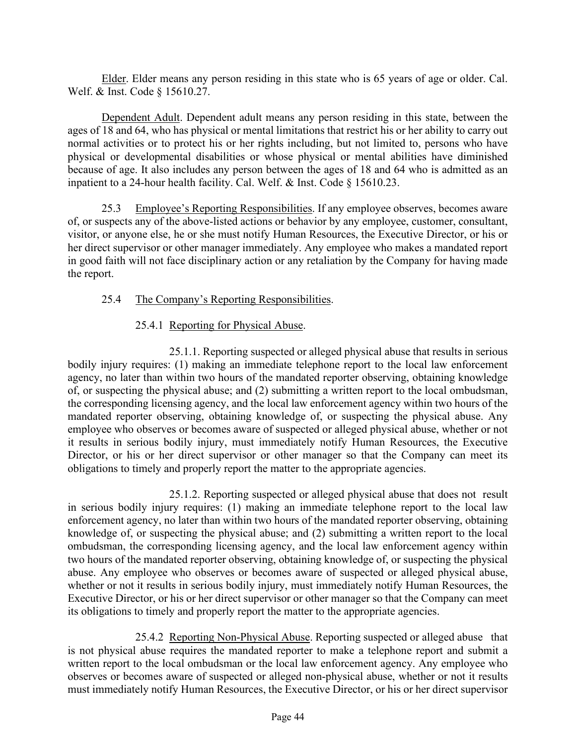Elder. Elder means any person residing in this state who is 65 years of age or older. Cal. Welf. & Inst. Code § 15610.27.

Dependent Adult. Dependent adult means any person residing in this state, between the ages of 18 and 64, who has physical or mental limitations that restrict his or her ability to carry out normal activities or to protect his or her rights including, but not limited to, persons who have physical or developmental disabilities or whose physical or mental abilities have diminished because of age. It also includes any person between the ages of 18 and 64 who is admitted as an inpatient to a 24-hour health facility. Cal. Welf. & Inst. Code § 15610.23.

25.3 Employee's Reporting Responsibilities. If any employee observes, becomes aware of, or suspects any of the above-listed actions or behavior by any employee, customer, consultant, visitor, or anyone else, he or she must notify Human Resources, the Executive Director, or his or her direct supervisor or other manager immediately. Any employee who makes a mandated report in good faith will not face disciplinary action or any retaliation by the Company for having made the report.

25.4 The Company's Reporting Responsibilities.

25.4.1 Reporting for Physical Abuse.

25.1.1. Reporting suspected or alleged physical abuse that results in serious bodily injury requires: (1) making an immediate telephone report to the local law enforcement agency, no later than within two hours of the mandated reporter observing, obtaining knowledge of, or suspecting the physical abuse; and (2) submitting a written report to the local ombudsman, the corresponding licensing agency, and the local law enforcement agency within two hours of the mandated reporter observing, obtaining knowledge of, or suspecting the physical abuse. Any employee who observes or becomes aware of suspected or alleged physical abuse, whether or not it results in serious bodily injury, must immediately notify Human Resources, the Executive Director, or his or her direct supervisor or other manager so that the Company can meet its obligations to timely and properly report the matter to the appropriate agencies.

25.1.2. Reporting suspected or alleged physical abuse that does not result in serious bodily injury requires: (1) making an immediate telephone report to the local law enforcement agency, no later than within two hours of the mandated reporter observing, obtaining knowledge of, or suspecting the physical abuse; and (2) submitting a written report to the local ombudsman, the corresponding licensing agency, and the local law enforcement agency within two hours of the mandated reporter observing, obtaining knowledge of, or suspecting the physical abuse. Any employee who observes or becomes aware of suspected or alleged physical abuse, whether or not it results in serious bodily injury, must immediately notify Human Resources, the Executive Director, or his or her direct supervisor or other manager so that the Company can meet its obligations to timely and properly report the matter to the appropriate agencies.

25.4.2 Reporting Non-Physical Abuse. Reporting suspected or alleged abuse that is not physical abuse requires the mandated reporter to make a telephone report and submit a written report to the local ombudsman or the local law enforcement agency. Any employee who observes or becomes aware of suspected or alleged non-physical abuse, whether or not it results must immediately notify Human Resources, the Executive Director, or his or her direct supervisor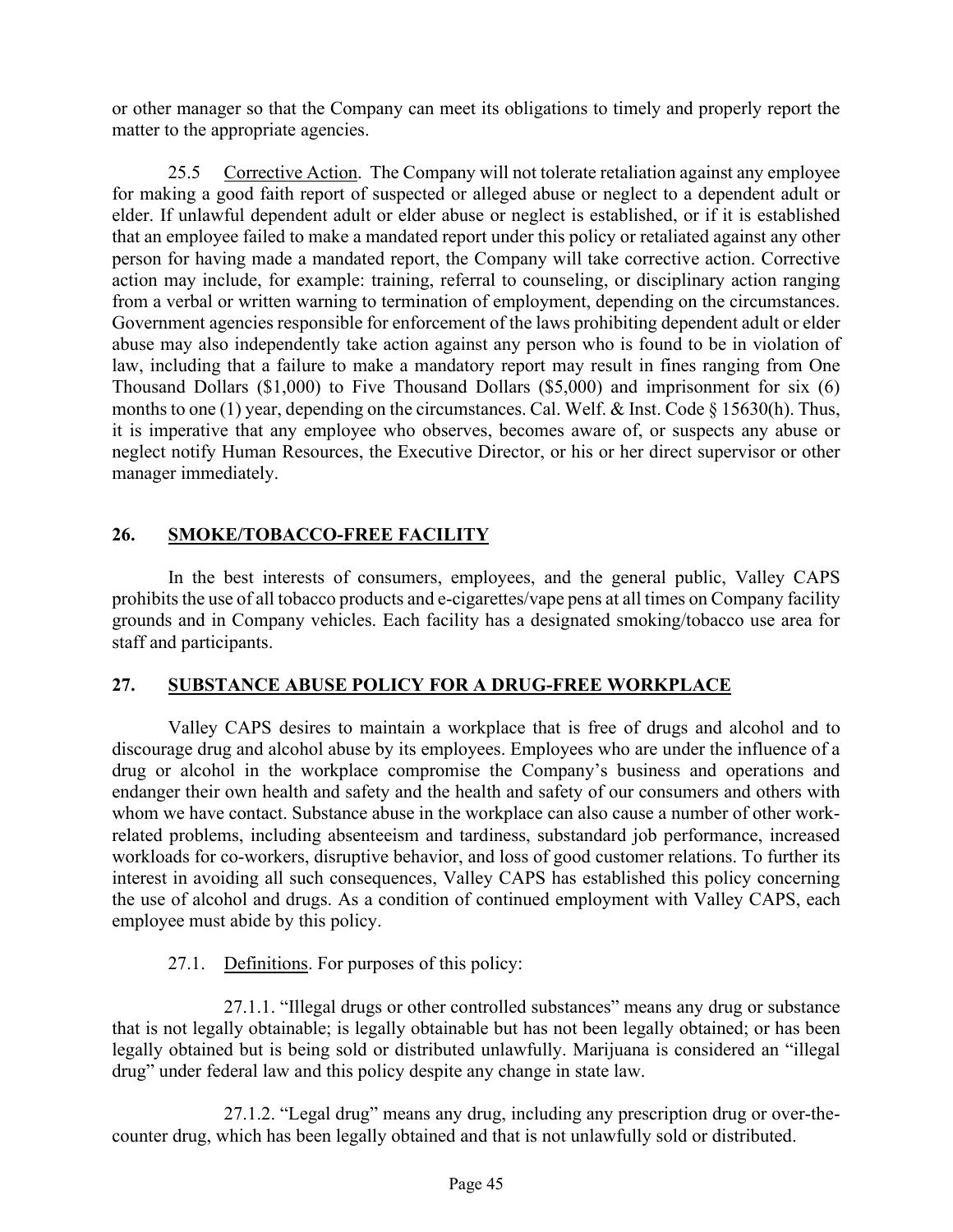or other manager so that the Company can meet its obligations to timely and properly report the matter to the appropriate agencies.

25.5 Corrective Action. The Company will not tolerate retaliation against any employee for making a good faith report of suspected or alleged abuse or neglect to a dependent adult or elder. If unlawful dependent adult or elder abuse or neglect is established, or if it is established that an employee failed to make a mandated report under this policy or retaliated against any other person for having made a mandated report, the Company will take corrective action. Corrective action may include, for example: training, referral to counseling, or disciplinary action ranging from a verbal or written warning to termination of employment, depending on the circumstances. Government agencies responsible for enforcement of the laws prohibiting dependent adult or elder abuse may also independently take action against any person who is found to be in violation of law, including that a failure to make a mandatory report may result in fines ranging from One Thousand Dollars ($1,000) to Five Thousand Dollars ($5,000) and imprisonment for six (6) months to one (1) year, depending on the circumstances. Cal. Welf. & Inst. Code § 15630(h). Thus, it is imperative that any employee who observes, becomes aware of, or suspects any abuse or neglect notify Human Resources, the Executive Director, or his or her direct supervisor or other manager immediately.

## 26. SMOKE/TOBACCO-FREE FACILITY

In the best interests of consumers, employees, and the general public, Valley CAPS prohibits the use of all tobacco products and e-cigarettes/vape pens at all times on Company facility grounds and in Company vehicles. Each facility has a designated smoking/tobacco use area for staff and participants.

## 27. SUBSTANCE ABUSE POLICY FOR A DRUG-FREE WORKPLACE

Valley CAPS desires to maintain a workplace that is free of drugs and alcohol and to discourage drug and alcohol abuse by its employees. Employees who are under the influence of a drug or alcohol in the workplace compromise the Company's business and operations and endanger their own health and safety and the health and safety of our consumers and others with whom we have contact. Substance abuse in the workplace can also cause a number of other work-related problems, including absenteeism and tardiness, substandard job performance, increased workloads for co-workers, disruptive behavior, and loss of good customer relations. To further its interest in avoiding all such consequences, Valley CAPS has established this policy concerning the use of alcohol and drugs. As a condition of continued employment with Valley CAPS, each employee must abide by this policy.

27.1. Definitions. For purposes of this policy:

27.1.1. "Illegal drugs or other controlled substances" means any drug or substance that is not legally obtainable; is legally obtainable but has not been legally obtained; or has been legally obtained but is being sold or distributed unlawfully. Marijuana is considered an "illegal drug" under federal law and this policy despite any change in state law.

27.1.2. "Legal drug" means any drug, including any prescription drug or over-the-counter drug, which has been legally obtained and that is not unlawfully sold or distributed.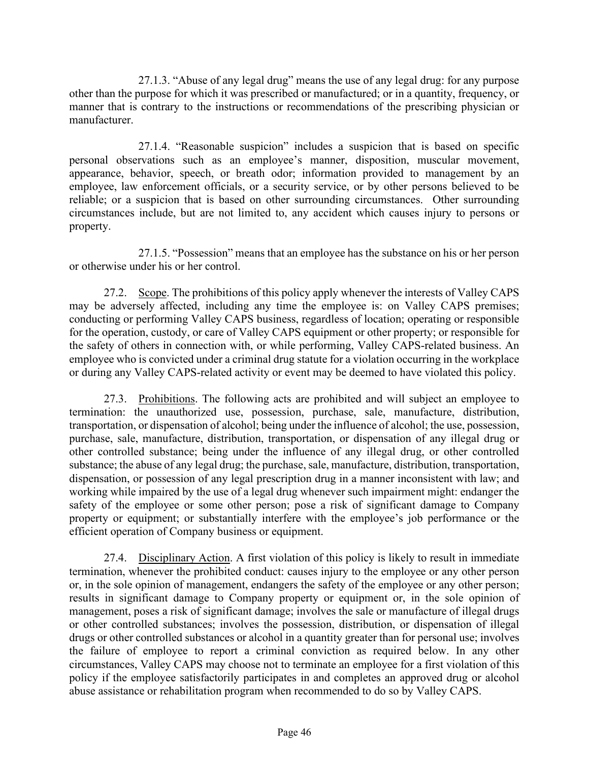27.1.3. "Abuse of any legal drug" means the use of any legal drug: for any purpose other than the purpose for which it was prescribed or manufactured; or in a quantity, frequency, or manner that is contrary to the instructions or recommendations of the prescribing physician or manufacturer.

27.1.4. "Reasonable suspicion" includes a suspicion that is based on specific personal observations such as an employee's manner, disposition, muscular movement, appearance, behavior, speech, or breath odor; information provided to management by an employee, law enforcement officials, or a security service, or by other persons believed to be reliable; or a suspicion that is based on other surrounding circumstances. Other surrounding circumstances include, but are not limited to, any accident which causes injury to persons or property.

27.1.5. "Possession" means that an employee has the substance on his or her person or otherwise under his or her control.

27.2. Scope. The prohibitions of this policy apply whenever the interests of Valley CAPS may be adversely affected, including any time the employee is: on Valley CAPS premises; conducting or performing Valley CAPS business, regardless of location; operating or responsible for the operation, custody, or care of Valley CAPS equipment or other property; or responsible for the safety of others in connection with, or while performing, Valley CAPS-related business. An employee who is convicted under a criminal drug statute for a violation occurring in the workplace or during any Valley CAPS-related activity or event may be deemed to have violated this policy.

27.3. Prohibitions. The following acts are prohibited and will subject an employee to termination: the unauthorized use, possession, purchase, sale, manufacture, distribution, transportation, or dispensation of alcohol; being under the influence of alcohol; the use, possession, purchase, sale, manufacture, distribution, transportation, or dispensation of any illegal drug or other controlled substance; being under the influence of any illegal drug, or other controlled substance; the abuse of any legal drug; the purchase, sale, manufacture, distribution, transportation, dispensation, or possession of any legal prescription drug in a manner inconsistent with law; and working while impaired by the use of a legal drug whenever such impairment might: endanger the safety of the employee or some other person; pose a risk of significant damage to Company property or equipment; or substantially interfere with the employee's job performance or the efficient operation of Company business or equipment.

27.4. Disciplinary Action. A first violation of this policy is likely to result in immediate termination, whenever the prohibited conduct: causes injury to the employee or any other person or, in the sole opinion of management, endangers the safety of the employee or any other person; results in significant damage to Company property or equipment or, in the sole opinion of management, poses a risk of significant damage; involves the sale or manufacture of illegal drugs or other controlled substances; involves the possession, distribution, or dispensation of illegal drugs or other controlled substances or alcohol in a quantity greater than for personal use; involves the failure of employee to report a criminal conviction as required below. In any other circumstances, Valley CAPS may choose not to terminate an employee for a first violation of this policy if the employee satisfactorily participates in and completes an approved drug or alcohol abuse assistance or rehabilitation program when recommended to do so by Valley CAPS.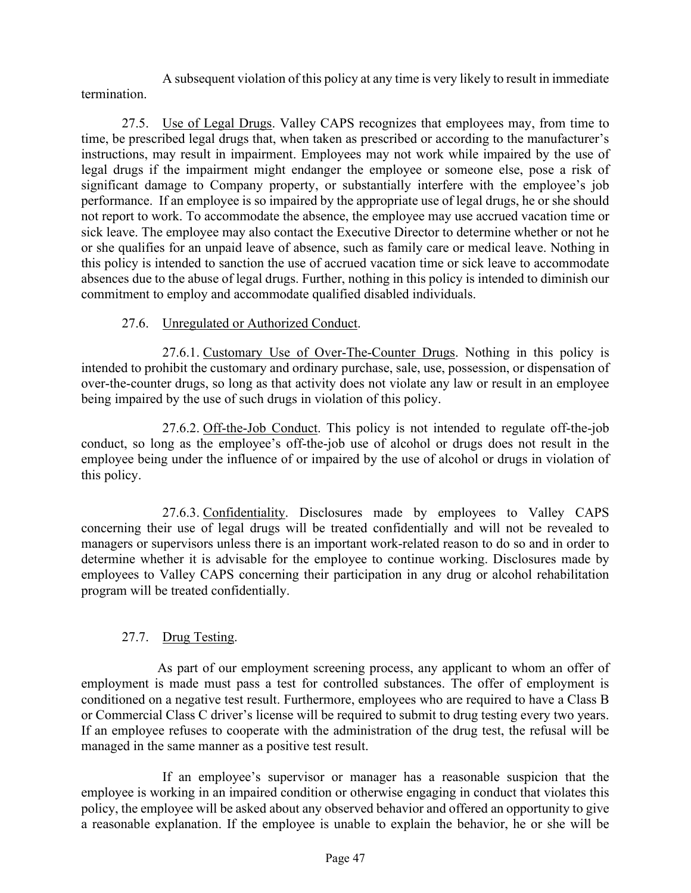A subsequent violation of this policy at any time is very likely to result in immediate termination.

27.5. <u>Use of Legal Drugs</u>. Valley CAPS recognizes that employees may, from time to time, be prescribed legal drugs that, when taken as prescribed or according to the manufacturer's instructions, may result in impairment. Employees may not work while impaired by the use of legal drugs if the impairment might endanger the employee or someone else, pose a risk of significant damage to Company property, or substantially interfere with the employee's job performance. If an employee is so impaired by the appropriate use of legal drugs, he or she should not report to work. To accommodate the absence, the employee may use accrued vacation time or sick leave. The employee may also contact the Executive Director to determine whether or not he or she qualifies for an unpaid leave of absence, such as family care or medical leave. Nothing in this policy is intended to sanction the use of accrued vacation time or sick leave to accommodate absences due to the abuse of legal drugs. Further, nothing in this policy is intended to diminish our commitment to employ and accommodate qualified disabled individuals.

27.6. <u>Unregulated or Authorized Conduct</u>.

27.6.1. <u>Customary Use of Over-The-Counter Drugs</u>. Nothing in this policy is intended to prohibit the customary and ordinary purchase, sale, use, possession, or dispensation of over-the-counter drugs, so long as that activity does not violate any law or result in an employee being impaired by the use of such drugs in violation of this policy.

27.6.2. <u>Off-the-Job Conduct</u>. This policy is not intended to regulate off-the-job conduct, so long as the employee's off-the-job use of alcohol or drugs does not result in the employee being under the influence of or impaired by the use of alcohol or drugs in violation of this policy.

27.6.3. <u>Confidentiality</u>. Disclosures made by employees to Valley CAPS concerning their use of legal drugs will be treated confidentially and will not be revealed to managers or supervisors unless there is an important work-related reason to do so and in order to determine whether it is advisable for the employee to continue working. Disclosures made by employees to Valley CAPS concerning their participation in any drug or alcohol rehabilitation program will be treated confidentially.

27.7. <u>Drug Testing</u>.

As part of our employment screening process, any applicant to whom an offer of employment is made must pass a test for controlled substances. The offer of employment is conditioned on a negative test result. Furthermore, employees who are required to have a Class B or Commercial Class C driver's license will be required to submit to drug testing every two years. If an employee refuses to cooperate with the administration of the drug test, the refusal will be managed in the same manner as a positive test result.

If an employee's supervisor or manager has a reasonable suspicion that the employee is working in an impaired condition or otherwise engaging in conduct that violates this policy, the employee will be asked about any observed behavior and offered an opportunity to give a reasonable explanation. If the employee is unable to explain the behavior, he or she will be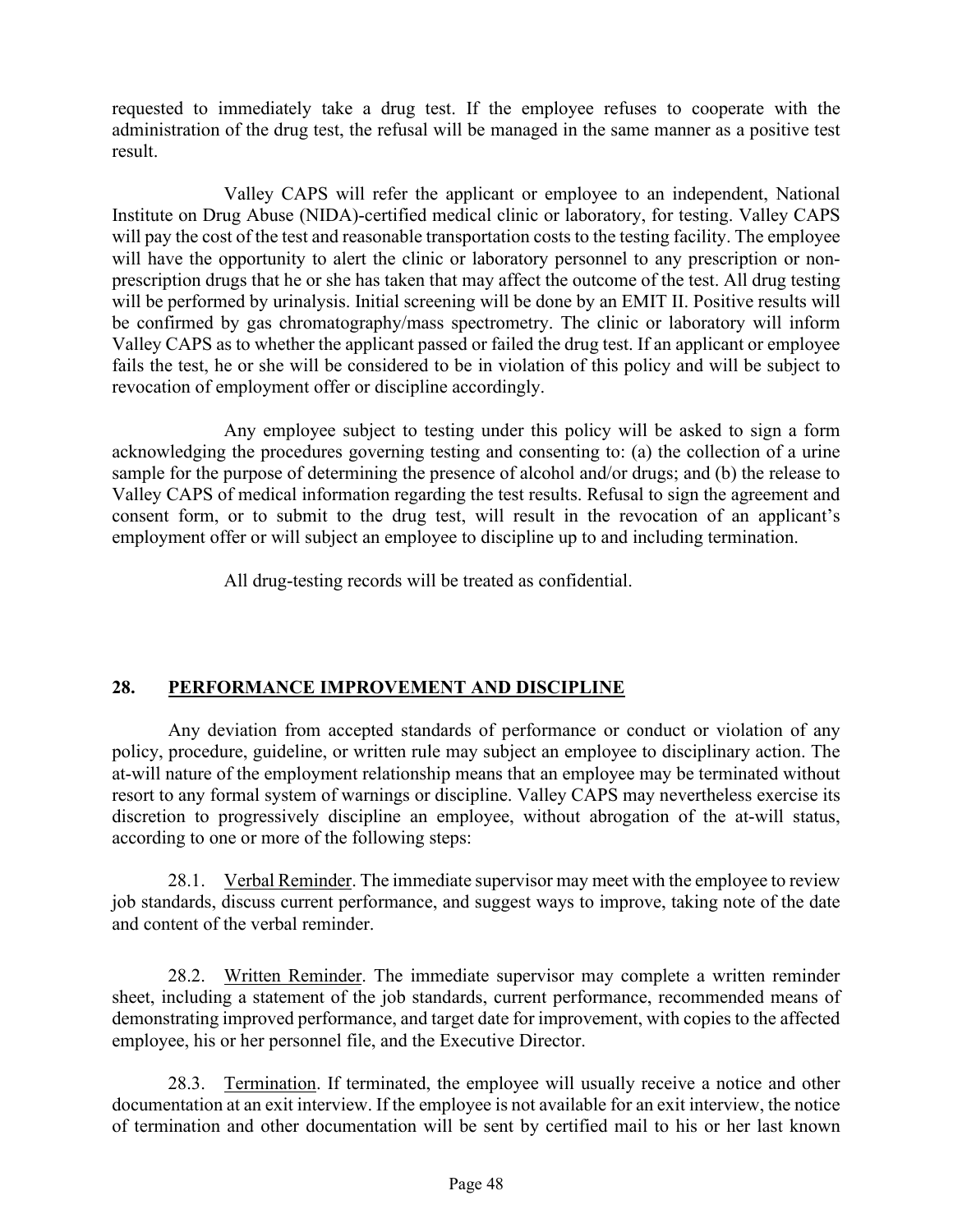requested to immediately take a drug test. If the employee refuses to cooperate with the administration of the drug test, the refusal will be managed in the same manner as a positive test result.

Valley CAPS will refer the applicant or employee to an independent, National Institute on Drug Abuse (NIDA)-certified medical clinic or laboratory, for testing. Valley CAPS will pay the cost of the test and reasonable transportation costs to the testing facility. The employee will have the opportunity to alert the clinic or laboratory personnel to any prescription or non-prescription drugs that he or she has taken that may affect the outcome of the test. All drug testing will be performed by urinalysis. Initial screening will be done by an EMIT II. Positive results will be confirmed by gas chromatography/mass spectrometry. The clinic or laboratory will inform Valley CAPS as to whether the applicant passed or failed the drug test. If an applicant or employee fails the test, he or she will be considered to be in violation of this policy and will be subject to revocation of employment offer or discipline accordingly.

Any employee subject to testing under this policy will be asked to sign a form acknowledging the procedures governing testing and consenting to: (a) the collection of a urine sample for the purpose of determining the presence of alcohol and/or drugs; and (b) the release to Valley CAPS of medical information regarding the test results. Refusal to sign the agreement and consent form, or to submit to the drug test, will result in the revocation of an applicant's employment offer or will subject an employee to discipline up to and including termination.

All drug-testing records will be treated as confidential.

## 28. PERFORMANCE IMPROVEMENT AND DISCIPLINE

Any deviation from accepted standards of performance or conduct or violation of any policy, procedure, guideline, or written rule may subject an employee to disciplinary action. The at-will nature of the employment relationship means that an employee may be terminated without resort to any formal system of warnings or discipline. Valley CAPS may nevertheless exercise its discretion to progressively discipline an employee, without abrogation of the at-will status, according to one or more of the following steps:

28.1. Verbal Reminder. The immediate supervisor may meet with the employee to review job standards, discuss current performance, and suggest ways to improve, taking note of the date and content of the verbal reminder.

28.2. Written Reminder. The immediate supervisor may complete a written reminder sheet, including a statement of the job standards, current performance, recommended means of demonstrating improved performance, and target date for improvement, with copies to the affected employee, his or her personnel file, and the Executive Director.

28.3. Termination. If terminated, the employee will usually receive a notice and other documentation at an exit interview. If the employee is not available for an exit interview, the notice of termination and other documentation will be sent by certified mail to his or her last known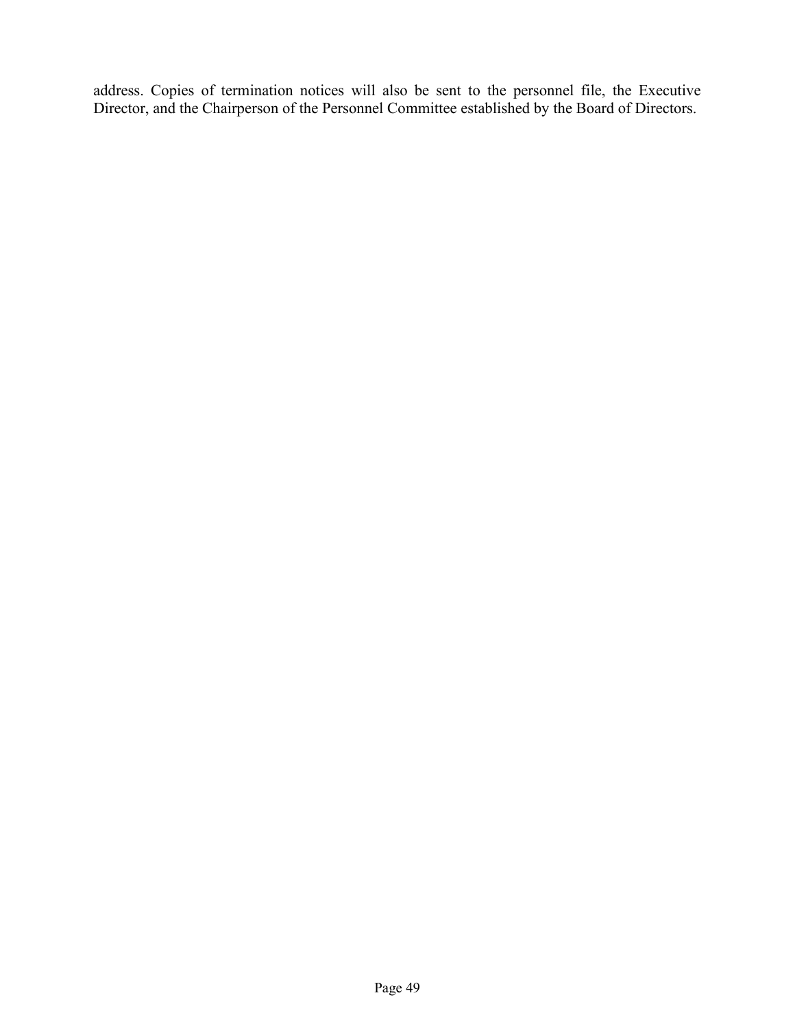address. Copies of termination notices will also be sent to the personnel file, the Executive Director, and the Chairperson of the Personnel Committee established by the Board of Directors.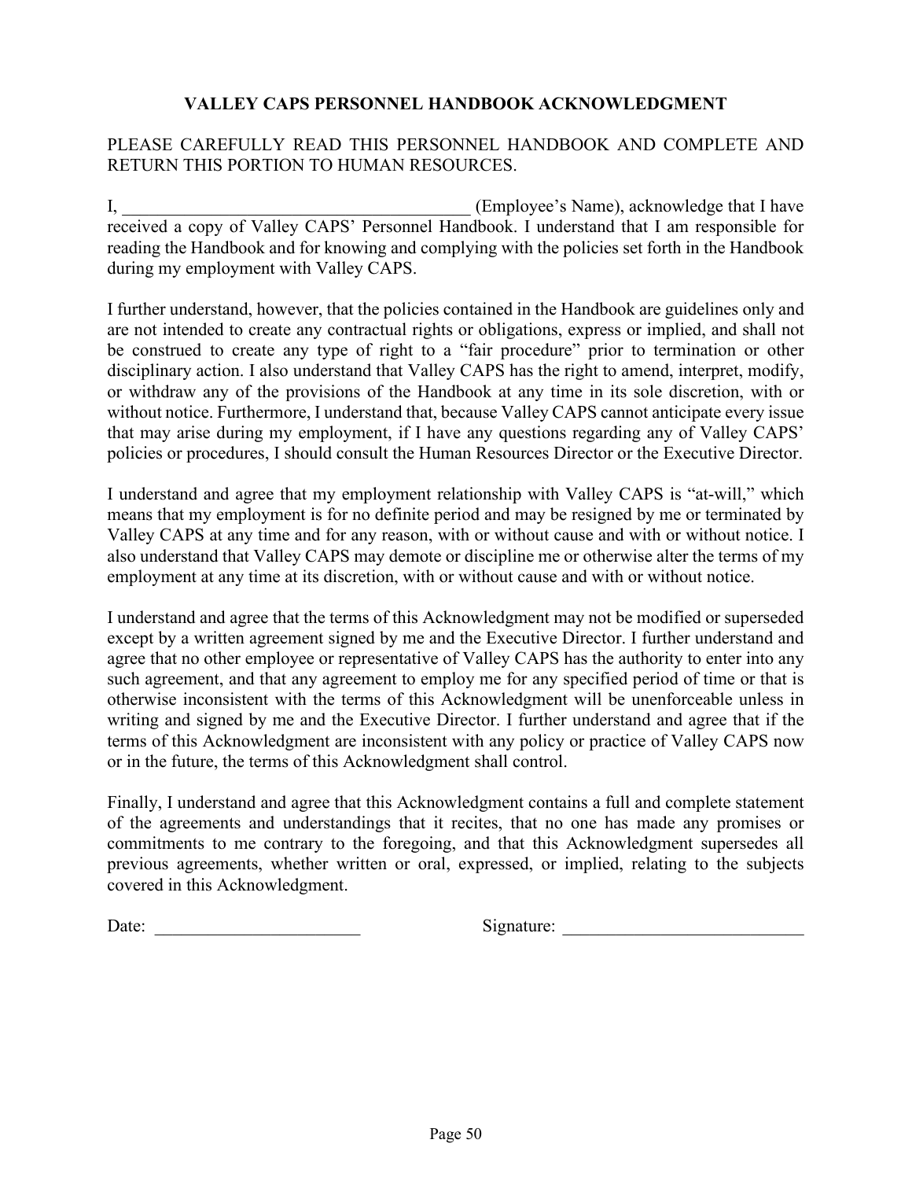# VALLEY CAPS PERSONNEL HANDBOOK ACKNOWLEDGMENT

PLEASE CAREFULLY READ THIS PERSONNEL HANDBOOK AND COMPLETE AND RETURN THIS PORTION TO HUMAN RESOURCES.

I, ________________________________________ (Employee's Name), acknowledge that I have received a copy of Valley CAPS' Personnel Handbook. I understand that I am responsible for reading the Handbook and for knowing and complying with the policies set forth in the Handbook during my employment with Valley CAPS.

I further understand, however, that the policies contained in the Handbook are guidelines only and are not intended to create any contractual rights or obligations, express or implied, and shall not be construed to create any type of right to a "fair procedure" prior to termination or other disciplinary action. I also understand that Valley CAPS has the right to amend, interpret, modify, or withdraw any of the provisions of the Handbook at any time in its sole discretion, with or without notice. Furthermore, I understand that, because Valley CAPS cannot anticipate every issue that may arise during my employment, if I have any questions regarding any of Valley CAPS' policies or procedures, I should consult the Human Resources Director or the Executive Director.

I understand and agree that my employment relationship with Valley CAPS is "at-will," which means that my employment is for no definite period and may be resigned by me or terminated by Valley CAPS at any time and for any reason, with or without cause and with or without notice. I also understand that Valley CAPS may demote or discipline me or otherwise alter the terms of my employment at any time at its discretion, with or without cause and with or without notice.

I understand and agree that the terms of this Acknowledgment may not be modified or superseded except by a written agreement signed by me and the Executive Director. I further understand and agree that no other employee or representative of Valley CAPS has the authority to enter into any such agreement, and that any agreement to employ me for any specified period of time or that is otherwise inconsistent with the terms of this Acknowledgment will be unenforceable unless in writing and signed by me and the Executive Director. I further understand and agree that if the terms of this Acknowledgment are inconsistent with any policy or practice of Valley CAPS now or in the future, the terms of this Acknowledgment shall control.

Finally, I understand and agree that this Acknowledgment contains a full and complete statement of the agreements and understandings that it recites, that no one has made any promises or commitments to me contrary to the foregoing, and that this Acknowledgment supersedes all previous agreements, whether written or oral, expressed, or implied, relating to the subjects covered in this Acknowledgment.

Date: _______________________ Signature: ___________________________